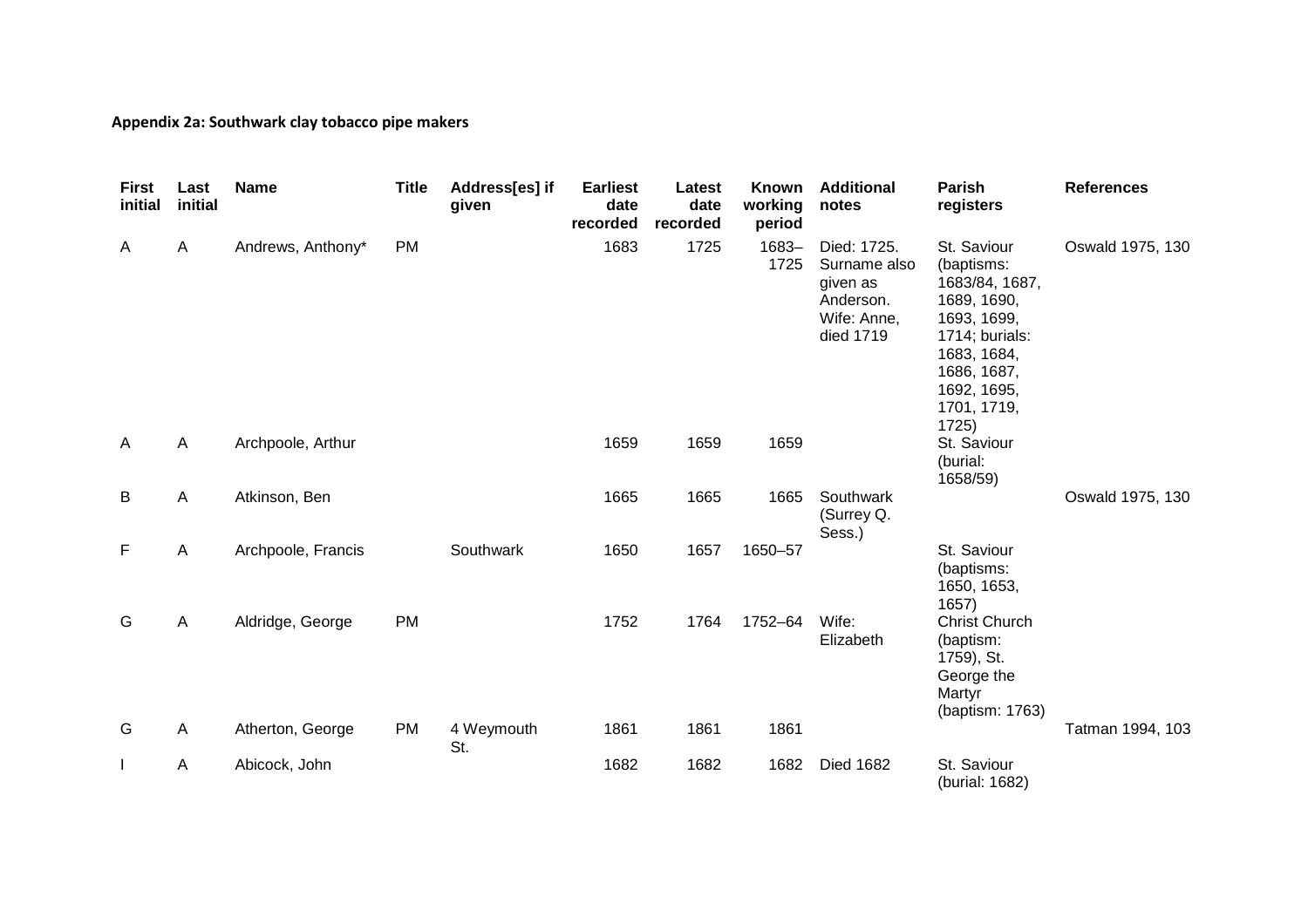**Appendix 2a: Southwark clay tobacco pipe makers**

| First initial | Last initial | Name | Title | Address[es] if given | Earliest date recorded | Latest date recorded | Known working period | Additional notes | Parish registers | References |
|---|---|---|---|---|---|---|---|---|---|---|
| A | A | Andrews, Anthony* | PM | | 1683 | 1725 | 1683–1725 | Died: 1725. Surname also given as Anderson. Wife: Anne, died 1719 | St. Saviour (baptisms: 1683/84, 1687, 1689, 1690, 1693, 1699, 1714; burials: 1683, 1684, 1686, 1687, 1692, 1695, 1701, 1719, 1725) | Oswald 1975, 130 |
| A | A | Archpoole, Arthur | | | 1659 | 1659 | 1659 | | St. Saviour (burial: 1658/59) | |
| B | A | Atkinson, Ben | | | 1665 | 1665 | 1665 | Southwark (Surrey Q. Sess.) | | Oswald 1975, 130 |
| F | A | Archpoole, Francis | | Southwark | 1650 | 1657 | 1650–57 | | St. Saviour (baptisms: 1650, 1653, 1657) | |
| G | A | Aldridge, George | PM | | 1752 | 1764 | 1752–64 | Wife: Elizabeth | Christ Church (baptism: 1759), St. George the Martyr (baptism: 1763) | |
| G | A | Atherton, George | PM | 4 Weymouth St. | 1861 | 1861 | 1861 | | | Tatman 1994, 103 |
| I | A | Abicock, John | | | 1682 | 1682 | 1682 | Died 1682 | St. Saviour (burial: 1682) | |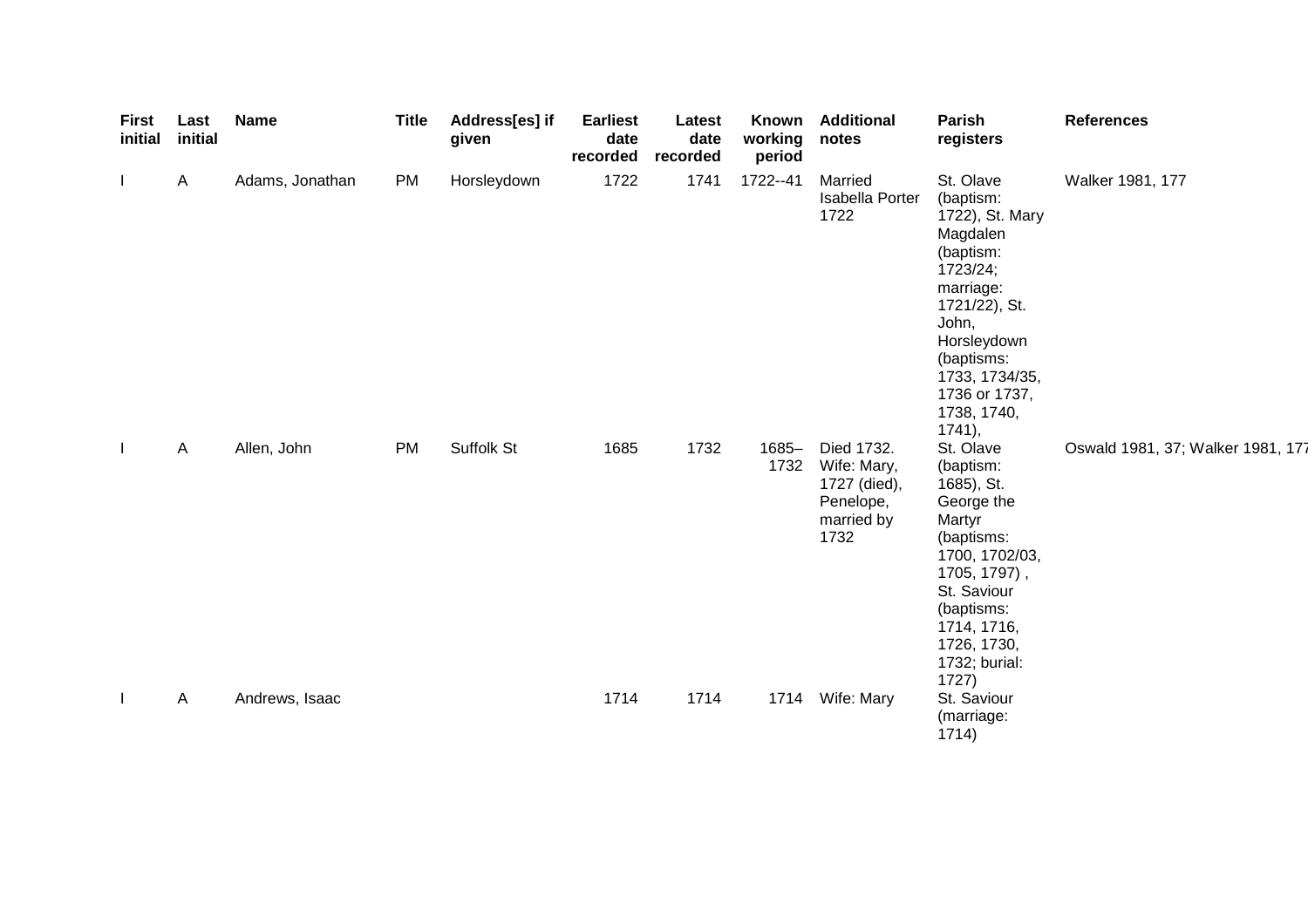| First initial | Last initial | Name | Title | Address[es] if given | Earliest date recorded | Latest date recorded | Known working period | Additional notes | Parish registers | References |
|---|---|---|---|---|---|---|---|---|---|---|
| I | A | Adams, Jonathan | PM | Horsleydown | 1722 | 1741 | 1722--41 | Married Isabella Porter 1722 | St. Olave (baptism: 1722), St. Mary Magdalen (baptism: 1723/24; marriage: 1721/22), St. John, Horsleydown (baptisms: 1733, 1734/35, 1736 or 1737, 1738, 1740, 1741), | Walker 1981, 177 |
| I | A | Allen, John | PM | Suffolk St | 1685 | 1732 | 1685–1732 | Died 1732. Wife: Mary, 1727 (died), Penelope, married by 1732 | St. Olave (baptism: 1685), St. George the Martyr (baptisms: 1700, 1702/03, 1705, 1797) , St. Saviour (baptisms: 1714, 1716, 1726, 1730, 1732; burial: 1727) | Oswald 1981, 37; Walker 1981, 17 |
| I | A | Andrews, Isaac | | | 1714 | 1714 | 1714 | Wife: Mary | St. Saviour (marriage: 1714) | |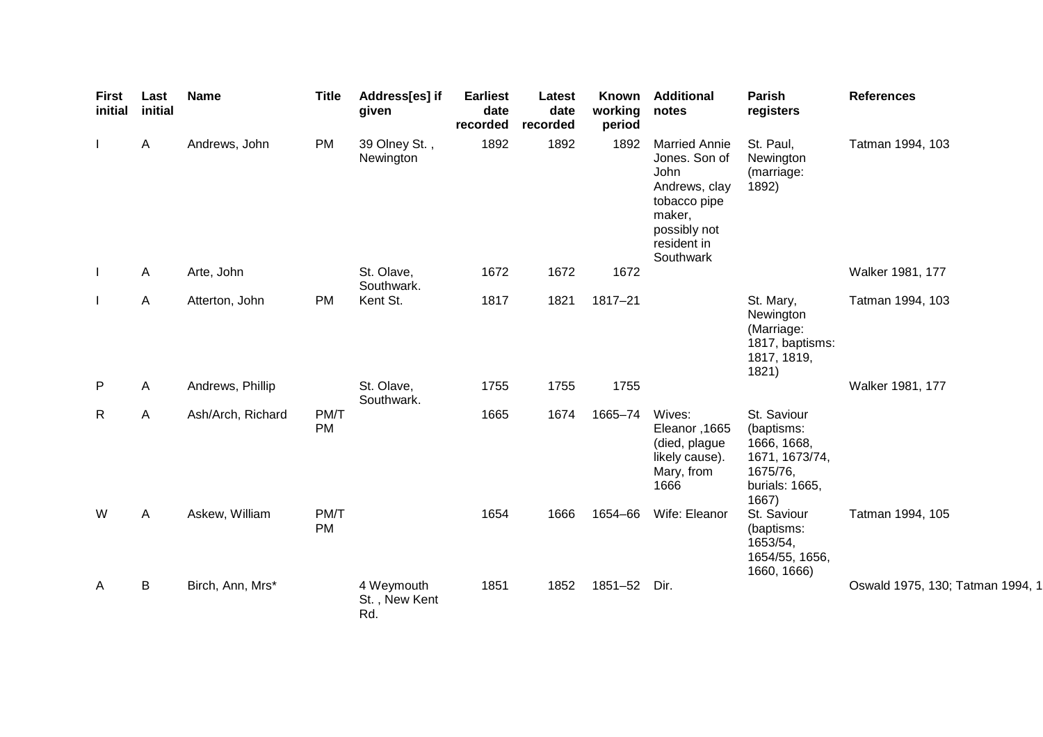| First initial | Last initial | Name | Title | Address[es] if given | Earliest date recorded | Latest date recorded | Known working period | Additional notes | Parish registers | References |
|---|---|---|---|---|---|---|---|---|---|---|
| I | A | Andrews, John | PM | 39 Olney St. , Newington | 1892 | 1892 | 1892 | Married Annie Jones. Son of John Andrews, clay tobacco pipe maker, possibly not resident in Southwark | St. Paul, Newington (marriage: 1892) | Tatman 1994, 103 |
| I | A | Arte, John | | St. Olave, Southwark. | 1672 | 1672 | 1672 | | | Walker 1981, 177 |
| I | A | Atterton, John | PM | Kent St. | 1817 | 1821 | 1817–21 | | St. Mary, Newington (Marriage: 1817, baptisms: 1817, 1819, 1821) | Tatman 1994, 103 |
| P | A | Andrews, Phillip | | St. Olave, Southwark. | 1755 | 1755 | 1755 | | | Walker 1981, 177 |
| R | A | Ash/Arch, Richard | PM/T PM | | 1665 | 1674 | 1665–74 | Wives: Eleanor ,1665 (died, plague likely cause). Mary, from 1666 | St. Saviour (baptisms: 1666, 1668, 1671, 1673/74, 1675/76, burials: 1665, 1667) | |
| W | A | Askew, William | PM/T PM | | 1654 | 1666 | 1654–66 | Wife: Eleanor | St. Saviour (baptisms: 1653/54, 1654/55, 1656, 1660, 1666) | Tatman 1994, 105 |
| A | B | Birch, Ann, Mrs* | | 4 Weymouth St. , New Kent Rd. | 1851 | 1852 | 1851–52 | Dir. | | Oswald 1975, 130; Tatman 1994, 1 |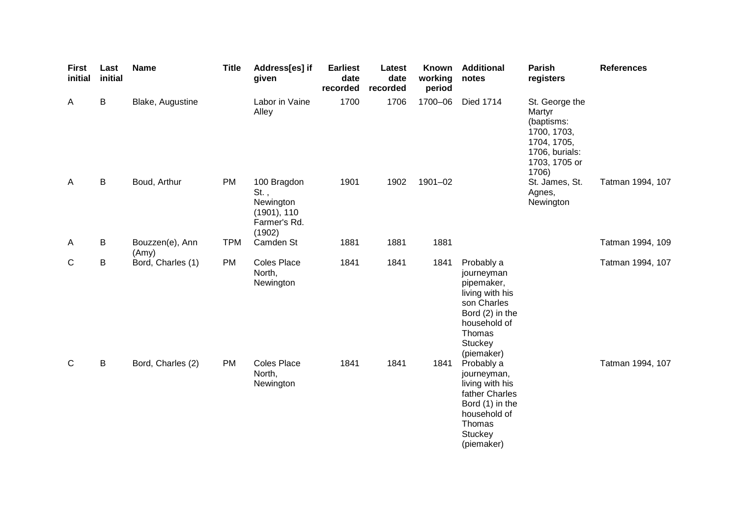| First initial | Last initial | Name | Title | Address[es] if given | Earliest date recorded | Latest date recorded | Known working period | Additional notes | Parish registers | References |
|---|---|---|---|---|---|---|---|---|---|---|
| A | B | Blake, Augustine | | Labor in Vaine Alley | 1700 | 1706 | 1700–06 | Died 1714 | St. George the Martyr (baptisms: 1700, 1703, 1704, 1705, 1706, burials: 1703, 1705 or 1706) | |
| A | B | Boud, Arthur | PM | 100 Bragdon St. , Newington (1901), 110 Farmer's Rd. (1902) | 1901 | 1902 | 1901–02 | | St. James, St. Agnes, Newington | Tatman 1994, 107 |
| A | B | Bouzzen(e), Ann (Amy) | TPM | Camden St | 1881 | 1881 | 1881 | | | Tatman 1994, 109 |
| C | B | Bord, Charles (1) | PM | Coles Place North, Newington | 1841 | 1841 | 1841 | Probably a journeyman pipemaker, living with his son Charles Bord (2) in the household of Thomas Stuckey (piemaker) | | Tatman 1994, 107 |
| C | B | Bord, Charles (2) | PM | Coles Place North, Newington | 1841 | 1841 | 1841 | Probably a journeyman, living with his father Charles Bord (1) in the household of Thomas Stuckey (piemaker) | | Tatman 1994, 107 |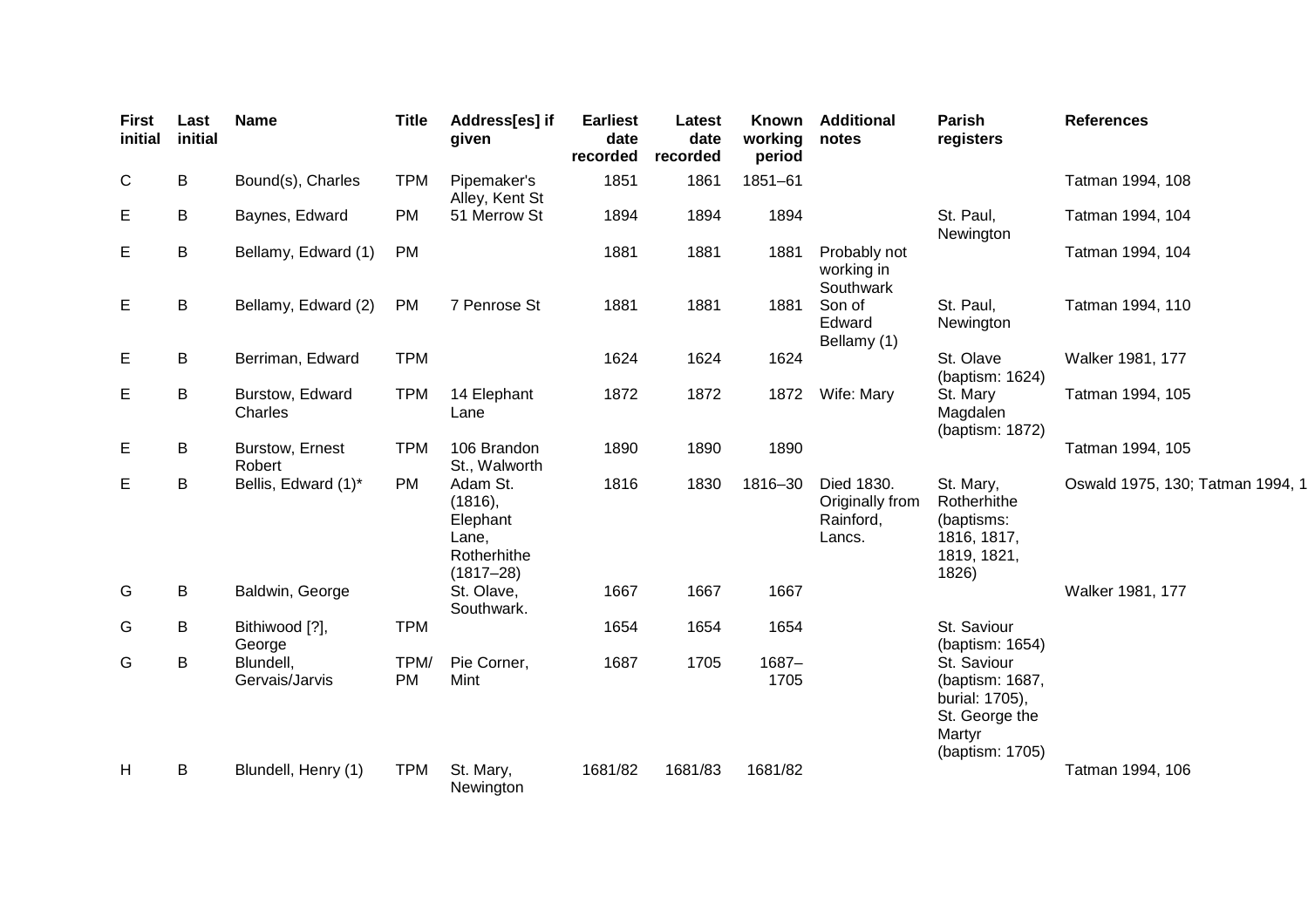| First initial | Last initial | Name | Title | Address[es] if given | Earliest date recorded | Latest date recorded | Known working period | Additional notes | Parish registers | References |
|---|---|---|---|---|---|---|---|---|---|---|
| C | B | Bound(s), Charles | TPM | Pipemaker's Alley, Kent St | 1851 | 1861 | 1851–61 | | | Tatman 1994, 108 |
| E | B | Baynes, Edward | PM | 51 Merrow St | 1894 | 1894 | 1894 | | St. Paul, Newington | Tatman 1994, 104 |
| E | B | Bellamy, Edward (1) | PM | | 1881 | 1881 | 1881 | Probably not working in Southwark | | Tatman 1994, 104 |
| E | B | Bellamy, Edward (2) | PM | 7 Penrose St | 1881 | 1881 | 1881 | Son of Edward Bellamy (1) | St. Paul, Newington | Tatman 1994, 110 |
| E | B | Berriman, Edward | TPM | | 1624 | 1624 | 1624 | | St. Olave (baptism: 1624) | Walker 1981, 177 |
| E | B | Burstow, Edward Charles | TPM | 14 Elephant Lane | 1872 | 1872 | 1872 | Wife: Mary | St. Mary Magdalen (baptism: 1872) | Tatman 1994, 105 |
| E | B | Burstow, Ernest Robert | TPM | 106 Brandon St., Walworth | 1890 | 1890 | 1890 | | | Tatman 1994, 105 |
| E | B | Bellis, Edward (1)* | PM | Adam St. (1816), Elephant Lane, Rotherhithe (1817–28) | 1816 | 1830 | 1816–30 | Died 1830. Originally from Rainford, Lancs. | St. Mary, Rotherhithe (baptisms: 1816, 1817, 1819, 1821, 1826) | Oswald 1975, 130; Tatman 1994, 1 |
| G | B | Baldwin, George | | St. Olave, Southwark. | 1667 | 1667 | 1667 | | | Walker 1981, 177 |
| G | B | Bithiwood [?], George | TPM | | 1654 | 1654 | 1654 | | St. Saviour (baptism: 1654) | |
| G | B | Blundell, Gervais/Jarvis | TPM/ PM | Pie Corner, Mint | 1687 | 1705 | 1687–1705 | | St. Saviour (baptism: 1687, burial: 1705), St. George the Martyr (baptism: 1705) | |
| H | B | Blundell, Henry (1) | TPM | St. Mary, Newington | 1681/82 | 1681/83 | 1681/82 | | | Tatman 1994, 106 |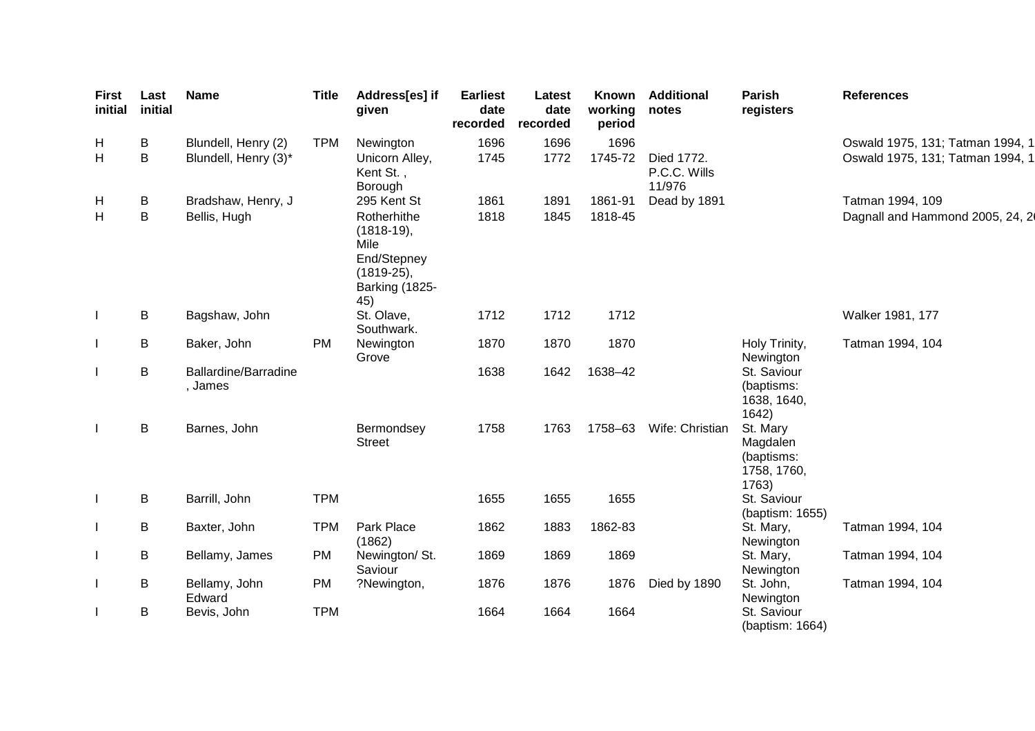| First initial | Last initial | Name | Title | Address[es] if given | Earliest date recorded | Latest date recorded | Known working period | Additional notes | Parish registers | References |
|---|---|---|---|---|---|---|---|---|---|---|
| H | B | Blundell, Henry (2) | TPM | Newington | 1696 | 1696 | 1696 | | | Oswald 1975, 131; Tatman 1994, 1 |
| H | B | Blundell, Henry (3)* | | Unicorn Alley, Kent St. , Borough | 1745 | 1772 | 1745-72 | Died 1772. P.C.C. Wills 11/976 | | Oswald 1975, 131; Tatman 1994, 1 |
| H | B | Bradshaw, Henry, J | | 295 Kent St | 1861 | 1891 | 1861-91 | Dead by 1891 | | Tatman 1994, 109 |
| H | B | Bellis, Hugh | | Rotherhithe (1818-19), Mile End/Stepney (1819-25), Barking (1825-45) | 1818 | 1845 | 1818-45 | | | Dagnall and Hammond 2005, 24, 2 |
| I | B | Bagshaw, John | | St. Olave, Southwark. | 1712 | 1712 | 1712 | | | Walker 1981, 177 |
| I | B | Baker, John | PM | Newington Grove | 1870 | 1870 | 1870 | | Holy Trinity, Newington | Tatman 1994, 104 |
| I | B | Ballardine/Barradine, James | | | 1638 | 1642 | 1638–42 | | St. Saviour (baptisms: 1638, 1640, 1642) | |
| I | B | Barnes, John | | Bermondsey Street | 1758 | 1763 | 1758–63 | Wife: Christian | St. Mary Magdalen (baptisms: 1758, 1760, 1763) | |
| I | B | Barrill, John | TPM | | 1655 | 1655 | 1655 | | St. Saviour (baptism: 1655) | |
| I | B | Baxter, John | TPM | Park Place (1862) | 1862 | 1883 | 1862-83 | | St. Mary, Newington | Tatman 1994, 104 |
| I | B | Bellamy, James | PM | Newington/ St. Saviour | 1869 | 1869 | 1869 | | St. Mary, Newington | Tatman 1994, 104 |
| I | B | Bellamy, John Edward | PM | ?Newington, | 1876 | 1876 | 1876 | Died by 1890 | St. John, Newington | Tatman 1994, 104 |
| I | B | Bevis, John | TPM | | 1664 | 1664 | 1664 | | St. Saviour (baptism: 1664) | |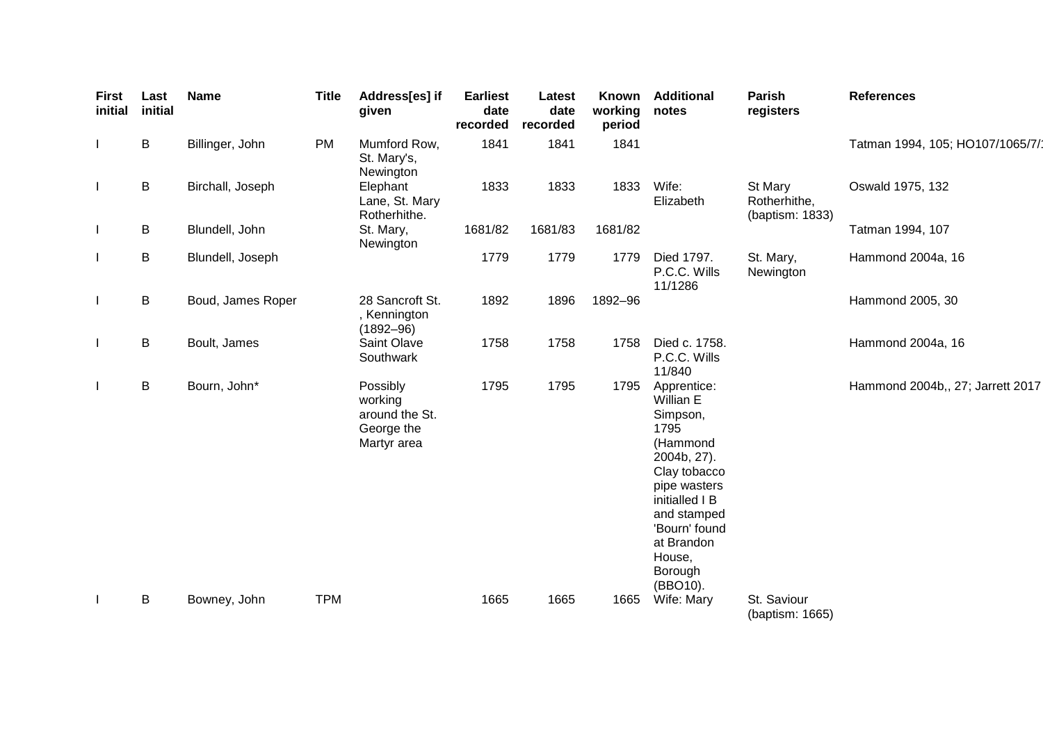| First initial | Last initial | Name | Title | Address[es] if given | Earliest date recorded | Latest date recorded | Known working period | Additional notes | Parish registers | References |
|---|---|---|---|---|---|---|---|---|---|---|
| I | B | Billinger, John | PM | Mumford Row, St. Mary's, Newington | 1841 | 1841 | 1841 | | | Tatman 1994, 105; HO107/1065/7/1 |
| I | B | Birchall, Joseph | | Elephant Lane, St. Mary Rotherhithe. | 1833 | 1833 | 1833 | Wife: Elizabeth | St Mary Rotherhithe, (baptism: 1833) | Oswald 1975, 132 |
| I | B | Blundell, John | | St. Mary, Newington | 1681/82 | 1681/83 | 1681/82 | | | Tatman 1994, 107 |
| I | B | Blundell, Joseph | | | 1779 | 1779 | 1779 | Died 1797. P.C.C. Wills 11/1286 | St. Mary, Newington | Hammond 2004a, 16 |
| I | B | Boud, James Roper | | 28 Sancroft St. , Kennington (1892–96) | 1892 | 1896 | 1892–96 | | | Hammond 2005, 30 |
| I | B | Boult, James | | Saint Olave Southwark | 1758 | 1758 | 1758 | Died c. 1758. P.C.C. Wills 11/840 | | Hammond 2004a, 16 |
| I | B | Bourn, John* | | Possibly working around the St. George the Martyr area | 1795 | 1795 | 1795 | Apprentice: Willian E Simpson, 1795 (Hammond 2004b, 27). Clay tobacco pipe wasters initialled I B and stamped 'Bourn' found at Brandon House, Borough (BBO10). | | Hammond 2004b,, 27; Jarrett 2017 |
| I | B | Bowney, John | TPM | | 1665 | 1665 | 1665 | Wife: Mary | St. Saviour (baptism: 1665) | |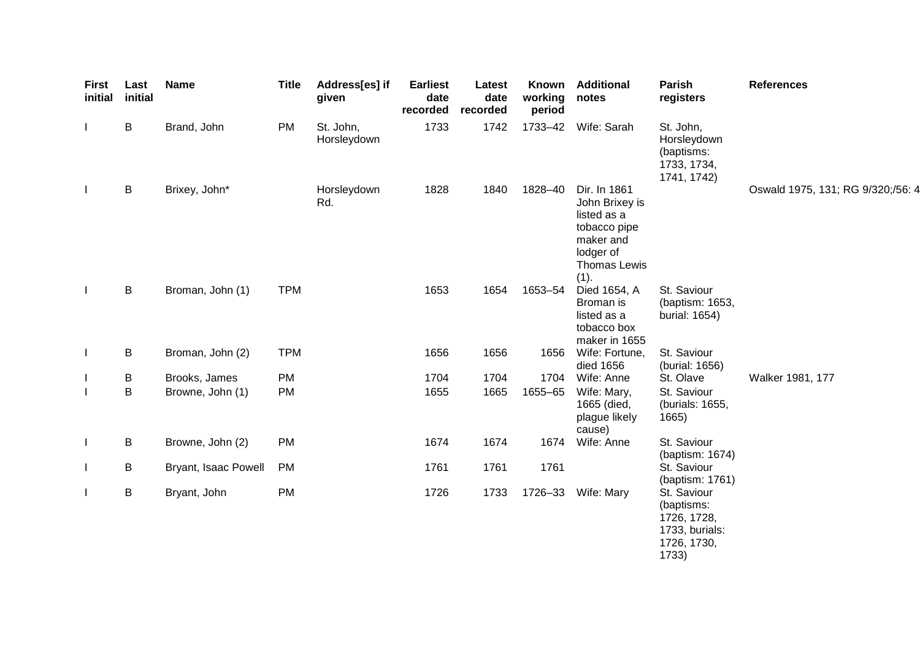| First initial | Last initial | Name | Title | Address[es] if given | Earliest date recorded | Latest date recorded | Known working period | Additional notes | Parish registers | References |
|---|---|---|---|---|---|---|---|---|---|---|
| I | B | Brand, John | PM | St. John, Horsleydown | 1733 | 1742 | 1733–42 | Wife: Sarah | St. John, Horsleydown (baptisms: 1733, 1734, 1741, 1742) | |
| I | B | Brixey, John* | | Horsleydown Rd. | 1828 | 1840 | 1828–40 | Dir. In 1861 John Brixey is listed as a tobacco pipe maker and lodger of Thomas Lewis (1). | | Oswald 1975, 131; RG 9/320;/56: 4 |
| I | B | Broman, John (1) | TPM | | 1653 | 1654 | 1653–54 | Died 1654, A Broman is listed as a tobacco box maker in 1655 | St. Saviour (baptism: 1653, burial: 1654) | |
| I | B | Broman, John (2) | TPM | | 1656 | 1656 | 1656 | Wife: Fortune, died 1656 | St. Saviour (burial: 1656) | |
| I | B | Brooks, James | PM | | 1704 | 1704 | 1704 | Wife: Anne | St. Olave | Walker 1981, 177 |
| I | B | Browne, John (1) | PM | | 1655 | 1665 | 1655–65 | Wife: Mary, 1665 (died, plague likely cause) | St. Saviour (burials: 1655, 1665) | |
| I | B | Browne, John (2) | PM | | 1674 | 1674 | 1674 | Wife: Anne | St. Saviour (baptism: 1674) | |
| I | B | Bryant, Isaac Powell | PM | | 1761 | 1761 | 1761 | | St. Saviour (baptism: 1761) | |
| I | B | Bryant, John | PM | | 1726 | 1733 | 1726–33 | Wife: Mary | St. Saviour (baptisms: 1726, 1728, 1733, burials: 1726, 1730, 1733) | |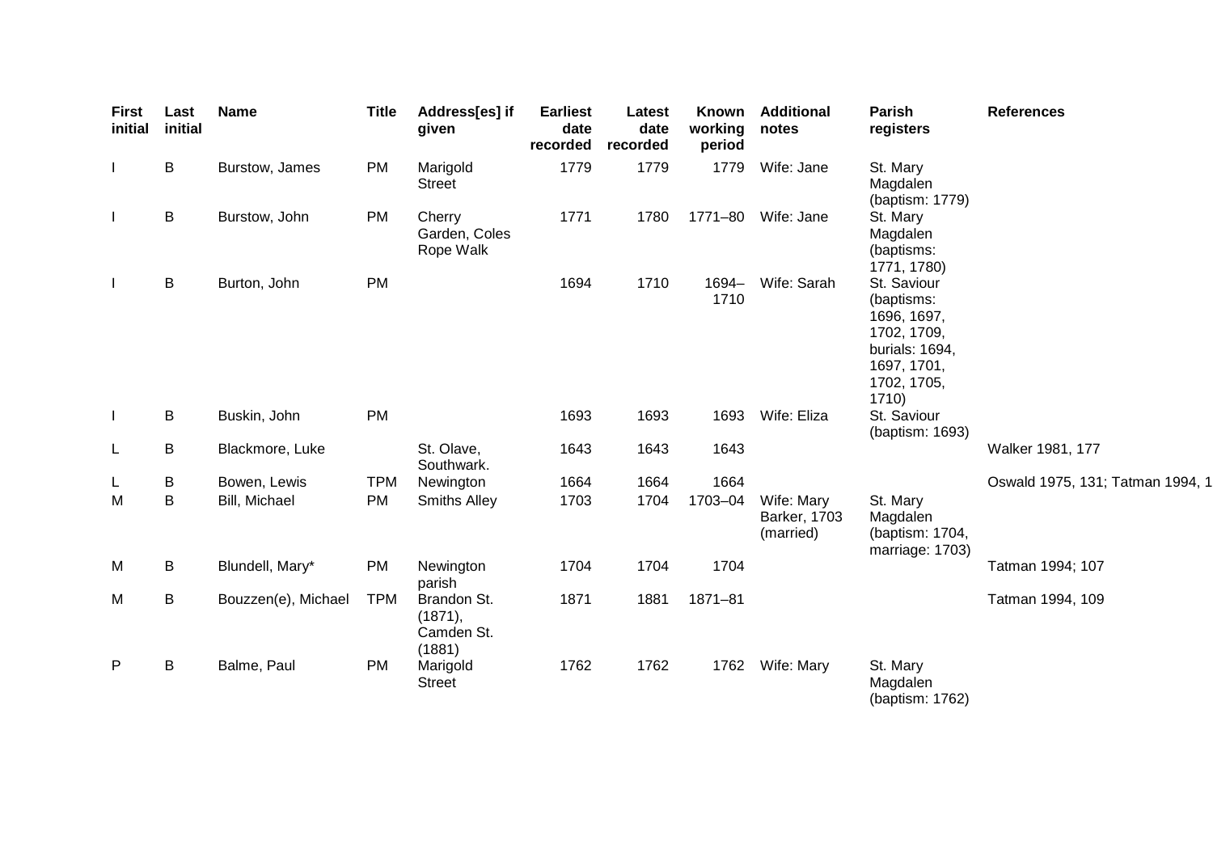| First initial | Last initial | Name | Title | Address[es] if given | Earliest date recorded | Latest date recorded | Known working period | Additional notes | Parish registers | References |
|---|---|---|---|---|---|---|---|---|---|---|
| I | B | Burstow, James | PM | Marigold Street | 1779 | 1779 | 1779 | Wife: Jane | St. Mary Magdalen (baptism: 1779) | |
| I | B | Burstow, John | PM | Cherry Garden, Coles Rope Walk | 1771 | 1780 | 1771–80 | Wife: Jane | St. Mary Magdalen (baptisms: 1771, 1780) | |
| I | B | Burton, John | PM | | 1694 | 1710 | 1694–1710 | Wife: Sarah | St. Saviour (baptisms: 1696, 1697, 1702, 1709, burials: 1694, 1697, 1701, 1702, 1705, 1710) | |
| I | B | Buskin, John | PM | | 1693 | 1693 | 1693 | Wife: Eliza | St. Saviour (baptism: 1693) | |
| L | B | Blackmore, Luke | | St. Olave, Southwark. | 1643 | 1643 | 1643 | | | Walker 1981, 177 |
| L | B | Bowen, Lewis | TPM | Newington | 1664 | 1664 | 1664 | | | Oswald 1975, 131; Tatman 1994, 1 |
| M | B | Bill, Michael | PM | Smiths Alley | 1703 | 1704 | 1703–04 | Wife: Mary Barker, 1703 (married) | St. Mary Magdalen (baptism: 1704, marriage: 1703) | |
| M | B | Blundell, Mary* | PM | Newington parish | 1704 | 1704 | 1704 | | | Tatman 1994; 107 |
| M | B | Bouzzen(e), Michael | TPM | Brandon St. (1871), Camden St. (1881) | 1871 | 1881 | 1871–81 | | | Tatman 1994, 109 |
| P | B | Balme, Paul | PM | Marigold Street | 1762 | 1762 | 1762 | Wife: Mary | St. Mary Magdalen (baptism: 1762) | |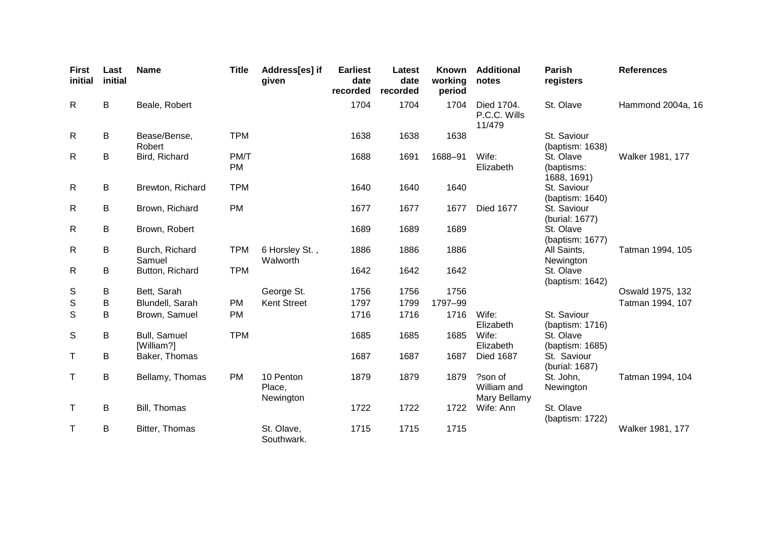| First initial | Last initial | Name | Title | Address[es] if given | Earliest date recorded | Latest date recorded | Known working period | Additional notes | Parish registers | References |
|---|---|---|---|---|---|---|---|---|---|---|
| R | B | Beale, Robert | | | 1704 | 1704 | 1704 | Died 1704. P.C.C. Wills 11/479 | St. Olave | Hammond 2004a, 16 |
| R | B | Bease/Bense, Robert | TPM | | 1638 | 1638 | 1638 | | St. Saviour (baptism: 1638) | |
| R | B | Bird, Richard | PM/TPM | | 1688 | 1691 | 1688–91 | Wife: Elizabeth | St. Olave (baptisms: 1688, 1691) | Walker 1981, 177 |
| R | B | Brewton, Richard | TPM | | 1640 | 1640 | 1640 | | St. Saviour (baptism: 1640) | |
| R | B | Brown, Richard | PM | | 1677 | 1677 | 1677 | Died 1677 | St. Saviour (burial: 1677) | |
| R | B | Brown, Robert | | | 1689 | 1689 | 1689 | | St. Olave (baptism: 1677) | |
| R | B | Burch, Richard Samuel | TPM | 6 Horsley St. , Walworth | 1886 | 1886 | 1886 | | All Saints, Newington | Tatman 1994, 105 |
| R | B | Button, Richard | TPM | | 1642 | 1642 | 1642 | | St. Olave (baptism: 1642) | |
| S | B | Bett, Sarah | | George St. | 1756 | 1756 | 1756 | | | Oswald 1975, 132 |
| S | B | Blundell, Sarah | PM | Kent Street | 1797 | 1799 | 1797–99 | | | Tatman 1994, 107 |
| S | B | Brown, Samuel | PM | | 1716 | 1716 | 1716 | Wife: Elizabeth | St. Saviour (baptism: 1716) | |
| S | B | Bull, Samuel [William?] | TPM | | 1685 | 1685 | 1685 | Wife: Elizabeth | St. Olave (baptism: 1685) | |
| T | B | Baker, Thomas | | | 1687 | 1687 | 1687 | Died 1687 | St. Saviour (burial: 1687) | |
| T | B | Bellamy, Thomas | PM | 10 Penton Place, Newington | 1879 | 1879 | 1879 | ?son of William and Mary Bellamy | St. John, Newington | Tatman 1994, 104 |
| T | B | Bill, Thomas | | | 1722 | 1722 | 1722 | Wife: Ann | St. Olave (baptism: 1722) | |
| T | B | Bitter, Thomas | | St. Olave, Southwark. | 1715 | 1715 | 1715 | | | Walker 1981, 177 |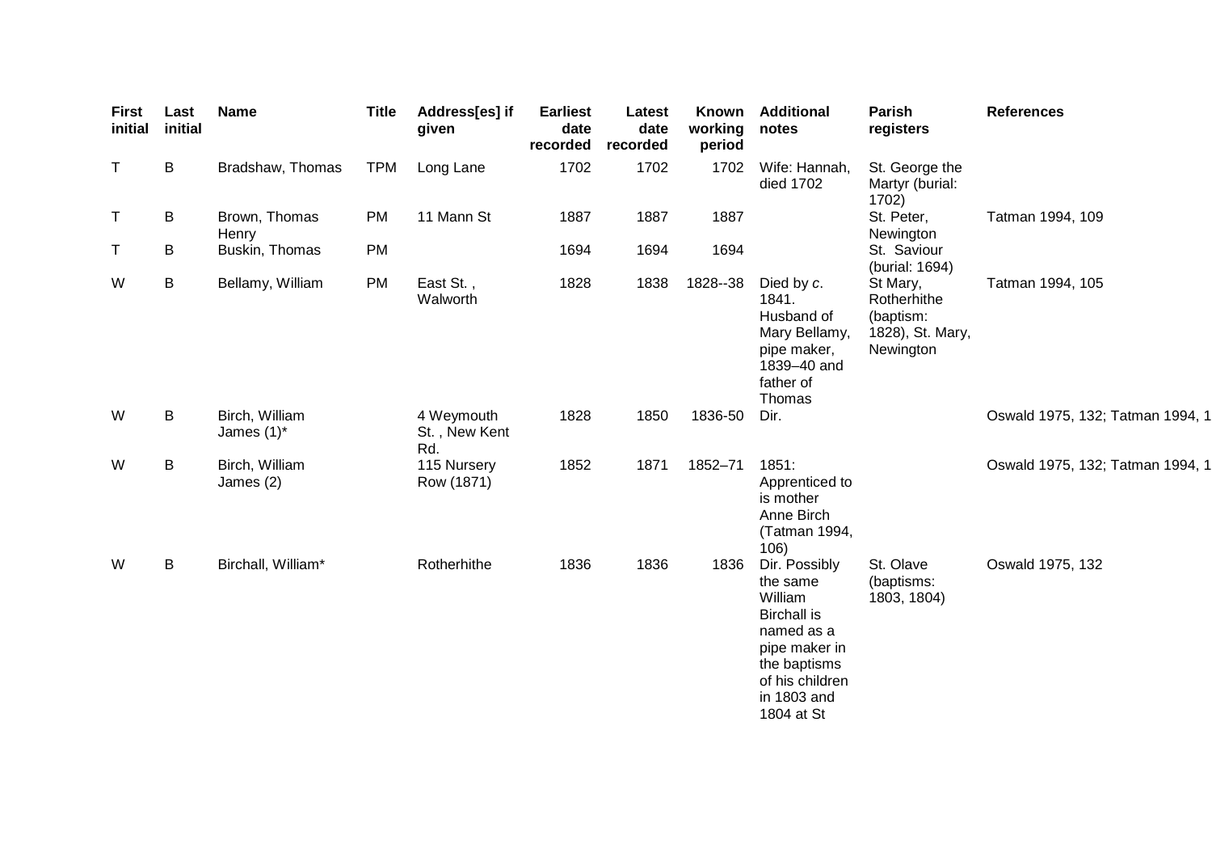| First initial | Last initial | Name | Title | Address[es] if given | Earliest date recorded | Latest date recorded | Known working period | Additional notes | Parish registers | References |
|---|---|---|---|---|---|---|---|---|---|---|
| T | B | Bradshaw, Thomas | TPM | Long Lane | 1702 | 1702 | 1702 | Wife: Hannah, died 1702 | St. George the Martyr (burial: 1702) | |
| T | B | Brown, Thomas Henry | PM | 11 Mann St | 1887 | 1887 | 1887 | | St. Peter, Newington | Tatman 1994, 109 |
| T | B | Buskin, Thomas | PM | | 1694 | 1694 | 1694 | | St. Saviour (burial: 1694) | |
| W | B | Bellamy, William | PM | East St. , Walworth | 1828 | 1838 | 1828--38 | Died by *c*. 1841. Husband of Mary Bellamy, pipe maker, 1839–40 and father of Thomas | St Mary, Rotherhithe (baptism: 1828), St. Mary, Newington | Tatman 1994, 105 |
| W | B | Birch, William James (1)* | | 4 Weymouth St. , New Kent Rd. | 1828 | 1850 | 1836-50 | Dir. | | Oswald 1975, 132; Tatman 1994, 1 |
| W | B | Birch, William James (2) | | 115 Nursery Row (1871) | 1852 | 1871 | 1852–71 | 1851: Apprenticed to is mother Anne Birch (Tatman 1994, 106) | | Oswald 1975, 132; Tatman 1994, 1 |
| W | B | Birchall, William* | | Rotherhithe | 1836 | 1836 | 1836 | Dir. Possibly the same William Birchall is named as a pipe maker in the baptisms of his children in 1803 and 1804 at St | St. Olave (baptisms: 1803, 1804) | Oswald 1975, 132 |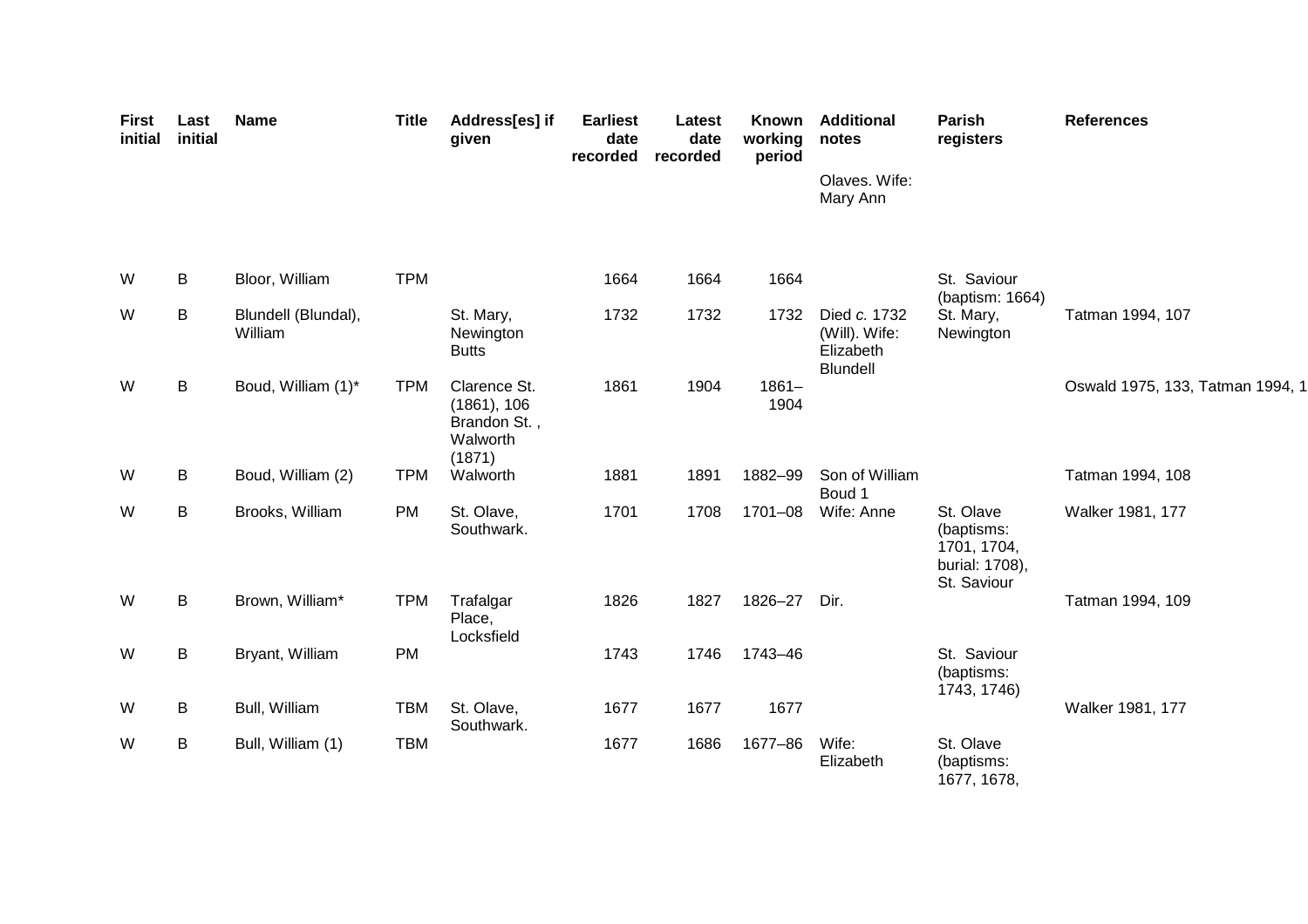| First initial | Last initial | Name | Title | Address[es] if given | Earliest date recorded | Latest date recorded | Known working period | Additional notes | Parish registers | References |
|---|---|---|---|---|---|---|---|---|---|---|
| | | | | | | | | Olaves. Wife: Mary Ann | | |
| W | B | Bloor, William | TPM | | 1664 | 1664 | 1664 | | St. Saviour (baptism: 1664) | |
| W | B | Blundell (Blundal), William | | St. Mary, Newington Butts | 1732 | 1732 | 1732 | Died *c.* 1732 (Will). Wife: Elizabeth Blundell | St. Mary, Newington | Tatman 1994, 107 |
| W | B | Boud, William (1)* | TPM | Clarence St. (1861), 106 Brandon St. , Walworth (1871) | 1861 | 1904 | 1861–1904 | | | Oswald 1975, 133, Tatman 1994, 1 |
| W | B | Boud, William (2) | TPM | Walworth | 1881 | 1891 | 1882–99 | Son of William Boud 1 | | Tatman 1994, 108 |
| W | B | Brooks, William | PM | St. Olave, Southwark. | 1701 | 1708 | 1701–08 | Wife: Anne | St. Olave (baptisms: 1701, 1704, burial: 1708), St. Saviour | Walker 1981, 177 |
| W | B | Brown, William* | TPM | Trafalgar Place, Locksfield | 1826 | 1827 | 1826–27 | Dir. | | Tatman 1994, 109 |
| W | B | Bryant, William | PM | | 1743 | 1746 | 1743–46 | | St. Saviour (baptisms: 1743, 1746) | |
| W | B | Bull, William | TBM | St. Olave, Southwark. | 1677 | 1677 | 1677 | | | Walker 1981, 177 |
| W | B | Bull, William (1) | TBM | | 1677 | 1686 | 1677–86 | Wife: Elizabeth | St. Olave (baptisms: 1677, 1678, | |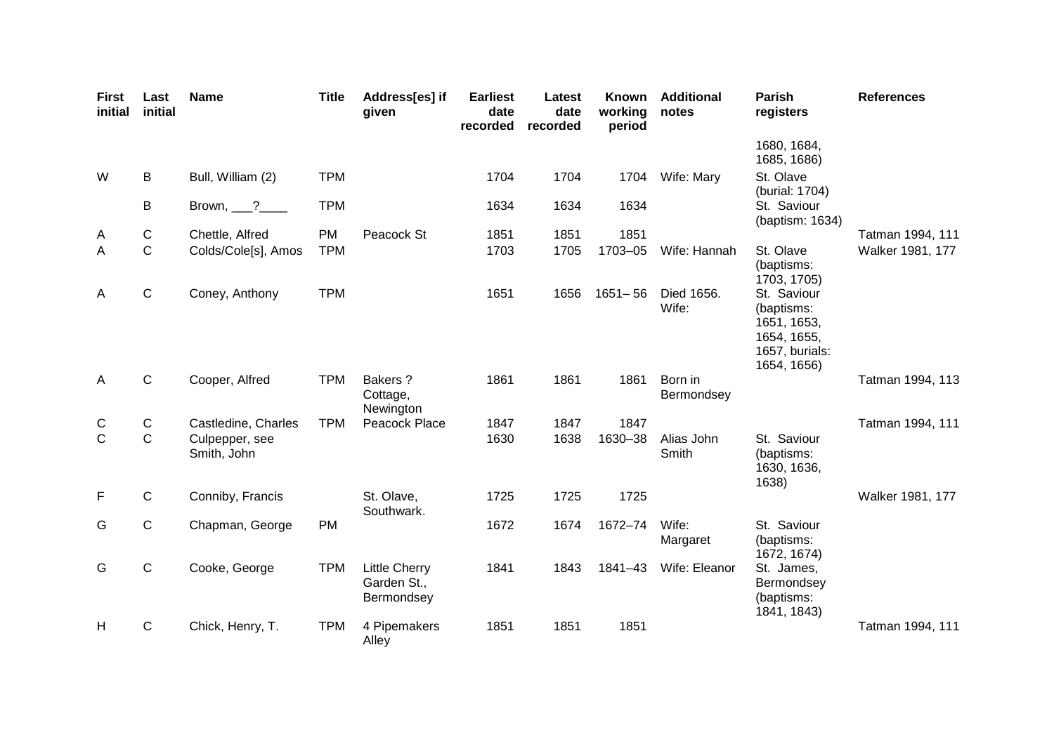| First initial | Last initial | Name | Title | Address[es] if given | Earliest date recorded | Latest date recorded | Known working period | Additional notes | Parish registers | References |
|---|---|---|---|---|---|---|---|---|---|---|
| | | | | | | | | | 1680, 1684, 1685, 1686) | |
| W | B | Bull, William (2) | TPM | | 1704 | 1704 | 1704 | Wife: Mary | St. Olave (burial: 1704) | |
| | B | Brown, ___?____ | TPM | | 1634 | 1634 | 1634 | | St. Saviour (baptism: 1634) | |
| A | C | Chettle, Alfred | PM | Peacock St | 1851 | 1851 | 1851 | | | Tatman 1994, 111 |
| A | C | Colds/Cole[s], Amos | TPM | | 1703 | 1705 | 1703–05 | Wife: Hannah | St. Olave (baptisms: 1703, 1705) | Walker 1981, 177 |
| A | C | Coney, Anthony | TPM | | 1651 | 1656 | 1651– 56 | Died 1656. Wife: | St. Saviour (baptisms: 1651, 1653, 1654, 1655, 1657, burials: 1654, 1656) | |
| A | C | Cooper, Alfred | TPM | Bakers ? Cottage, Newington | 1861 | 1861 | 1861 | Born in Bermondsey | | Tatman 1994, 113 |
| C | C | Castledine, Charles | TPM | Peacock Place | 1847 | 1847 | 1847 | | | Tatman 1994, 111 |
| C | C | Culpepper, see Smith, John | | | 1630 | 1638 | 1630–38 | Alias John Smith | St. Saviour (baptisms: 1630, 1636, 1638) | |
| F | C | Conniby, Francis | | St. Olave, Southwark. | 1725 | 1725 | 1725 | | | Walker 1981, 177 |
| G | C | Chapman, George | PM | | 1672 | 1674 | 1672–74 | Wife: Margaret | St. Saviour (baptisms: 1672, 1674) | |
| G | C | Cooke, George | TPM | Little Cherry Garden St., Bermondsey | 1841 | 1843 | 1841–43 | Wife: Eleanor | St. James, Bermondsey (baptisms: 1841, 1843) | |
| H | C | Chick, Henry, T. | TPM | 4 Pipemakers Alley | 1851 | 1851 | 1851 | | | Tatman 1994, 111 |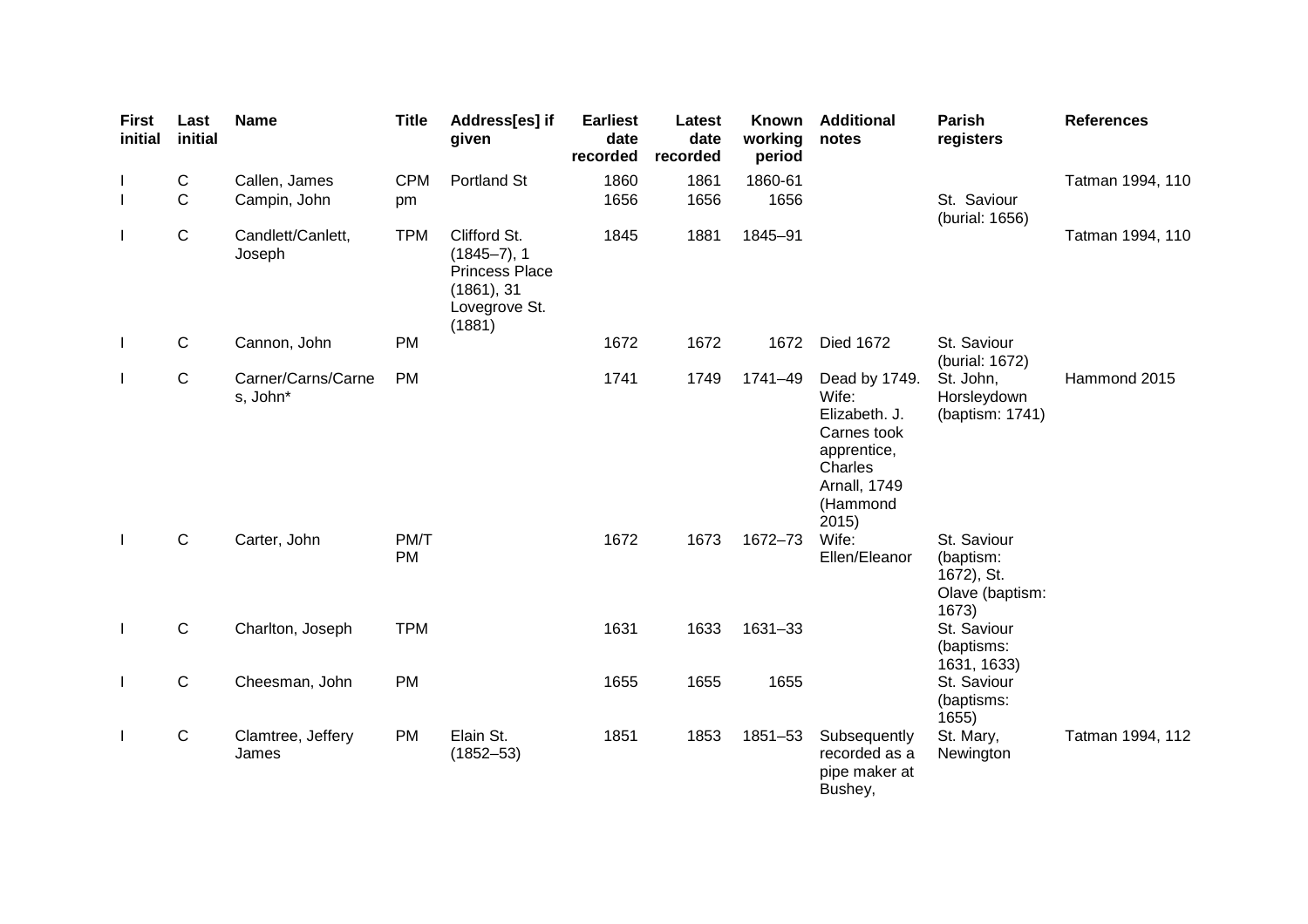| First initial | Last initial | Name | Title | Address[es] if given | Earliest date recorded | Latest date recorded | Known working period | Additional notes | Parish registers | References |
|---|---|---|---|---|---|---|---|---|---|---|
| I | C | Callen, James | CPM | Portland St | 1860 | 1861 | 1860-61 | | | Tatman 1994, 110 |
| I | C | Campin, John | pm | | 1656 | 1656 | 1656 | | St. Saviour (burial: 1656) | |
| I | C | Candlett/Canlett, Joseph | TPM | Clifford St. (1845–7), 1 Princess Place (1861), 31 Lovegrove St. (1881) | 1845 | 1881 | 1845–91 | | | Tatman 1994, 110 |
| I | C | Cannon, John | PM | | 1672 | 1672 | 1672 | Died 1672 | St. Saviour (burial: 1672) | |
| I | C | Carner/Carns/Carnes, John* | PM | | 1741 | 1749 | 1741–49 | Dead by 1749. Wife: Elizabeth. J. Carnes took apprentice, Charles Arnall, 1749 (Hammond 2015) | St. John, Horsleydown (baptism: 1741) | Hammond 2015 |
| I | C | Carter, John | PM/TPM | | 1672 | 1673 | 1672–73 | Wife: Ellen/Eleanor | St. Saviour (baptism: 1672), St. Olave (baptism: 1673) | |
| I | C | Charlton, Joseph | TPM | | 1631 | 1633 | 1631–33 | | St. Saviour (baptisms: 1631, 1633) | |
| I | C | Cheesman, John | PM | | 1655 | 1655 | 1655 | | St. Saviour (baptisms: 1655) | |
| I | C | Clamtree, Jeffery James | PM | Elain St. (1852–53) | 1851 | 1853 | 1851–53 | Subsequently recorded as a pipe maker at Bushey, | St. Mary, Newington | Tatman 1994, 112 |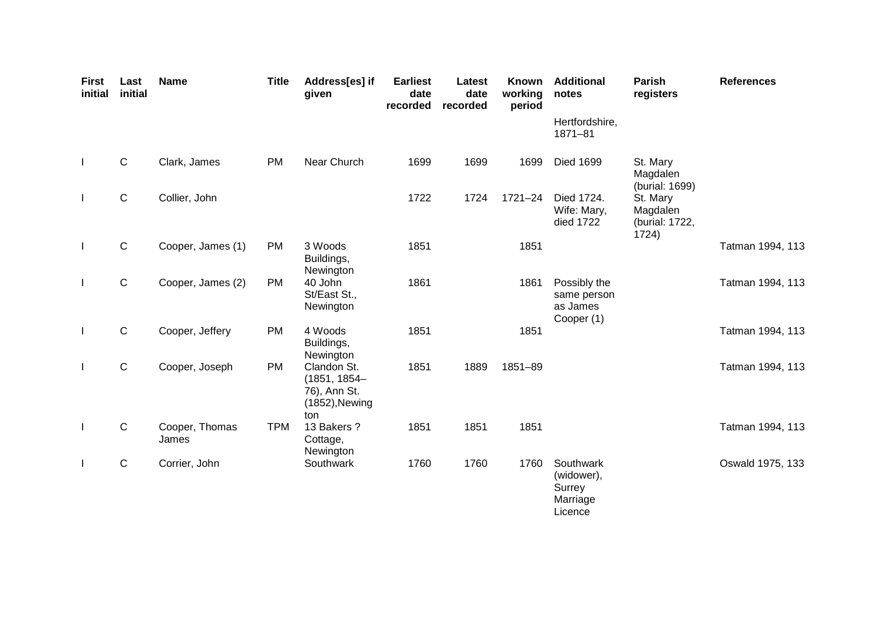| First initial | Last initial | Name | Title | Address[es] if given | Earliest date recorded | Latest date recorded | Known working period | Additional notes | Parish registers | References |
|---|---|---|---|---|---|---|---|---|---|---|
| | | | | | | | | Hertfordshire, 1871–81 | | |
| I | C | Clark, James | PM | Near Church | 1699 | 1699 | 1699 | Died 1699 | St. Mary Magdalen (burial: 1699) | |
| I | C | Collier, John | | | 1722 | 1724 | 1721–24 | Died 1724. Wife: Mary, died 1722 | St. Mary Magdalen (burial: 1722, 1724) | |
| I | C | Cooper, James (1) | PM | 3 Woods Buildings, Newington | 1851 | | 1851 | | | Tatman 1994, 113 |
| I | C | Cooper, James (2) | PM | 40 John St/East St., Newington | 1861 | | 1861 | Possibly the same person as James Cooper (1) | | Tatman 1994, 113 |
| I | C | Cooper, Jeffery | PM | 4 Woods Buildings, Newington | 1851 | | 1851 | | | Tatman 1994, 113 |
| I | C | Cooper, Joseph | PM | Clandon St. (1851, 1854–76), Ann St. (1852),Newington | 1851 | 1889 | 1851–89 | | | Tatman 1994, 113 |
| I | C | Cooper, Thomas James | TPM | 13 Bakers ? Cottage, Newington | 1851 | 1851 | 1851 | | | Tatman 1994, 113 |
| I | C | Corrier, John | | Southwark | 1760 | 1760 | 1760 | Southwark (widower), Surrey Marriage Licence | | Oswald 1975, 133 |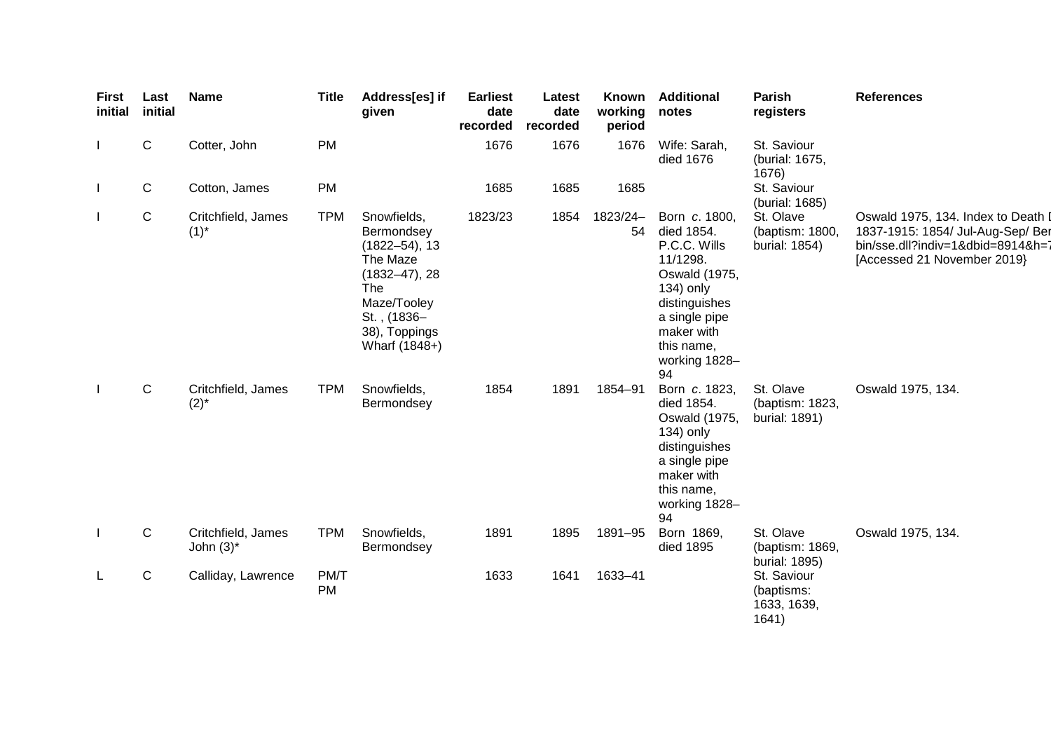| First initial | Last initial | Name | Title | Address[es] if given | Earliest date recorded | Latest date recorded | Known working period | Additional notes | Parish registers | References |
|---|---|---|---|---|---|---|---|---|---|---|
| I | C | Cotter, John | PM | | 1676 | 1676 | 1676 | Wife: Sarah, died 1676 | St. Saviour (burial: 1675, 1676) | |
| I | C | Cotton, James | PM | | 1685 | 1685 | 1685 | | St. Saviour (burial: 1685) | |
| I | C | Critchfield, James (1)* | TPM | Snowfields, Bermondsey (1822–54), 13 The Maze (1832–47), 28 The Maze/Tooley St. , (1836–38), Toppings Wharf (1848+) | 1823/23 | 1854 | 1823/24–54 | Born *c.* 1800, died 1854. P.C.C. Wills 11/1298. Oswald (1975, 134) only distinguishes a single pipe maker with this name, working 1828–94 | St. Olave (baptism: 1800, burial: 1854) | Oswald 1975, 134. Index to Death I 1837-1915: 1854/ Jul-Aug-Sep/ Ber bin/sse.dll?indiv=1&dbid=8914&h=7 [Accessed 21 November 2019} |
| I | C | Critchfield, James (2)* | TPM | Snowfields, Bermondsey | 1854 | 1891 | 1854–91 | Born *c.* 1823, died 1854. Oswald (1975, 134) only distinguishes a single pipe maker with this name, working 1828–94 | St. Olave (baptism: 1823, burial: 1891) | Oswald 1975, 134. |
| I | C | Critchfield, James John (3)* | TPM | Snowfields, Bermondsey | 1891 | 1895 | 1891–95 | Born 1869, died 1895 | St. Olave (baptism: 1869, burial: 1895) | Oswald 1975, 134. |
| L | C | Calliday, Lawrence | PM/T PM | | 1633 | 1641 | 1633–41 | | St. Saviour (baptisms: 1633, 1639, 1641) | |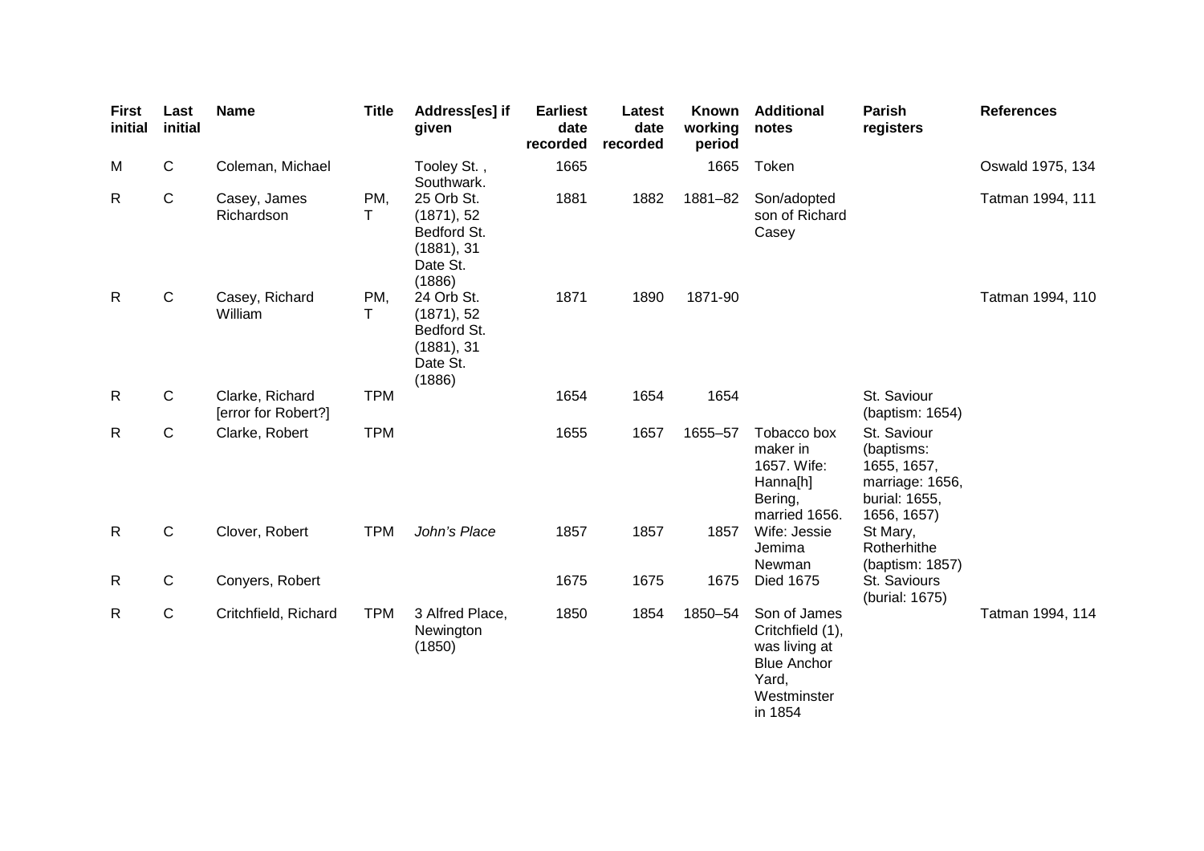| First initial | Last initial | Name | Title | Address[es] if given | Earliest date recorded | Latest date recorded | Known working period | Additional notes | Parish registers | References |
|---|---|---|---|---|---|---|---|---|---|---|
| M | C | Coleman, Michael | | Tooley St. , Southwark. | 1665 | | 1665 | Token | | Oswald 1975, 134 |
| R | C | Casey, James Richardson | PM, T | 25 Orb St. (1871), 52 Bedford St. (1881), 31 Date St. (1886) | 1881 | 1882 | 1881–82 | Son/adopted son of Richard Casey | | Tatman 1994, 111 |
| R | C | Casey, Richard William | PM, T | 24 Orb St. (1871), 52 Bedford St. (1881), 31 Date St. (1886) | 1871 | 1890 | 1871-90 | | | Tatman 1994, 110 |
| R | C | Clarke, Richard [error for Robert?] | TPM | | 1654 | 1654 | 1654 | | St. Saviour (baptism: 1654) | |
| R | C | Clarke, Robert | TPM | | 1655 | 1657 | 1655–57 | Tobacco box maker in 1657. Wife: Hanna[h] Bering, married 1656. | St. Saviour (baptisms: 1655, 1657, marriage: 1656, burial: 1655, 1656, 1657) | |
| R | C | Clover, Robert | TPM | *John's Place* | 1857 | 1857 | 1857 | Wife: Jessie Jemima Newman | St Mary, Rotherhithe (baptism: 1857) | |
| R | C | Conyers, Robert | | | 1675 | 1675 | 1675 | Died 1675 | St. Saviours (burial: 1675) | |
| R | C | Critchfield, Richard | TPM | 3 Alfred Place, Newington (1850) | 1850 | 1854 | 1850–54 | Son of James Critchfield (1), was living at Blue Anchor Yard, Westminster in 1854 | | Tatman 1994, 114 |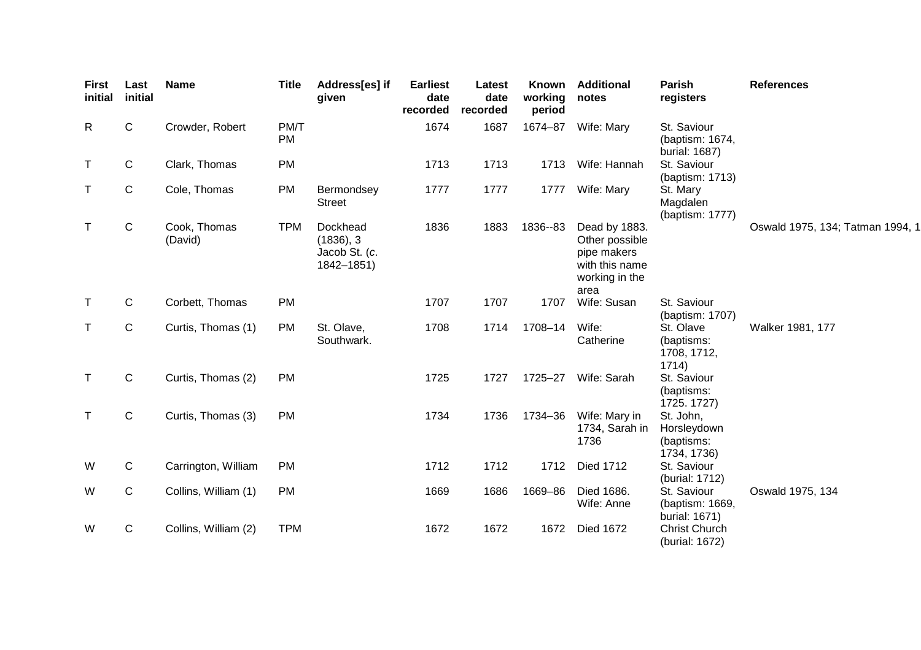| First initial | Last initial | Name | Title | Address[es] if given | Earliest date recorded | Latest date recorded | Known working period | Additional notes | Parish registers | References |
|---|---|---|---|---|---|---|---|---|---|---|
| R | C | Crowder, Robert | PM/TPM | | 1674 | 1687 | 1674–87 | Wife: Mary | St. Saviour (baptism: 1674, burial: 1687) | |
| T | C | Clark, Thomas | PM | | 1713 | 1713 | 1713 | Wife: Hannah | St. Saviour (baptism: 1713) | |
| T | C | Cole, Thomas | PM | Bermondsey Street | 1777 | 1777 | 1777 | Wife: Mary | St. Mary Magdalen (baptism: 1777) | |
| T | C | Cook, Thomas (David) | TPM | Dockhead (1836), 3 Jacob St. (*c.* 1842–1851) | 1836 | 1883 | 1836--83 | Dead by 1883. Other possible pipe makers with this name working in the area | | Oswald 1975, 134; Tatman 1994, 1 |
| T | C | Corbett, Thomas | PM | | 1707 | 1707 | 1707 | Wife: Susan | St. Saviour (baptism: 1707) | |
| T | C | Curtis, Thomas (1) | PM | St. Olave, Southwark. | 1708 | 1714 | 1708–14 | Wife: Catherine | St. Olave (baptisms: 1708, 1712, 1714) | Walker 1981, 177 |
| T | C | Curtis, Thomas (2) | PM | | 1725 | 1727 | 1725–27 | Wife: Sarah | St. Saviour (baptisms: 1725. 1727) | |
| T | C | Curtis, Thomas (3) | PM | | 1734 | 1736 | 1734–36 | Wife: Mary in 1734, Sarah in 1736 | St. John, Horsleydown (baptisms: 1734, 1736) | |
| W | C | Carrington, William | PM | | 1712 | 1712 | 1712 | Died 1712 | St. Saviour (burial: 1712) | |
| W | C | Collins, William (1) | PM | | 1669 | 1686 | 1669–86 | Died 1686. Wife: Anne | St. Saviour (baptism: 1669, burial: 1671) | Oswald 1975, 134 |
| W | C | Collins, William (2) | TPM | | 1672 | 1672 | 1672 | Died 1672 | Christ Church (burial: 1672) | |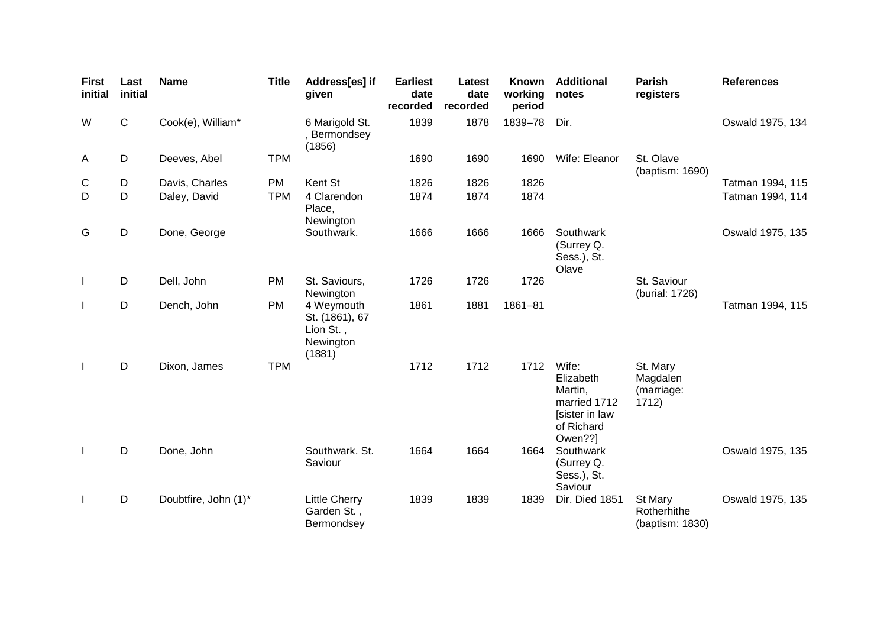| First initial | Last initial | Name | Title | Address[es] if given | Earliest date recorded | Latest date recorded | Known working period | Additional notes | Parish registers | References |
|---|---|---|---|---|---|---|---|---|---|---|
| W | C | Cook(e), William* | | 6 Marigold St. , Bermondsey (1856) | 1839 | 1878 | 1839–78 | Dir. | | Oswald 1975, 134 |
| A | D | Deeves, Abel | TPM | | 1690 | 1690 | 1690 | Wife: Eleanor | St. Olave (baptism: 1690) | |
| C | D | Davis, Charles | PM | Kent St | 1826 | 1826 | 1826 | | | Tatman 1994, 115 |
| D | D | Daley, David | TPM | 4 Clarendon Place, Newington | 1874 | 1874 | 1874 | | | Tatman 1994, 114 |
| G | D | Done, George | | Southwark. | 1666 | 1666 | 1666 | Southwark (Surrey Q. Sess.), St. Olave | | Oswald 1975, 135 |
| I | D | Dell, John | PM | St. Saviours, Newington | 1726 | 1726 | 1726 | | St. Saviour (burial: 1726) | |
| I | D | Dench, John | PM | 4 Weymouth St. (1861), 67 Lion St. , Newington (1881) | 1861 | 1881 | 1861–81 | | | Tatman 1994, 115 |
| I | D | Dixon, James | TPM | | 1712 | 1712 | 1712 | Wife: Elizabeth Martin, married 1712 [sister in law of Richard Owen??] | St. Mary Magdalen (marriage: 1712) | |
| I | D | Done, John | | Southwark. St. Saviour | 1664 | 1664 | 1664 | Southwark (Surrey Q. Sess.), St. Saviour | | Oswald 1975, 135 |
| I | D | Doubtfire, John (1)* | | Little Cherry Garden St. , Bermondsey | 1839 | 1839 | 1839 | Dir. Died 1851 | St Mary Rotherhithe (baptism: 1830) | Oswald 1975, 135 |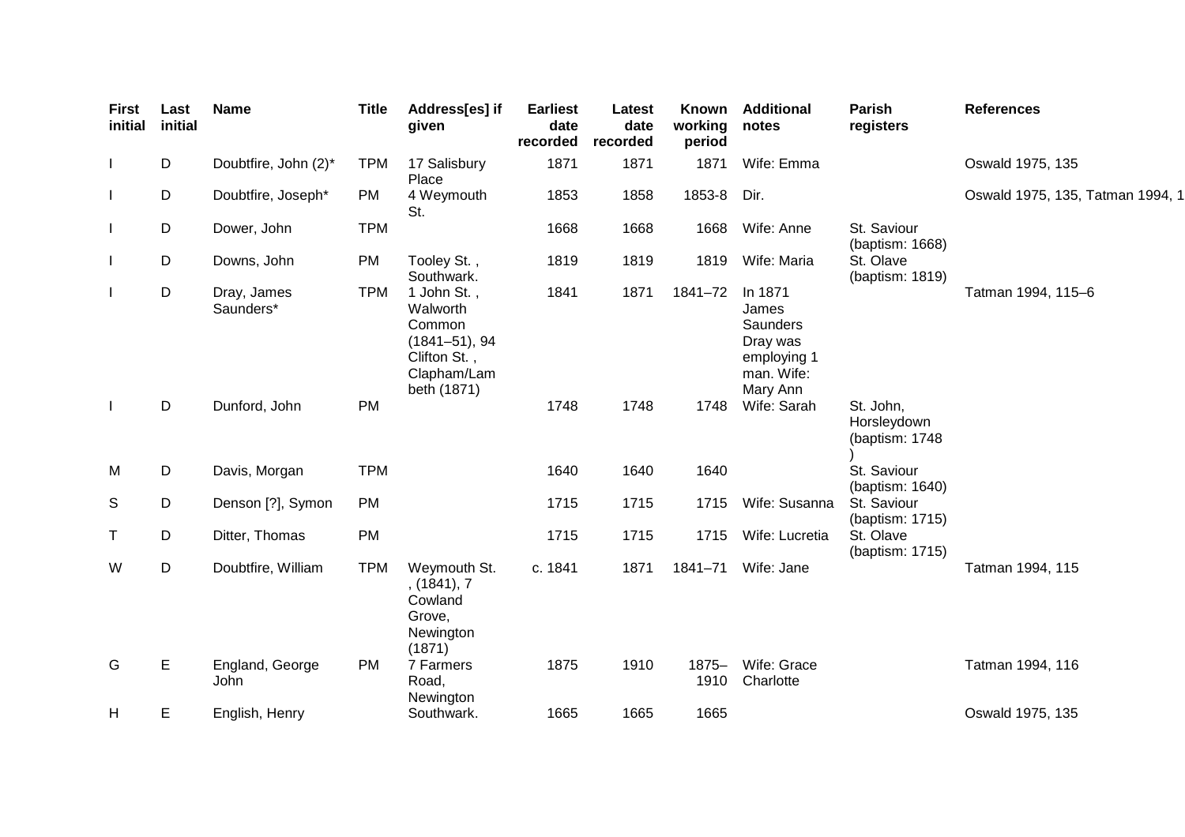| First initial | Last initial | Name | Title | Address[es] if given | Earliest date recorded | Latest date recorded | Known working period | Additional notes | Parish registers | References |
|---|---|---|---|---|---|---|---|---|---|---|
| I | D | Doubtfire, John (2)* | TPM | 17 Salisbury Place | 1871 | 1871 | 1871 | Wife: Emma | | Oswald 1975, 135 |
| I | D | Doubtfire, Joseph* | PM | 4 Weymouth St. | 1853 | 1858 | 1853-8 | Dir. | | Oswald 1975, 135, Tatman 1994, 1 |
| I | D | Dower, John | TPM | | 1668 | 1668 | 1668 | Wife: Anne | St. Saviour (baptism: 1668) | |
| I | D | Downs, John | PM | Tooley St. , Southwark. | 1819 | 1819 | 1819 | Wife: Maria | St. Olave (baptism: 1819) | |
| I | D | Dray, James Saunders* | TPM | 1 John St. , Walworth Common (1841–51), 94 Clifton St. , Clapham/Lambeth (1871) | 1841 | 1871 | 1841–72 | In 1871 James Saunders Dray was employing 1 man. Wife: Mary Ann | | Tatman 1994, 115–6 |
| I | D | Dunford, John | PM | | 1748 | 1748 | 1748 | Wife: Sarah | St. John, Horsleydown (baptism: 1748 ) | |
| M | D | Davis, Morgan | TPM | | 1640 | 1640 | 1640 | | St. Saviour (baptism: 1640) | |
| S | D | Denson [?], Symon | PM | | 1715 | 1715 | 1715 | Wife: Susanna | St. Saviour (baptism: 1715) | |
| T | D | Ditter, Thomas | PM | | 1715 | 1715 | 1715 | Wife: Lucretia | St. Olave (baptism: 1715) | |
| W | D | Doubtfire, William | TPM | Weymouth St. , (1841), 7 Cowland Grove, Newington (1871) | c. 1841 | 1871 | 1841–71 | Wife: Jane | | Tatman 1994, 115 |
| G | E | England, George John | PM | 7 Farmers Road, Newington | 1875 | 1910 | 1875–1910 | Wife: Grace Charlotte | | Tatman 1994, 116 |
| H | E | English, Henry | | Southwark. | 1665 | 1665 | 1665 | | | Oswald 1975, 135 |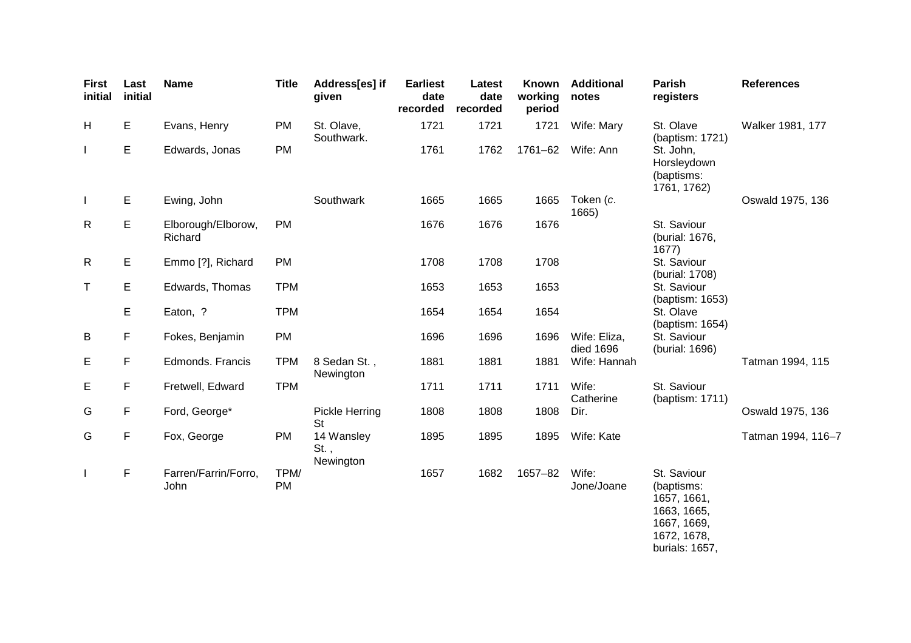| First initial | Last initial | Name | Title | Address[es] if given | Earliest date recorded | Latest date recorded | Known working period | Additional notes | Parish registers | References |
|---|---|---|---|---|---|---|---|---|---|---|
| H | E | Evans, Henry | PM | St. Olave, Southwark. | 1721 | 1721 | 1721 | Wife: Mary | St. Olave (baptism: 1721) | Walker 1981, 177 |
| I | E | Edwards, Jonas | PM | | 1761 | 1762 | 1761–62 | Wife: Ann | St. John, Horsleydown (baptisms: 1761, 1762) | |
| I | E | Ewing, John | | Southwark | 1665 | 1665 | 1665 | Token (*c.* 1665) | | Oswald 1975, 136 |
| R | E | Elborough/Elborow, Richard | PM | | 1676 | 1676 | 1676 | | St. Saviour (burial: 1676, 1677) | |
| R | E | Emmo [?], Richard | PM | | 1708 | 1708 | 1708 | | St. Saviour (burial: 1708) | |
| T | E | Edwards, Thomas | TPM | | 1653 | 1653 | 1653 | | St. Saviour (baptism: 1653) | |
| | E | Eaton, ? | TPM | | 1654 | 1654 | 1654 | | St. Olave (baptism: 1654) | |
| B | F | Fokes, Benjamin | PM | | 1696 | 1696 | 1696 | Wife: Eliza, died 1696 | St. Saviour (burial: 1696) | |
| E | F | Edmonds. Francis | TPM | 8 Sedan St. , Newington | 1881 | 1881 | 1881 | Wife: Hannah | | Tatman 1994, 115 |
| E | F | Fretwell, Edward | TPM | | 1711 | 1711 | 1711 | Wife: Catherine | St. Saviour (baptism: 1711) | |
| G | F | Ford, George* | | Pickle Herring St | 1808 | 1808 | 1808 | Dir. | | Oswald 1975, 136 |
| G | F | Fox, George | PM | 14 Wansley St. , Newington | 1895 | 1895 | 1895 | Wife: Kate | | Tatman 1994, 116–7 |
| I | F | Farren/Farrin/Forro, John | TPM/ PM | | 1657 | 1682 | 1657–82 | Wife: Jone/Joane | St. Saviour (baptisms: 1657, 1661, 1663, 1665, 1667, 1669, 1672, 1678, burials: 1657, | |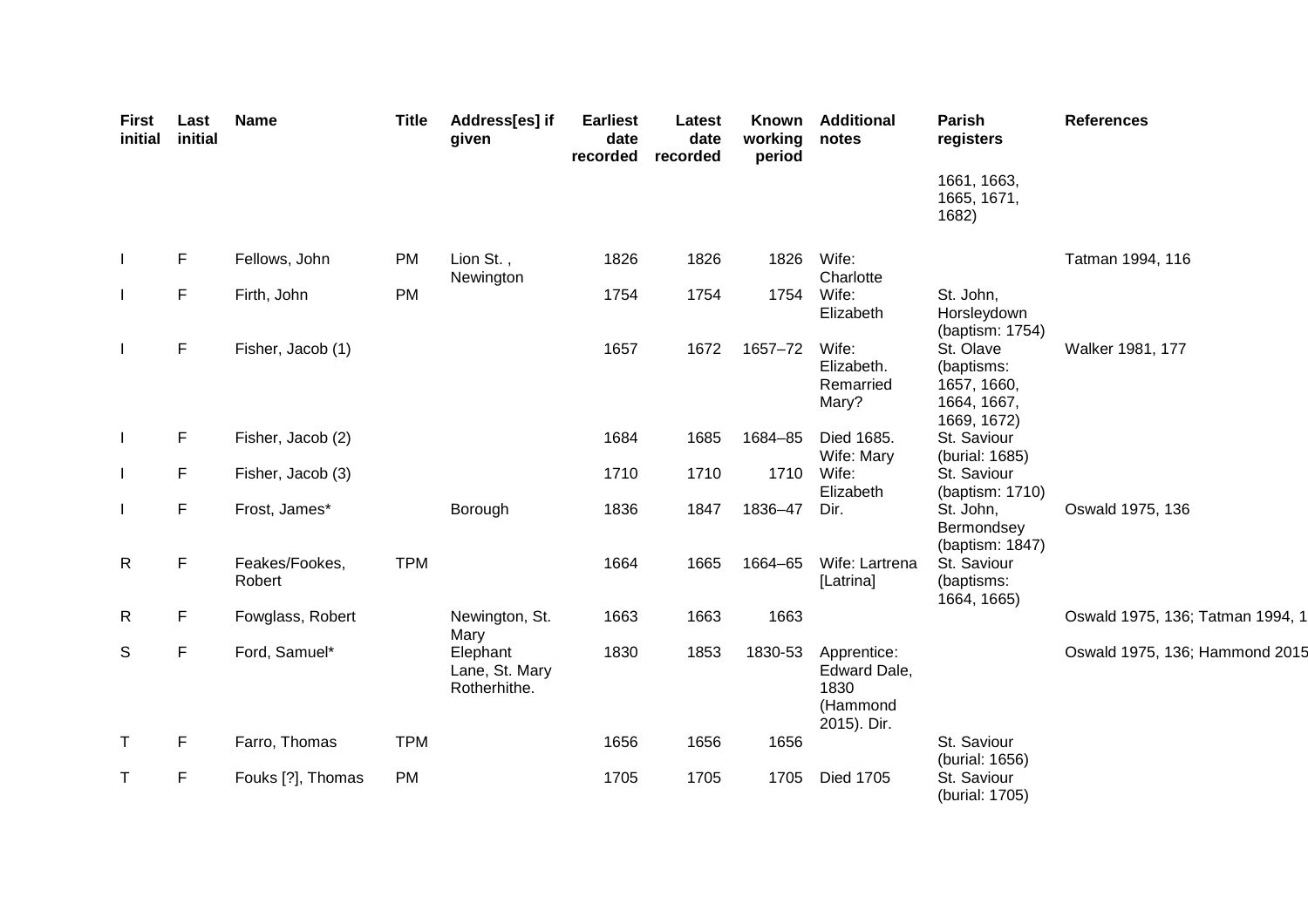| First initial | Last initial | Name | Title | Address[es] if given | Earliest date recorded | Latest date recorded | Known working period | Additional notes | Parish registers | References |
|---|---|---|---|---|---|---|---|---|---|---|
| | | | | | | | | | 1661, 1663, 1665, 1671, 1682) | |
| I | F | Fellows, John | PM | Lion St., Newington | 1826 | 1826 | 1826 | Wife: Charlotte | | Tatman 1994, 116 |
| I | F | Firth, John | PM | | 1754 | 1754 | 1754 | Wife: Elizabeth | St. John, Horsleydown (baptism: 1754) | |
| I | F | Fisher, Jacob (1) | | | 1657 | 1672 | 1657–72 | Wife: Elizabeth. Remarried Mary? | St. Olave (baptisms: 1657, 1660, 1664, 1667, 1669, 1672) | Walker 1981, 177 |
| I | F | Fisher, Jacob (2) | | | 1684 | 1685 | 1684–85 | Died 1685. Wife: Mary | St. Saviour (burial: 1685) | |
| I | F | Fisher, Jacob (3) | | | 1710 | 1710 | 1710 | Wife: Elizabeth | St. Saviour (baptism: 1710) | |
| I | F | Frost, James* | | Borough | 1836 | 1847 | 1836–47 | Dir. | St. John, Bermondsey (baptism: 1847) | Oswald 1975, 136 |
| R | F | Feakes/Fookes, Robert | TPM | | 1664 | 1665 | 1664–65 | Wife: Lartrena [Latrina] | St. Saviour (baptisms: 1664, 1665) | |
| R | F | Fowglass, Robert | | Newington, St. Mary | 1663 | 1663 | 1663 | | | Oswald 1975, 136; Tatman 1994, 1 |
| S | F | Ford, Samuel* | | Elephant Lane, St. Mary Rotherhithe. | 1830 | 1853 | 1830-53 | Apprentice: Edward Dale, 1830 (Hammond 2015). Dir. | | Oswald 1975, 136; Hammond 2015 |
| T | F | Farro, Thomas | TPM | | 1656 | 1656 | 1656 | | St. Saviour (burial: 1656) | |
| T | F | Fouks [?], Thomas | PM | | 1705 | 1705 | 1705 | Died 1705 | St. Saviour (burial: 1705) | |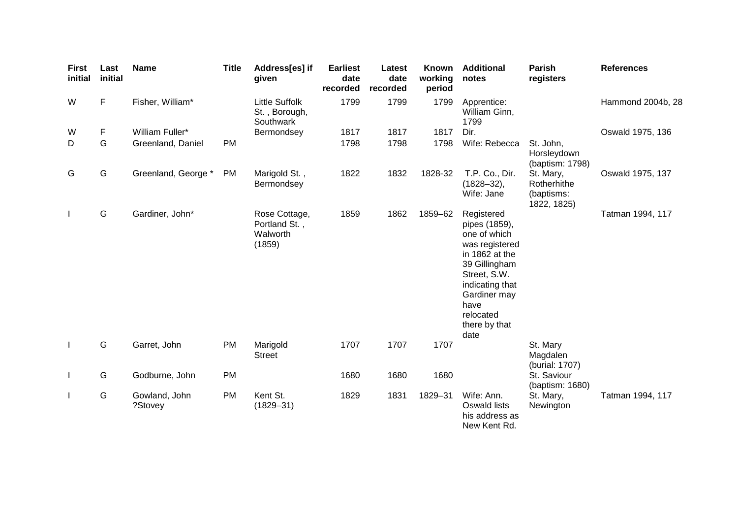| First initial | Last initial | Name | Title | Address[es] if given | Earliest date recorded | Latest date recorded | Known working period | Additional notes | Parish registers | References |
|---|---|---|---|---|---|---|---|---|---|---|
| W | F | Fisher, William* | | Little Suffolk St. , Borough, Southwark | 1799 | 1799 | 1799 | Apprentice: William Ginn, 1799 | | Hammond 2004b, 28 |
| W | F | William Fuller* | | Bermondsey | 1817 | 1817 | 1817 | Dir. | | Oswald 1975, 136 |
| D | G | Greenland, Daniel | PM | | 1798 | 1798 | 1798 | Wife: Rebecca | St. John, Horsleydown (baptism: 1798) | |
| G | G | Greenland, George * | PM | Marigold St. , Bermondsey | 1822 | 1832 | 1828-32 | T.P. Co., Dir. (1828–32), Wife: Jane | St. Mary, Rotherhithe (baptisms: 1822, 1825) | Oswald 1975, 137 |
| I | G | Gardiner, John* | | Rose Cottage, Portland St. , Walworth (1859) | 1859 | 1862 | 1859–62 | Registered pipes (1859), one of which was registered in 1862 at the 39 Gillingham Street, S.W. indicating that Gardiner may have relocated there by that date | | Tatman 1994, 117 |
| I | G | Garret, John | PM | Marigold Street | 1707 | 1707 | 1707 | | St. Mary Magdalen (burial: 1707) | |
| I | G | Godburne, John | PM | | 1680 | 1680 | 1680 | | St. Saviour (baptism: 1680) | |
| I | G | Gowland, John ?Stovey | PM | Kent St. (1829–31) | 1829 | 1831 | 1829–31 | Wife: Ann. Oswald lists his address as New Kent Rd. | St. Mary, Newington | Tatman 1994, 117 |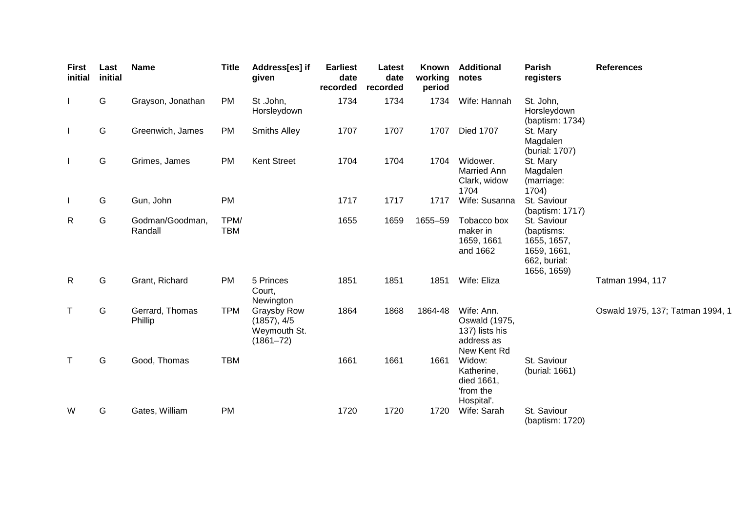| First initial | Last initial | Name | Title | Address[es] if given | Earliest date recorded | Latest date recorded | Known working period | Additional notes | Parish registers | References |
|---|---|---|---|---|---|---|---|---|---|---|
| I | G | Grayson, Jonathan | PM | St .John, Horsleydown | 1734 | 1734 | 1734 | Wife: Hannah | St. John, Horsleydown (baptism: 1734) | |
| I | G | Greenwich, James | PM | Smiths Alley | 1707 | 1707 | 1707 | Died 1707 | St. Mary Magdalen (burial: 1707) | |
| I | G | Grimes, James | PM | Kent Street | 1704 | 1704 | 1704 | Widower. Married Ann Clark, widow 1704 | St. Mary Magdalen (marriage: 1704) | |
| I | G | Gun, John | PM | | 1717 | 1717 | 1717 | Wife: Susanna | St. Saviour (baptism: 1717) | |
| R | G | Godman/Goodman, Randall | TPM/ TBM | | 1655 | 1659 | 1655–59 | Tobacco box maker in 1659, 1661 and 1662 | St. Saviour (baptisms: 1655, 1657, 1659, 1661, 662, burial: 1656, 1659) | |
| R | G | Grant, Richard | PM | 5 Princes Court, Newington | 1851 | 1851 | 1851 | Wife: Eliza | | Tatman 1994, 117 |
| T | G | Gerrard, Thomas Phillip | TPM | Graysby Row (1857), 4/5 Weymouth St. (1861–72) | 1864 | 1868 | 1864-48 | Wife: Ann. Oswald (1975, 137) lists his address as New Kent Rd | | Oswald 1975, 137; Tatman 1994, 1 |
| T | G | Good, Thomas | TBM | | 1661 | 1661 | 1661 | Widow: Katherine, died 1661, 'from the Hospital'. | St. Saviour (burial: 1661) | |
| W | G | Gates, William | PM | | 1720 | 1720 | 1720 | Wife: Sarah | St. Saviour (baptism: 1720) | |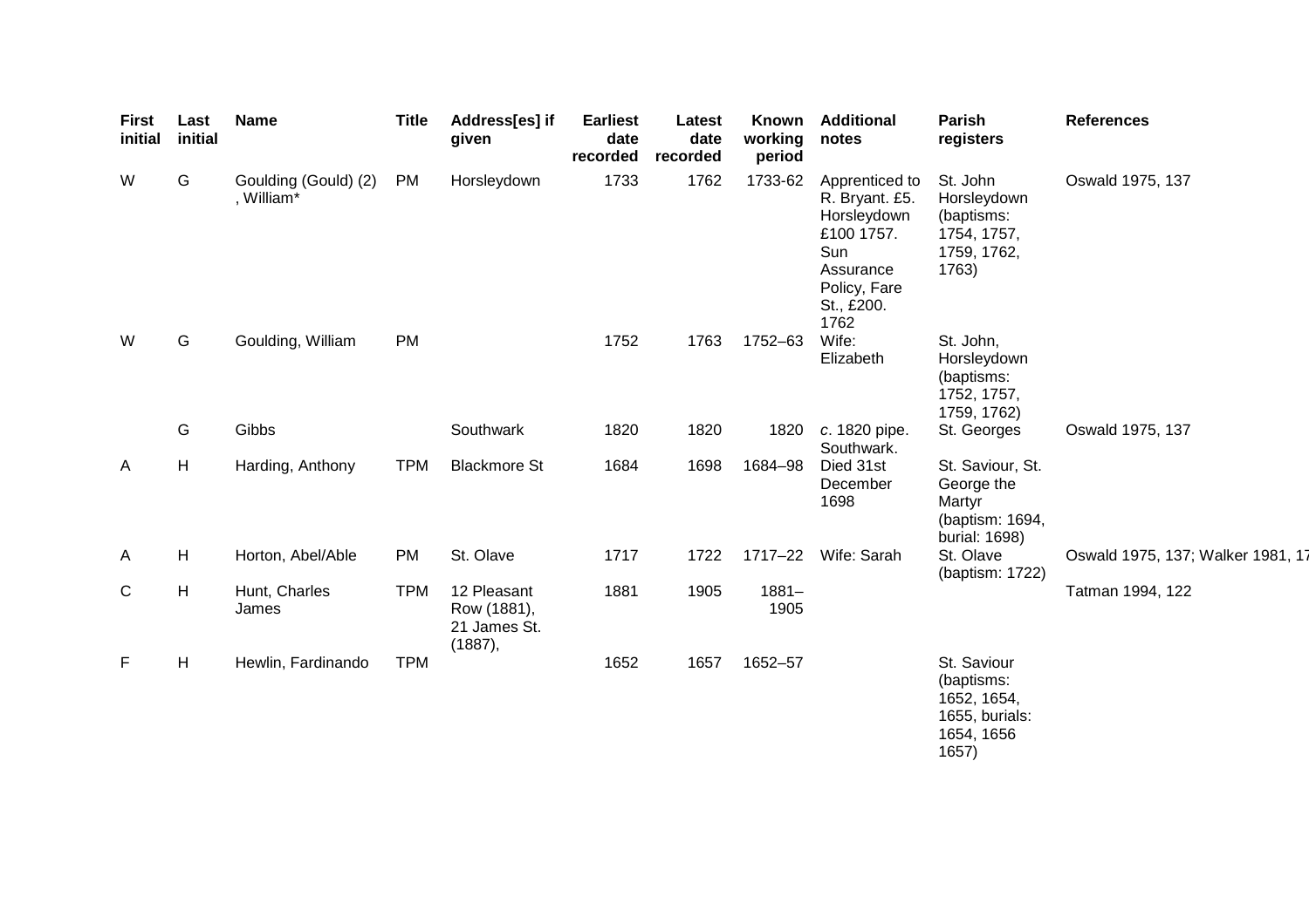| First initial | Last initial | Name | Title | Address[es] if given | Earliest date recorded | Latest date recorded | Known working period | Additional notes | Parish registers | References |
|---|---|---|---|---|---|---|---|---|---|---|
| W | G | Goulding (Gould) (2), William* | PM | Horsleydown | 1733 | 1762 | 1733-62 | Apprenticed to R. Bryant. £5. Horsleydown £100 1757. Sun Assurance Policy, Fare St., £200. 1762 | St. John Horsleydown (baptisms: 1754, 1757, 1759, 1762, 1763) | Oswald 1975, 137 |
| W | G | Goulding, William | PM | | 1752 | 1763 | 1752–63 | Wife: Elizabeth | St. John, Horsleydown (baptisms: 1752, 1757, 1759, 1762) | |
| | G | Gibbs | | Southwark | 1820 | 1820 | 1820 | *c*. 1820 pipe. Southwark. | St. Georges | Oswald 1975, 137 |
| A | H | Harding, Anthony | TPM | Blackmore St | 1684 | 1698 | 1684–98 | Died 31st December 1698 | St. Saviour, St. George the Martyr (baptism: 1694, burial: 1698) | |
| A | H | Horton, Abel/Able | PM | St. Olave | 1717 | 1722 | 1717–22 | Wife: Sarah | St. Olave (baptism: 1722) | Oswald 1975, 137; Walker 1981, 17 |
| C | H | Hunt, Charles James | TPM | 12 Pleasant Row (1881), 21 James St. (1887), | 1881 | 1905 | 1881–1905 | | | Tatman 1994, 122 |
| F | H | Hewlin, Fardinando | TPM | | 1652 | 1657 | 1652–57 | | St. Saviour (baptisms: 1652, 1654, 1655, burials: 1654, 1656 1657) | |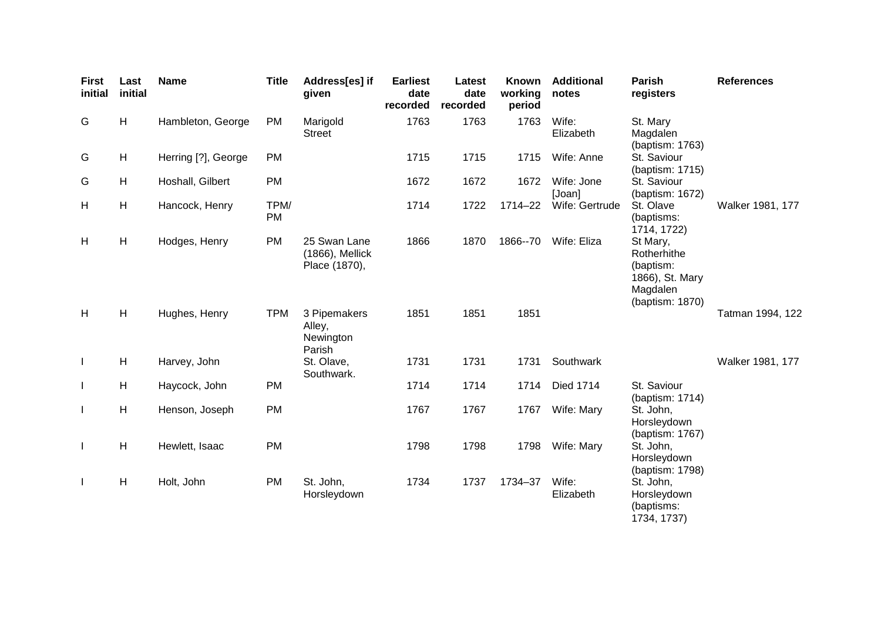| First initial | Last initial | Name | Title | Address[es] if given | Earliest date recorded | Latest date recorded | Known working period | Additional notes | Parish registers | References |
|---|---|---|---|---|---|---|---|---|---|---|
| G | H | Hambleton, George | PM | Marigold Street | 1763 | 1763 | 1763 | Wife: Elizabeth | St. Mary Magdalen (baptism: 1763) | |
| G | H | Herring [?], George | PM | | 1715 | 1715 | 1715 | Wife: Anne | St. Saviour (baptism: 1715) | |
| G | H | Hoshall, Gilbert | PM | | 1672 | 1672 | 1672 | Wife: Jone [Joan] | St. Saviour (baptism: 1672) | |
| H | H | Hancock, Henry | TPM/ PM | | 1714 | 1722 | 1714–22 | Wife: Gertrude | St. Olave (baptisms: 1714, 1722) | Walker 1981, 177 |
| H | H | Hodges, Henry | PM | 25 Swan Lane (1866), Mellick Place (1870), | 1866 | 1870 | 1866--70 | Wife: Eliza | St Mary, Rotherhithe (baptism: 1866), St. Mary Magdalen (baptism: 1870) | |
| H | H | Hughes, Henry | TPM | 3 Pipemakers Alley, Newington Parish | 1851 | 1851 | 1851 | | | Tatman 1994, 122 |
| I | H | Harvey, John | | St. Olave, Southwark. | 1731 | 1731 | 1731 | Southwark | | Walker 1981, 177 |
| I | H | Haycock, John | PM | | 1714 | 1714 | 1714 | Died 1714 | St. Saviour (baptism: 1714) | |
| I | H | Henson, Joseph | PM | | 1767 | 1767 | 1767 | Wife: Mary | St. John, Horsleydown (baptism: 1767) | |
| I | H | Hewlett, Isaac | PM | | 1798 | 1798 | 1798 | Wife: Mary | St. John, Horsleydown (baptism: 1798) | |
| I | H | Holt, John | PM | St. John, Horsleydown | 1734 | 1737 | 1734–37 | Wife: Elizabeth | St. John, Horsleydown (baptisms: 1734, 1737) | |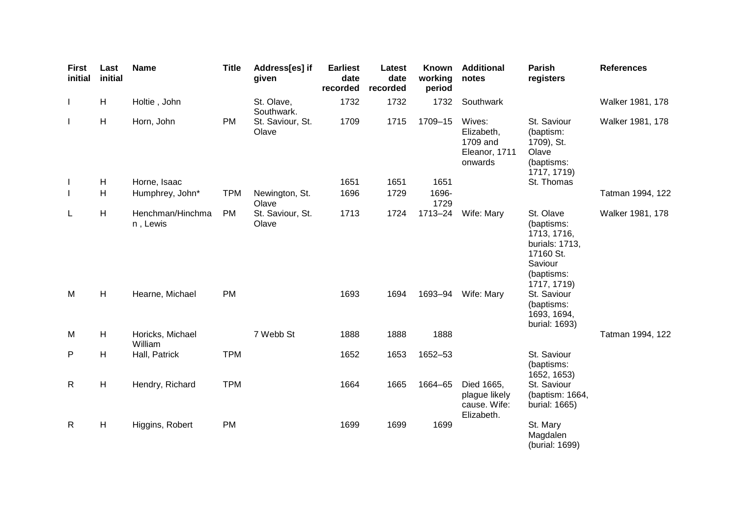| First initial | Last initial | Name | Title | Address[es] if given | Earliest date recorded | Latest date recorded | Known working period | Additional notes | Parish registers | References |
|---|---|---|---|---|---|---|---|---|---|---|
| I | H | Holtie , John | | St. Olave, Southwark. | 1732 | 1732 | 1732 | Southwark | | Walker 1981, 178 |
| I | H | Horn, John | PM | St. Saviour, St. Olave | 1709 | 1715 | 1709–15 | Wives: Elizabeth, 1709 and Eleanor, 1711 onwards | St. Saviour (baptism: 1709), St. Olave (baptisms: 1717, 1719) | Walker 1981, 178 |
| I | H | Horne, Isaac | | | 1651 | 1651 | 1651 | | St. Thomas | |
| I | H | Humphrey, John* | TPM | Newington, St. Olave | 1696 | 1729 | 1696-1729 | | | Tatman 1994, 122 |
| L | H | Henchman/Hinchman , Lewis | PM | St. Saviour, St. Olave | 1713 | 1724 | 1713–24 | Wife: Mary | St. Olave (baptisms: 1713, 1716, burials: 1713, 17160 St. Saviour (baptisms: 1717, 1719) | Walker 1981, 178 |
| M | H | Hearne, Michael | PM | | 1693 | 1694 | 1693–94 | Wife: Mary | St. Saviour (baptisms: 1693, 1694, burial: 1693) | |
| M | H | Horicks, Michael William | | 7 Webb St | 1888 | 1888 | 1888 | | | Tatman 1994, 122 |
| P | H | Hall, Patrick | TPM | | 1652 | 1653 | 1652–53 | | St. Saviour (baptisms: 1652, 1653) | |
| R | H | Hendry, Richard | TPM | | 1664 | 1665 | 1664–65 | Died 1665, plague likely cause. Wife: Elizabeth. | St. Saviour (baptism: 1664, burial: 1665) | |
| R | H | Higgins, Robert | PM | | 1699 | 1699 | 1699 | | St. Mary Magdalen (burial: 1699) | |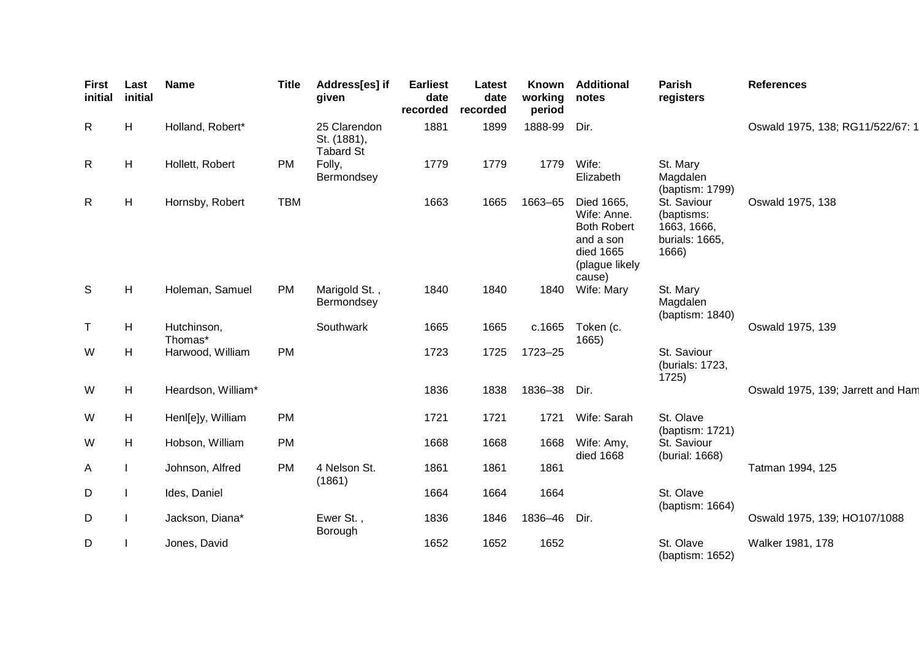| First initial | Last initial | Name | Title | Address[es] if given | Earliest date recorded | Latest date recorded | Known working period | Additional notes | Parish registers | References |
|---|---|---|---|---|---|---|---|---|---|---|
| R | H | Holland, Robert* | | 25 Clarendon St. (1881), Tabard St | 1881 | 1899 | 1888-99 | Dir. | | Oswald 1975, 138; RG11/522/67: 1 |
| R | H | Hollett, Robert | PM | Folly, Bermondsey | 1779 | 1779 | 1779 | Wife: Elizabeth | St. Mary Magdalen (baptism: 1799) | |
| R | H | Hornsby, Robert | TBM | | 1663 | 1665 | 1663–65 | Died 1665, Wife: Anne. Both Robert and a son died 1665 (plague likely cause) | St. Saviour (baptisms: 1663, 1666, burials: 1665, 1666) | Oswald 1975, 138 |
| S | H | Holeman, Samuel | PM | Marigold St. , Bermondsey | 1840 | 1840 | 1840 | Wife: Mary | St. Mary Magdalen (baptism: 1840) | |
| T | H | Hutchinson, Thomas* | | Southwark | 1665 | 1665 | c.1665 | Token (c. 1665) | | Oswald 1975, 139 |
| W | H | Harwood, William | PM | | 1723 | 1725 | 1723–25 | | St. Saviour (burials: 1723, 1725) | |
| W | H | Heardson, William* | | | 1836 | 1838 | 1836–38 | Dir. | | Oswald 1975, 139; Jarrett and Ham |
| W | H | Henl[e]y, William | PM | | 1721 | 1721 | 1721 | Wife: Sarah | St. Olave (baptism: 1721) | |
| W | H | Hobson, William | PM | | 1668 | 1668 | 1668 | Wife: Amy, died 1668 | St. Saviour (burial: 1668) | |
| A | I | Johnson, Alfred | PM | 4 Nelson St. (1861) | 1861 | 1861 | 1861 | | | Tatman 1994, 125 |
| D | I | Ides, Daniel | | | 1664 | 1664 | 1664 | | St. Olave (baptism: 1664) | |
| D | I | Jackson, Diana* | | Ewer St. , Borough | 1836 | 1846 | 1836–46 | Dir. | | Oswald 1975, 139; HO107/1088 |
| D | I | Jones, David | | | 1652 | 1652 | 1652 | | St. Olave (baptism: 1652) | Walker 1981, 178 |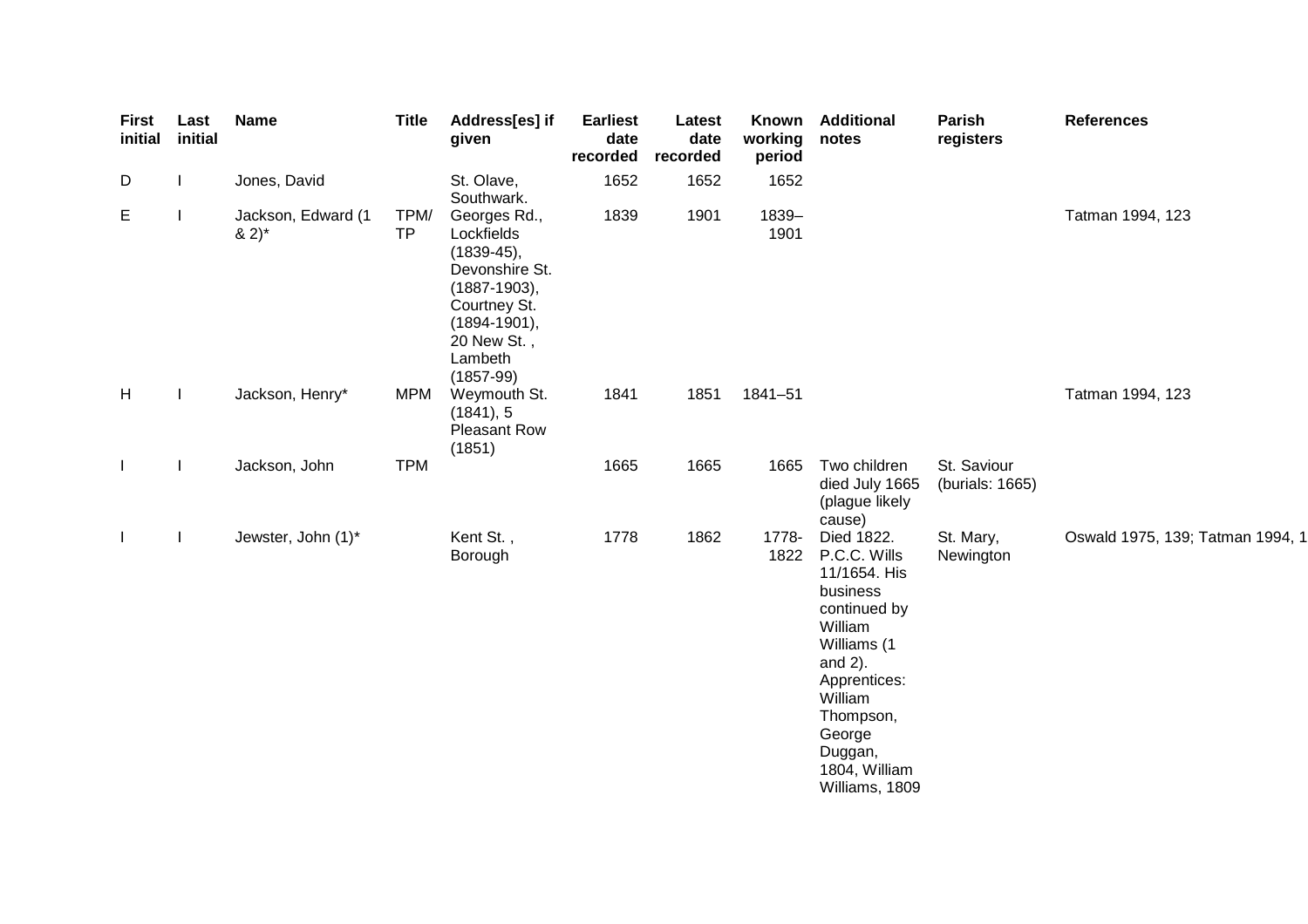| First initial | Last initial | Name | Title | Address[es] if given | Earliest date recorded | Latest date recorded | Known working period | Additional notes | Parish registers | References |
|---|---|---|---|---|---|---|---|---|---|---|
| D | I | Jones, David | | St. Olave, Southwark. | 1652 | 1652 | 1652 | | | |
| E | I | Jackson, Edward (1 & 2)* | TPM/TP | Georges Rd., Lockfields (1839-45), Devonshire St. (1887-1903), Courtney St. (1894-1901), 20 New St. , Lambeth (1857-99) | 1839 | 1901 | 1839–1901 | | | Tatman 1994, 123 |
| H | I | Jackson, Henry* | MPM | Weymouth St. (1841), 5 Pleasant Row (1851) | 1841 | 1851 | 1841–51 | | | Tatman 1994, 123 |
| I | I | Jackson, John | TPM | | 1665 | 1665 | 1665 | Two children died July 1665 (plague likely cause) | St. Saviour (burials: 1665) | |
| I | I | Jewster, John (1)* | | Kent St. , Borough | 1778 | 1862 | 1778-1822 | Died 1822. P.C.C. Wills 11/1654. His business continued by William Williams (1 and 2). Apprentices: William Thompson, George Duggan, 1804, William Williams, 1809 | St. Mary, Newington | Oswald 1975, 139; Tatman 1994, 1 |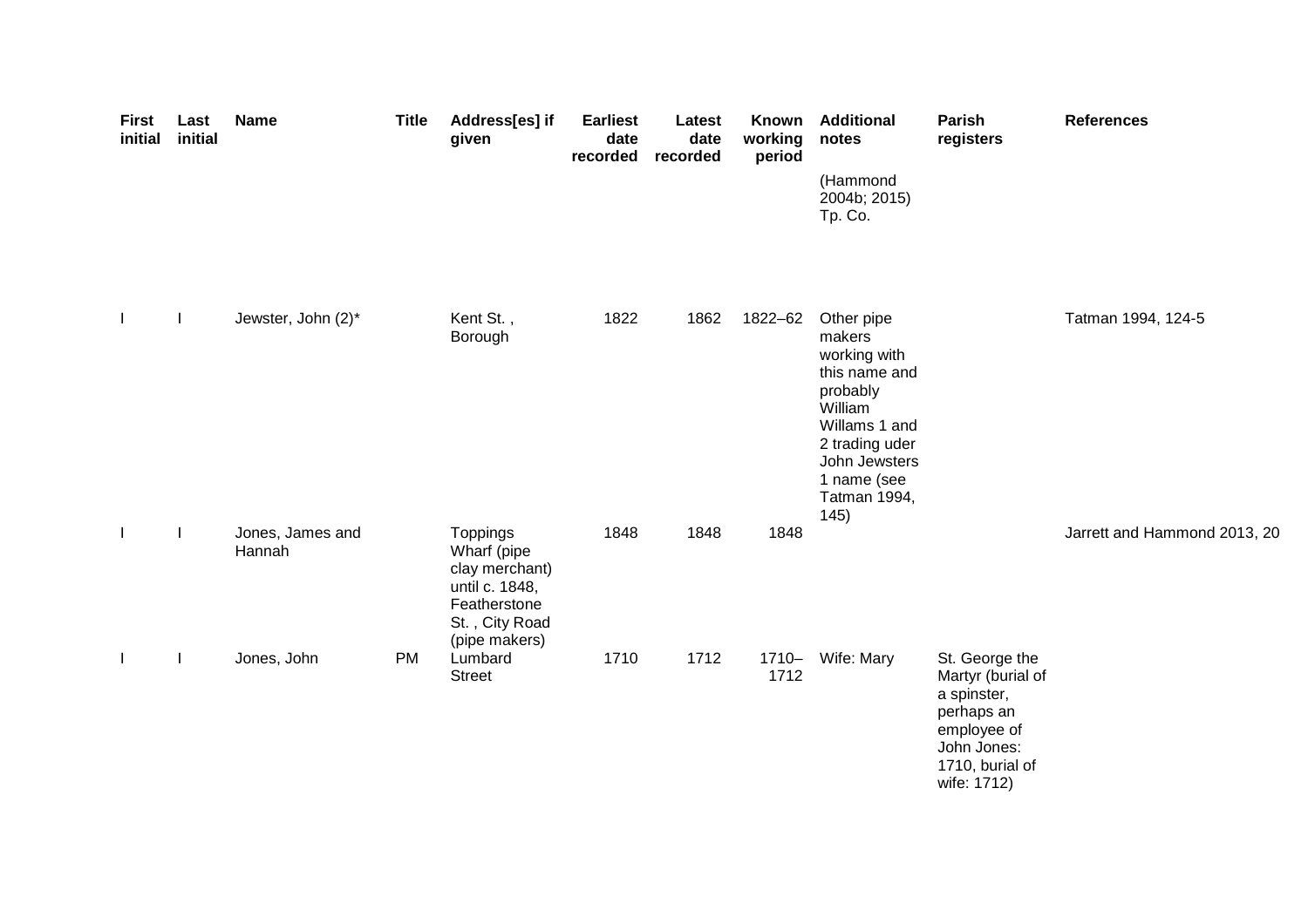| First initial | Last initial | Name | Title | Address[es] if given | Earliest date recorded | Latest date recorded | Known working period | Additional notes | Parish registers | References |
|---|---|---|---|---|---|---|---|---|---|---|
| | | | | | | | | (Hammond 2004b; 2015) Tp. Co. | | |
| I | I | Jewster, John (2)* | | Kent St. , Borough | 1822 | 1862 | 1822–62 | Other pipe makers working with this name and probably William Willams 1 and 2 trading uder John Jewsters 1 name (see Tatman 1994, 145) | | Tatman 1994, 124-5 |
| I | I | Jones, James and Hannah | | Toppings Wharf (pipe clay merchant) until c. 1848, Featherstone St. , City Road (pipe makers) | 1848 | 1848 | 1848 | | | Jarrett and Hammond 2013, 20 |
| I | I | Jones, John | PM | Lumbard Street | 1710 | 1712 | 1710–1712 | Wife: Mary | St. George the Martyr (burial of a spinster, perhaps an employee of John Jones: 1710, burial of wife: 1712) | |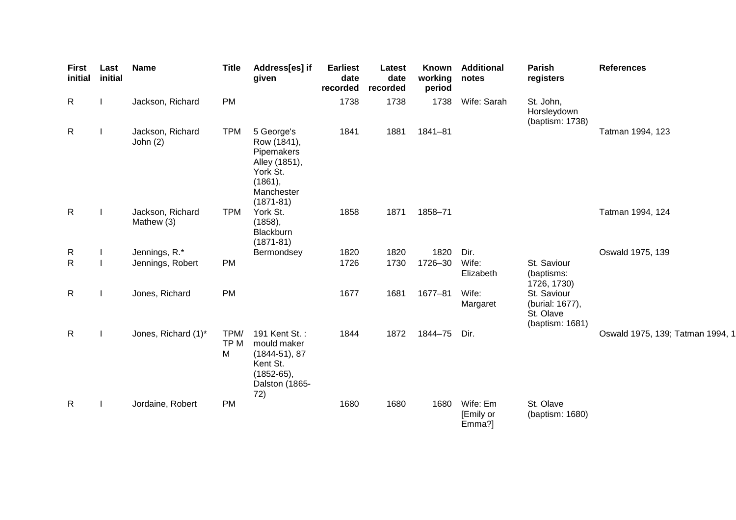| First initial | Last initial | Name | Title | Address[es] if given | Earliest date recorded | Latest date recorded | Known working period | Additional notes | Parish registers | References |
|---|---|---|---|---|---|---|---|---|---|---|
| R | I | Jackson, Richard | PM | | 1738 | 1738 | 1738 | Wife: Sarah | St. John, Horsleydown (baptism: 1738) | |
| R | I | Jackson, Richard John (2) | TPM | 5 George's Row (1841), Pipemakers Alley (1851), York St. (1861), Manchester (1871-81) | 1841 | 1881 | 1841–81 | | | Tatman 1994, 123 |
| R | I | Jackson, Richard Mathew (3) | TPM | York St. (1858), Blackburn (1871-81) | 1858 | 1871 | 1858–71 | | | Tatman 1994, 124 |
| R | I | Jennings, R.* | | Bermondsey | 1820 | 1820 | 1820 | Dir. | | Oswald 1975, 139 |
| R | I | Jennings, Robert | PM | | 1726 | 1730 | 1726–30 | Wife: Elizabeth | St. Saviour (baptisms: 1726, 1730) | |
| R | I | Jones, Richard | PM | | 1677 | 1681 | 1677–81 | Wife: Margaret | St. Saviour (burial: 1677), St. Olave (baptism: 1681) | |
| R | I | Jones, Richard (1)* | TPM/ TP M M | 191 Kent St. : mould maker (1844-51), 87 Kent St. (1852-65), Dalston (1865-72) | 1844 | 1872 | 1844–75 | Dir. | | Oswald 1975, 139; Tatman 1994, 1 |
| R | I | Jordaine, Robert | PM | | 1680 | 1680 | 1680 | Wife: Em [Emily or Emma?] | St. Olave (baptism: 1680) | |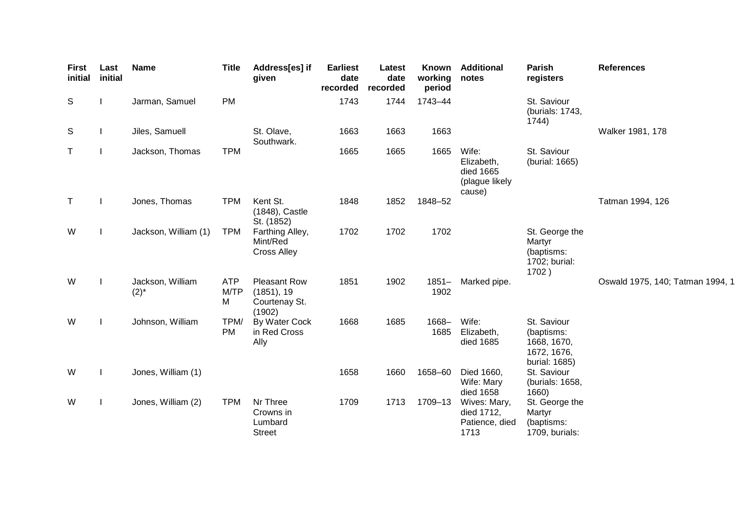| First initial | Last initial | Name | Title | Address[es] if given | Earliest date recorded | Latest date recorded | Known working period | Additional notes | Parish registers | References |
|---|---|---|---|---|---|---|---|---|---|---|
| S | I | Jarman, Samuel | PM | | 1743 | 1744 | 1743–44 | | St. Saviour (burials: 1743, 1744) | |
| S | I | Jiles, Samuell | | St. Olave, Southwark. | 1663 | 1663 | 1663 | | | Walker 1981, 178 |
| T | I | Jackson, Thomas | TPM | | 1665 | 1665 | 1665 | Wife: Elizabeth, died 1665 (plague likely cause) | St. Saviour (burial: 1665) | |
| T | I | Jones, Thomas | TPM | Kent St. (1848), Castle St. (1852) | 1848 | 1852 | 1848–52 | | | Tatman 1994, 126 |
| W | I | Jackson, William (1) | TPM | Farthing Alley, Mint/Red Cross Alley | 1702 | 1702 | 1702 | | St. George the Martyr (baptisms: 1702; burial: 1702 ) | |
| W | I | Jackson, William (2)* | ATPM/TPM | Pleasant Row (1851), 19 Courtenay St. (1902) | 1851 | 1902 | 1851–1902 | Marked pipe. | | Oswald 1975, 140; Tatman 1994, 1 |
| W | I | Johnson, William | TPM/PM | By Water Cock in Red Cross Ally | 1668 | 1685 | 1668–1685 | Wife: Elizabeth, died 1685 | St. Saviour (baptisms: 1668, 1670, 1672, 1676, burial: 1685) | |
| W | I | Jones, William (1) | | | 1658 | 1660 | 1658–60 | Died 1660, Wife: Mary died 1658 | St. Saviour (burials: 1658, 1660) | |
| W | I | Jones, William (2) | TPM | Nr Three Crowns in Lumbard Street | 1709 | 1713 | 1709–13 | Wives: Mary, died 1712, Patience, died 1713 | St. George the Martyr (baptisms: 1709, burials: | |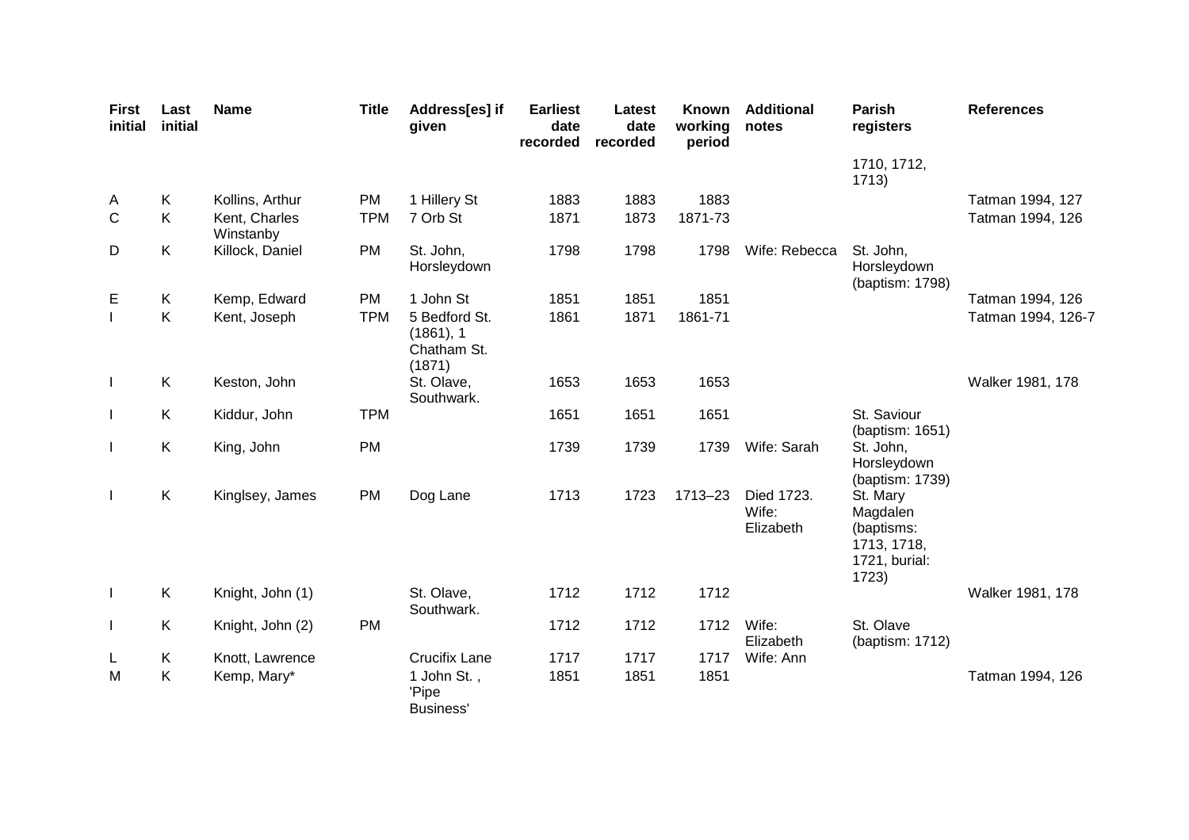| First initial | Last initial | Name | Title | Address[es] if given | Earliest date recorded | Latest date recorded | Known working period | Additional notes | Parish registers | References |
|---|---|---|---|---|---|---|---|---|---|---|
| | | | | | | | | | 1710, 1712, 1713) | |
| A | K | Kollins, Arthur | PM | 1 Hillery St | 1883 | 1883 | 1883 | | | Tatman 1994, 127 |
| C | K | Kent, Charles Winstanby | TPM | 7 Orb St | 1871 | 1873 | 1871-73 | | | Tatman 1994, 126 |
| D | K | Killock, Daniel | PM | St. John, Horsleydown | 1798 | 1798 | 1798 | Wife: Rebecca | St. John, Horsleydown (baptism: 1798) | |
| E | K | Kemp, Edward | PM | 1 John St | 1851 | 1851 | 1851 | | | Tatman 1994, 126 |
| I | K | Kent, Joseph | TPM | 5 Bedford St. (1861), 1 Chatham St. (1871) | 1861 | 1871 | 1861-71 | | | Tatman 1994, 126-7 |
| I | K | Keston, John | | St. Olave, Southwark. | 1653 | 1653 | 1653 | | | Walker 1981, 178 |
| I | K | Kiddur, John | TPM | | 1651 | 1651 | 1651 | | St. Saviour (baptism: 1651) | |
| I | K | King, John | PM | | 1739 | 1739 | 1739 | Wife: Sarah | St. John, Horsleydown (baptism: 1739) | |
| I | K | Kinglsey, James | PM | Dog Lane | 1713 | 1723 | 1713–23 | Died 1723. Wife: Elizabeth | St. Mary Magdalen (baptisms: 1713, 1718, 1721, burial: 1723) | |
| I | K | Knight, John (1) | | St. Olave, Southwark. | 1712 | 1712 | 1712 | | | Walker 1981, 178 |
| I | K | Knight, John (2) | PM | | 1712 | 1712 | 1712 | Wife: Elizabeth | St. Olave (baptism: 1712) | |
| L | K | Knott, Lawrence | | Crucifix Lane | 1717 | 1717 | 1717 | Wife: Ann | | |
| M | K | Kemp, Mary* | | 1 John St. , 'Pipe Business' | 1851 | 1851 | 1851 | | | Tatman 1994, 126 |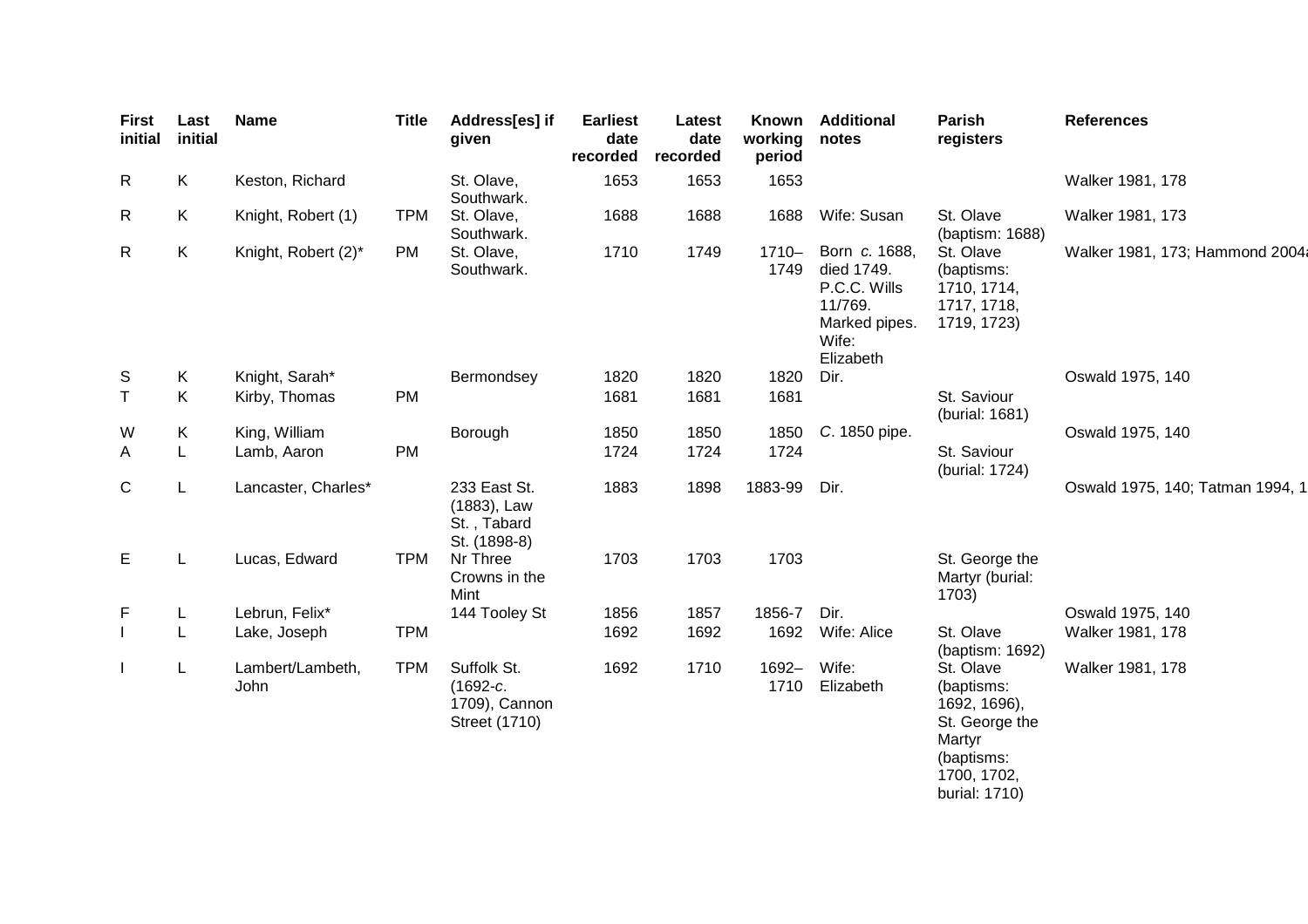| First initial | Last initial | Name | Title | Address[es] if given | Earliest date recorded | Latest date recorded | Known working period | Additional notes | Parish registers | References |
|---|---|---|---|---|---|---|---|---|---|---|
| R | K | Keston, Richard | | St. Olave, Southwark. | 1653 | 1653 | 1653 | | | Walker 1981, 178 |
| R | K | Knight, Robert (1) | TPM | St. Olave, Southwark. | 1688 | 1688 | 1688 | Wife: Susan | St. Olave (baptism: 1688) | Walker 1981, 173 |
| R | K | Knight, Robert (2)* | PM | St. Olave, Southwark. | 1710 | 1749 | 1710–1749 | Born *c.* 1688, died 1749. P.C.C. Wills 11/769. Marked pipes. Wife: Elizabeth | St. Olave (baptisms: 1710, 1714, 1717, 1718, 1719, 1723) | Walker 1981, 173; Hammond 2004 |
| S | K | Knight, Sarah* | | Bermondsey | 1820 | 1820 | 1820 | Dir. | | Oswald 1975, 140 |
| T | K | Kirby, Thomas | PM | | 1681 | 1681 | 1681 | | St. Saviour (burial: 1681) | |
| W | K | King, William | | Borough | 1850 | 1850 | 1850 | *C.* 1850 pipe. | | Oswald 1975, 140 |
| A | L | Lamb, Aaron | PM | | 1724 | 1724 | 1724 | | St. Saviour (burial: 1724) | |
| C | L | Lancaster, Charles* | | 233 East St. (1883), Law St. , Tabard St. (1898-8) | 1883 | 1898 | 1883-99 | Dir. | | Oswald 1975, 140; Tatman 1994, 1 |
| E | L | Lucas, Edward | TPM | Nr Three Crowns in the Mint | 1703 | 1703 | 1703 | | St. George the Martyr (burial: 1703) | |
| F | L | Lebrun, Felix* | | 144 Tooley St | 1856 | 1857 | 1856-7 | Dir. | | Oswald 1975, 140 |
| I | L | Lake, Joseph | TPM | | 1692 | 1692 | 1692 | Wife: Alice | St. Olave (baptism: 1692) | Walker 1981, 178 |
| I | L | Lambert/Lambeth, John | TPM | Suffolk St. (1692-*c.* 1709), Cannon Street (1710) | 1692 | 1710 | 1692–1710 | Wife: Elizabeth | St. Olave (baptisms: 1692, 1696), St. George the Martyr (baptisms: 1700, 1702, burial: 1710) | Walker 1981, 178 |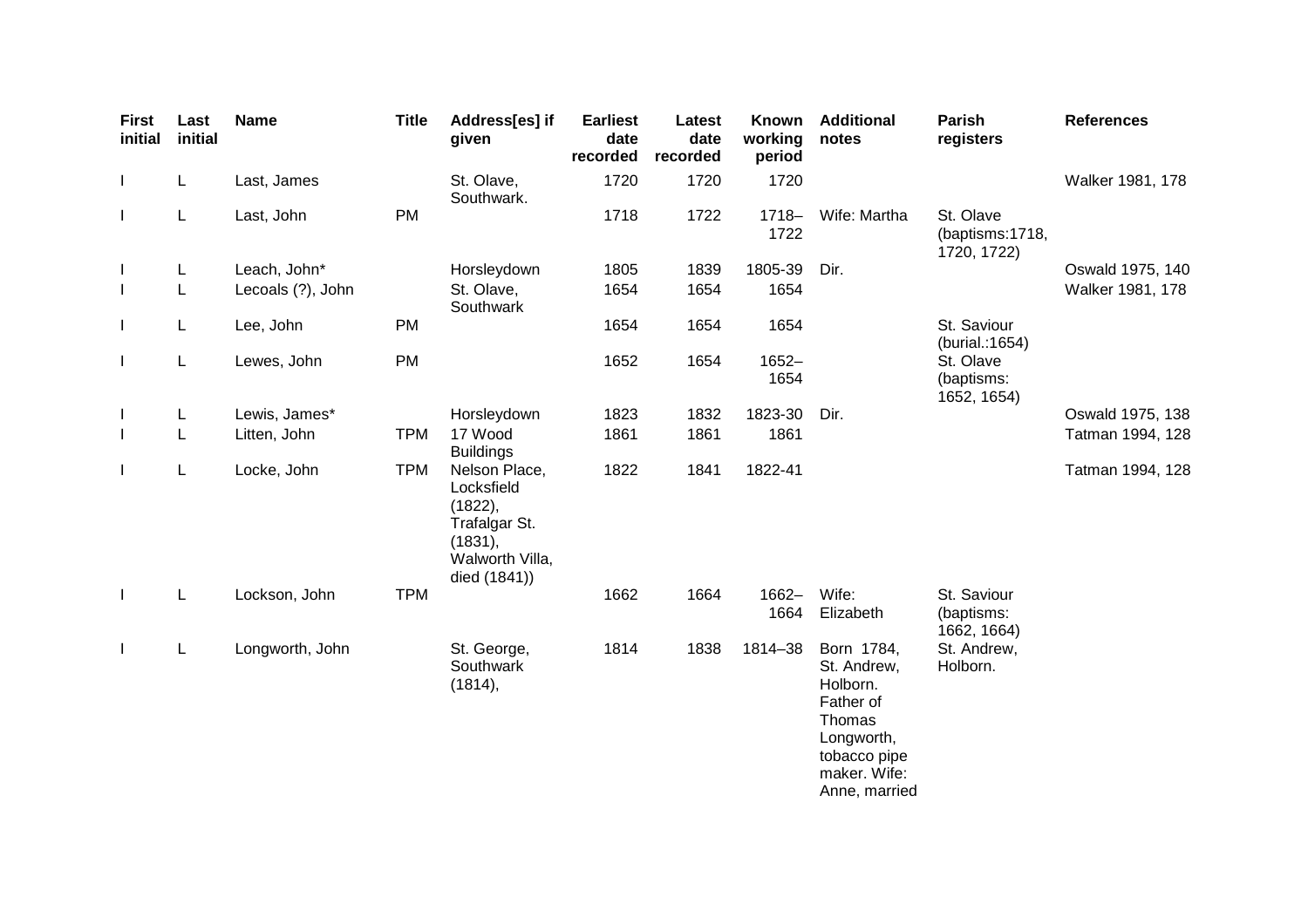| First initial | Last initial | Name | Title | Address[es] if given | Earliest date recorded | Latest date recorded | Known working period | Additional notes | Parish registers | References |
|---|---|---|---|---|---|---|---|---|---|---|
| I | L | Last, James | | St. Olave, Southwark. | 1720 | 1720 | 1720 | | | Walker 1981, 178 |
| I | L | Last, John | PM | | 1718 | 1722 | 1718–1722 | Wife: Martha | St. Olave (baptisms:1718, 1720, 1722) | |
| I | L | Leach, John* | | Horsleydown | 1805 | 1839 | 1805-39 | Dir. | | Oswald 1975, 140 |
| I | L | Lecoals (?), John | | St. Olave, Southwark | 1654 | 1654 | 1654 | | | Walker 1981, 178 |
| I | L | Lee, John | PM | | 1654 | 1654 | 1654 | | St. Saviour (burial.:1654) | |
| I | L | Lewes, John | PM | | 1652 | 1654 | 1652–1654 | | St. Olave (baptisms: 1652, 1654) | |
| I | L | Lewis, James* | | Horsleydown | 1823 | 1832 | 1823-30 | Dir. | | Oswald 1975, 138 |
| I | L | Litten, John | TPM | 17 Wood Buildings | 1861 | 1861 | 1861 | | | Tatman 1994, 128 |
| I | L | Locke, John | TPM | Nelson Place, Locksfield (1822), Trafalgar St. (1831), Walworth Villa, died (1841)) | 1822 | 1841 | 1822-41 | | | Tatman 1994, 128 |
| I | L | Lockson, John | TPM | | 1662 | 1664 | 1662–1664 | Wife: Elizabeth | St. Saviour (baptisms: 1662, 1664) | |
| I | L | Longworth, John | | St. George, Southwark (1814), | 1814 | 1838 | 1814–38 | Born 1784, St. Andrew, Holborn. Father of Thomas Longworth, tobacco pipe maker. Wife: Anne, married | St. Andrew, Holborn. | |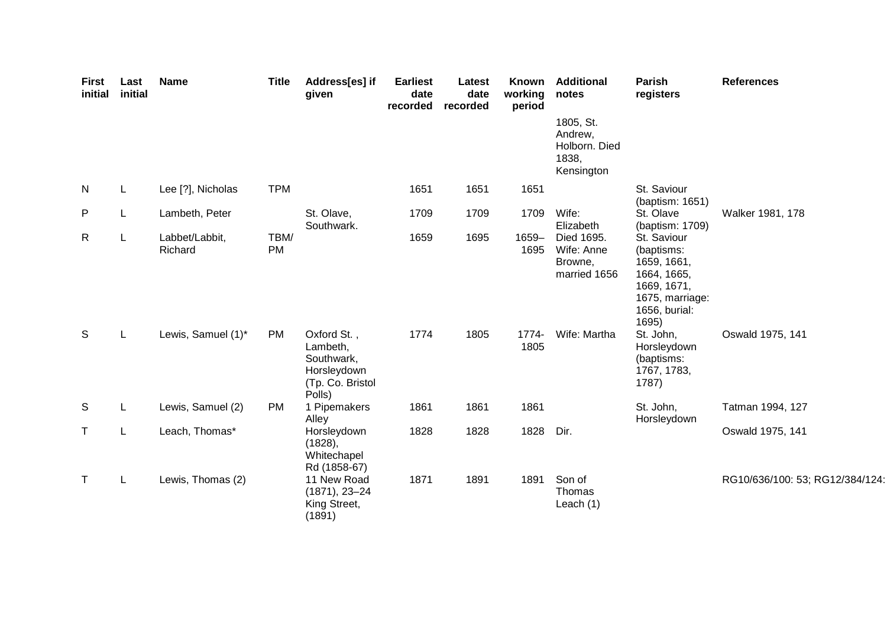| First initial | Last initial | Name | Title | Address[es] if given | Earliest date recorded | Latest date recorded | Known working period | Additional notes | Parish registers | References |
|---|---|---|---|---|---|---|---|---|---|---|
| | | | | | | | | 1805, St. Andrew, Holborn. Died 1838, Kensington | | |
| N | L | Lee [?], Nicholas | TPM | | 1651 | 1651 | 1651 | | St. Saviour (baptism: 1651) | |
| P | L | Lambeth, Peter | | St. Olave, Southwark. | 1709 | 1709 | 1709 | Wife: Elizabeth | St. Olave (baptism: 1709) | Walker 1981, 178 |
| R | L | Labbet/Labbit, Richard | TBM/ PM | | 1659 | 1695 | 1659–1695 | Died 1695. Wife: Anne Browne, married 1656 | St. Saviour (baptisms: 1659, 1661, 1664, 1665, 1669, 1671, 1675, marriage: 1656, burial: 1695) | |
| S | L | Lewis, Samuel (1)* | PM | Oxford St. , Lambeth, Southwark, Horsleydown (Tp. Co. Bristol Polls) | 1774 | 1805 | 1774-1805 | Wife: Martha | St. John, Horsleydown (baptisms: 1767, 1783, 1787) | Oswald 1975, 141 |
| S | L | Lewis, Samuel (2) | PM | 1 Pipemakers Alley | 1861 | 1861 | 1861 | | St. John, Horsleydown | Tatman 1994, 127 |
| T | L | Leach, Thomas* | | Horsleydown (1828), Whitechapel Rd (1858-67) | 1828 | 1828 | 1828 | Dir. | | Oswald 1975, 141 |
| T | L | Lewis, Thomas (2) | | 11 New Road (1871), 23–24 King Street, (1891) | 1871 | 1891 | 1891 | Son of Thomas Leach (1) | | RG10/636/100: 53; RG12/384/124: |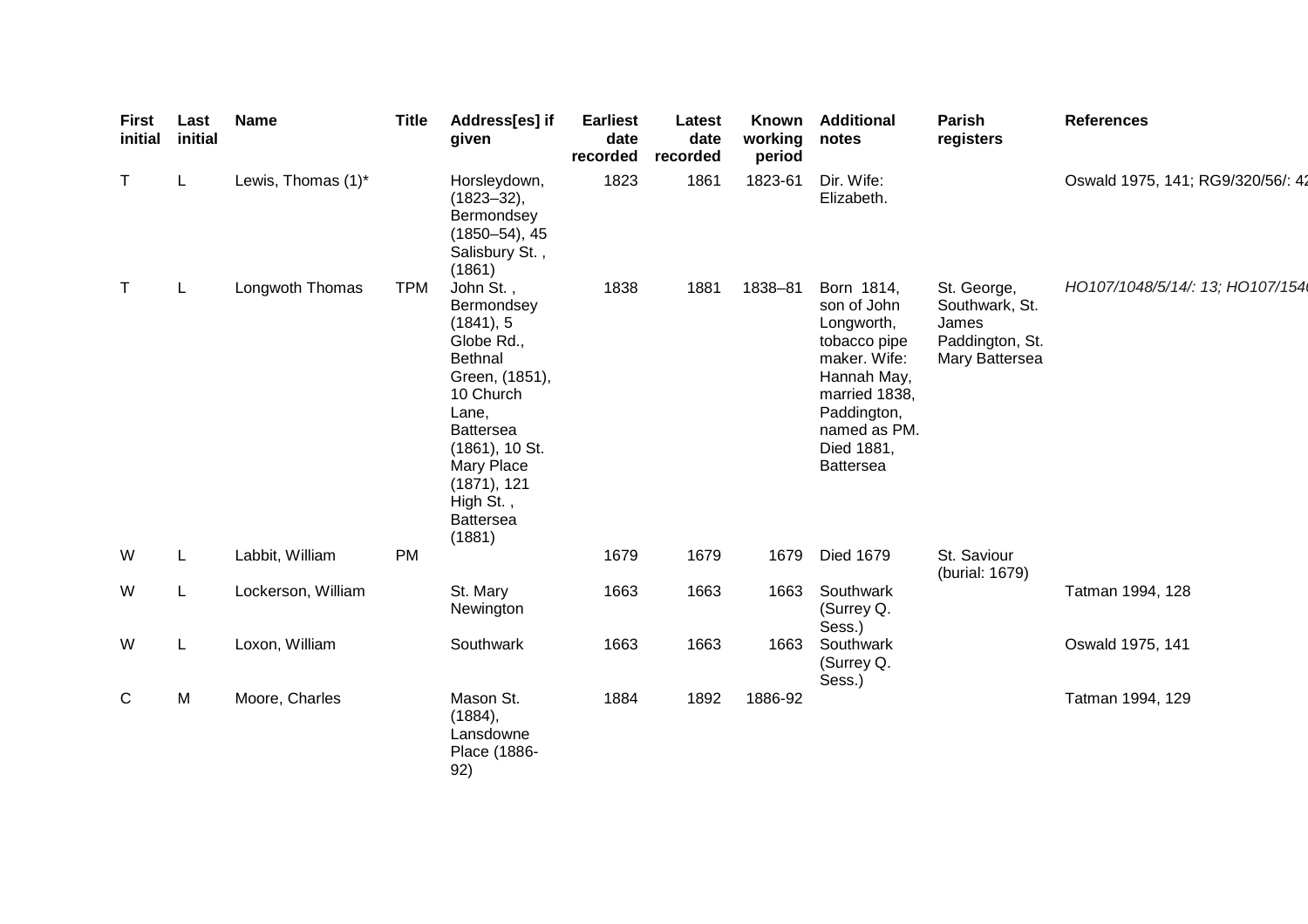| First initial | Last initial | Name | Title | Address[es] if given | Earliest date recorded | Latest date recorded | Known working period | Additional notes | Parish registers | References |
|---|---|---|---|---|---|---|---|---|---|---|
| T | L | Lewis, Thomas (1)* | | Horsleydown, (1823–32), Bermondsey (1850–54), 45 Salisbury St. , (1861) | 1823 | 1861 | 1823-61 | Dir. Wife: Elizabeth. | | Oswald 1975, 141; RG9/320/56/: 42 |
| T | L | Longwoth Thomas | TPM | John St. , Bermondsey (1841), 5 Globe Rd., Bethnal Green, (1851), 10 Church Lane, Battersea (1861), 10 St. Mary Place (1871), 121 High St. , Battersea (1881) | 1838 | 1881 | 1838–81 | Born 1814, son of John Longworth, tobacco pipe maker. Wife: Hannah May, married 1838, Paddington, named as PM. Died 1881, Battersea | St. George, Southwark, St. James Paddington, St. Mary Battersea | *HO107/1048/5/14/: 13; HO107/154* |
| W | L | Labbit, William | PM | | 1679 | 1679 | 1679 | Died 1679 | St. Saviour (burial: 1679) | |
| W | L | Lockerson, William | | St. Mary Newington | 1663 | 1663 | 1663 | Southwark (Surrey Q. Sess.) | | Tatman 1994, 128 |
| W | L | Loxon, William | | Southwark | 1663 | 1663 | 1663 | Southwark (Surrey Q. Sess.) | | Oswald 1975, 141 |
| C | M | Moore, Charles | | Mason St. (1884), Lansdowne Place (1886-92) | 1884 | 1892 | 1886-92 | | | Tatman 1994, 129 |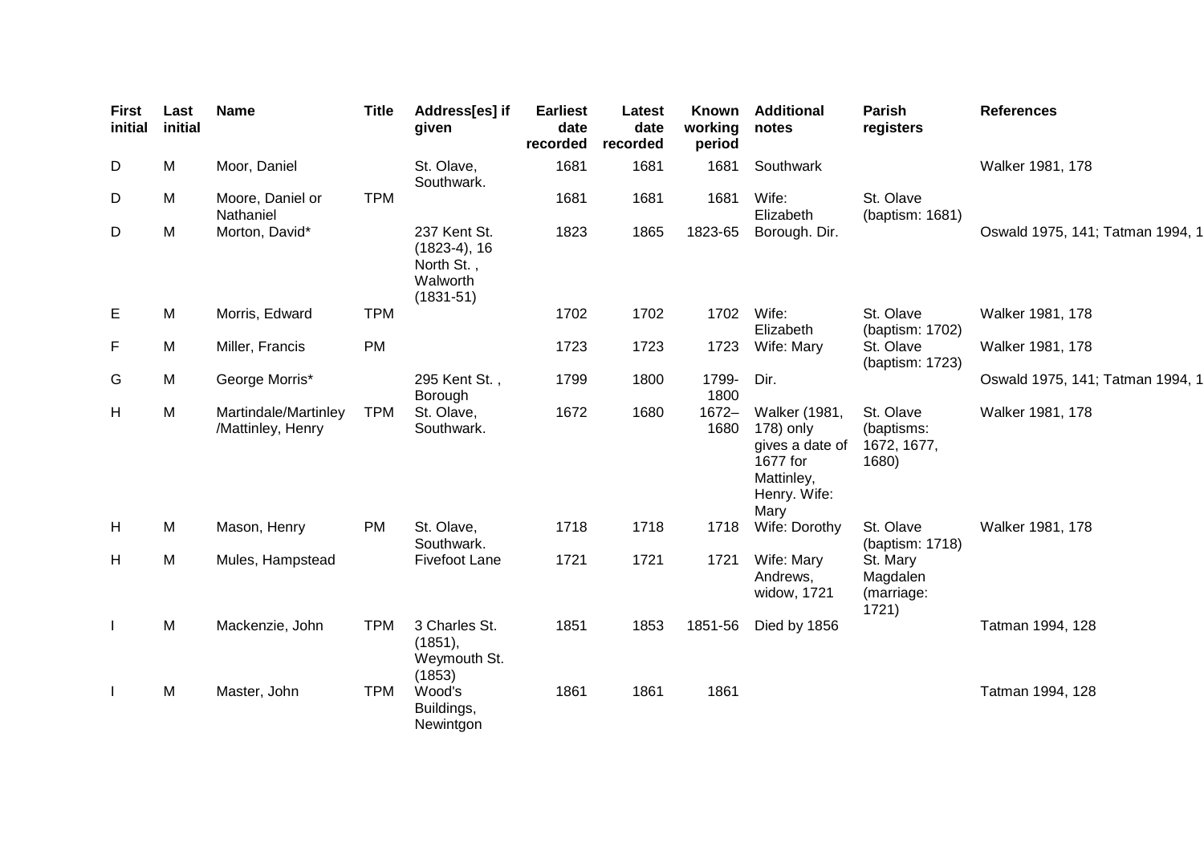| First initial | Last initial | Name | Title | Address[es] if given | Earliest date recorded | Latest date recorded | Known working period | Additional notes | Parish registers | References |
|---|---|---|---|---|---|---|---|---|---|---|
| D | M | Moor, Daniel | | St. Olave, Southwark. | 1681 | 1681 | 1681 | Southwark | | Walker 1981, 178 |
| D | M | Moore, Daniel or Nathaniel | TPM | | 1681 | 1681 | 1681 | Wife: Elizabeth | St. Olave (baptism: 1681) | |
| D | M | Morton, David* | | 237 Kent St. (1823-4), 16 North St. , Walworth (1831-51) | 1823 | 1865 | 1823-65 | Borough. Dir. | | Oswald 1975, 141; Tatman 1994, 1 |
| E | M | Morris, Edward | TPM | | 1702 | 1702 | 1702 | Wife: Elizabeth | St. Olave (baptism: 1702) | Walker 1981, 178 |
| F | M | Miller, Francis | PM | | 1723 | 1723 | 1723 | Wife: Mary | St. Olave (baptism: 1723) | Walker 1981, 178 |
| G | M | George Morris* | | 295 Kent St. , Borough | 1799 | 1800 | 1799-1800 | Dir. | | Oswald 1975, 141; Tatman 1994, 1 |
| H | M | Martindale/Martinley /Mattinley, Henry | TPM | St. Olave, Southwark. | 1672 | 1680 | 1672–1680 | Walker (1981, 178) only gives a date of 1677 for Mattinley, Henry. Wife: Mary | St. Olave (baptisms: 1672, 1677, 1680) | Walker 1981, 178 |
| H | M | Mason, Henry | PM | St. Olave, Southwark. | 1718 | 1718 | 1718 | Wife: Dorothy | St. Olave (baptism: 1718) | Walker 1981, 178 |
| H | M | Mules, Hampstead | | Fivefoot Lane | 1721 | 1721 | 1721 | Wife: Mary Andrews, widow, 1721 | St. Mary Magdalen (marriage: 1721) | |
| I | M | Mackenzie, John | TPM | 3 Charles St. (1851), Weymouth St. (1853) | 1851 | 1853 | 1851-56 | Died by 1856 | | Tatman 1994, 128 |
| I | M | Master, John | TPM | Wood's Buildings, Newintgon | 1861 | 1861 | 1861 | | | Tatman 1994, 128 |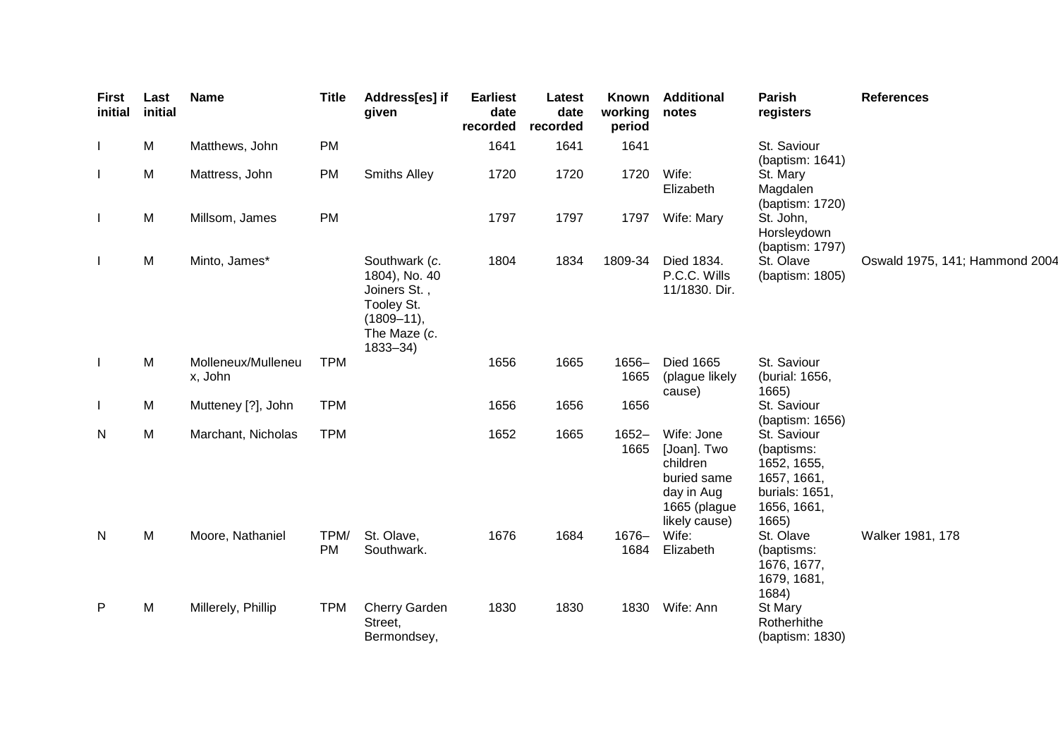| First initial | Last initial | Name | Title | Address[es] if given | Earliest date recorded | Latest date recorded | Known working period | Additional notes | Parish registers | References |
|---|---|---|---|---|---|---|---|---|---|---|
| I | M | Matthews, John | PM | | 1641 | 1641 | 1641 | | St. Saviour (baptism: 1641) | |
| I | M | Mattress, John | PM | Smiths Alley | 1720 | 1720 | 1720 | Wife: Elizabeth | St. Mary Magdalen (baptism: 1720) | |
| I | M | Millsom, James | PM | | 1797 | 1797 | 1797 | Wife: Mary | St. John, Horsleydown (baptism: 1797) | |
| I | M | Minto, James* | | Southwark (*c.* 1804), No. 40 Joiners St. , Tooley St. (1809–11), The Maze (*c.* 1833–34) | 1804 | 1834 | 1809-34 | Died 1834. P.C.C. Wills 11/1830. Dir. | St. Olave (baptism: 1805) | Oswald 1975, 141; Hammond 2004 |
| I | M | Molleneux/Mulleneux, John | TPM | | 1656 | 1665 | 1656–1665 | Died 1665 (plague likely cause) | St. Saviour (burial: 1656, 1665) | |
| I | M | Mutteney [?], John | TPM | | 1656 | 1656 | 1656 | | St. Saviour (baptism: 1656) | |
| N | M | Marchant, Nicholas | TPM | | 1652 | 1665 | 1652–1665 | Wife: Jone [Joan]. Two children buried same day in Aug 1665 (plague likely cause) | St. Saviour (baptisms: 1652, 1655, 1657, 1661, burials: 1651, 1656, 1661, 1665) | |
| N | M | Moore, Nathaniel | TPM/PM | St. Olave, Southwark. | 1676 | 1684 | 1676–1684 | Wife: Elizabeth | St. Olave (baptisms: 1676, 1677, 1679, 1681, 1684) | Walker 1981, 178 |
| P | M | Millerely, Phillip | TPM | Cherry Garden Street, Bermondsey, | 1830 | 1830 | 1830 | Wife: Ann | St Mary Rotherhithe (baptism: 1830) | |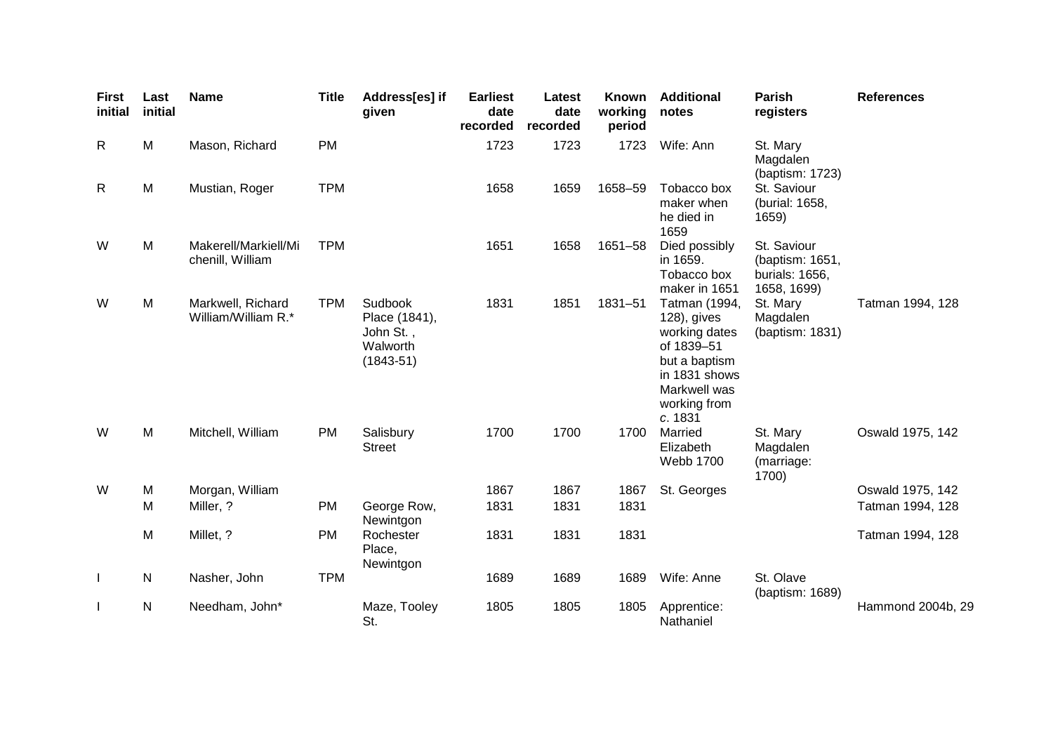| First initial | Last initial | Name | Title | Address[es] if given | Earliest date recorded | Latest date recorded | Known working period | Additional notes | Parish registers | References |
|---|---|---|---|---|---|---|---|---|---|---|
| R | M | Mason, Richard | PM | | 1723 | 1723 | 1723 | Wife: Ann | St. Mary Magdalen (baptism: 1723) | |
| R | M | Mustian, Roger | TPM | | 1658 | 1659 | 1658–59 | Tobacco box maker when he died in 1659 | St. Saviour (burial: 1658, 1659) | |
| W | M | Makerell/Markiell/Michenill, William | TPM | | 1651 | 1658 | 1651–58 | Died possibly in 1659. Tobacco box maker in 1651 | St. Saviour (baptism: 1651, burials: 1656, 1658, 1699) | |
| W | M | Markwell, Richard William/William R.* | TPM | Sudbook Place (1841), John St., Walworth (1843-51) | 1831 | 1851 | 1831–51 | Tatman (1994, 128), gives working dates of 1839–51 but a baptism in 1831 shows Markwell was working from *c.* 1831 | St. Mary Magdalen (baptism: 1831) | Tatman 1994, 128 |
| W | M | Mitchell, William | PM | Salisbury Street | 1700 | 1700 | 1700 | Married Elizabeth Webb 1700 | St. Mary Magdalen (marriage: 1700) | Oswald 1975, 142 |
| W | M | Morgan, William | | | 1867 | 1867 | 1867 | St. Georges | | Oswald 1975, 142 |
| | M | Miller, ? | PM | George Row, Newintgon | 1831 | 1831 | 1831 | | | Tatman 1994, 128 |
| | M | Millet, ? | PM | Rochester Place, Newintgon | 1831 | 1831 | 1831 | | | Tatman 1994, 128 |
| I | N | Nasher, John | TPM | | 1689 | 1689 | 1689 | Wife: Anne | St. Olave (baptism: 1689) | |
| I | N | Needham, John* | | Maze, Tooley St. | 1805 | 1805 | 1805 | Apprentice: Nathaniel | | Hammond 2004b, 29 |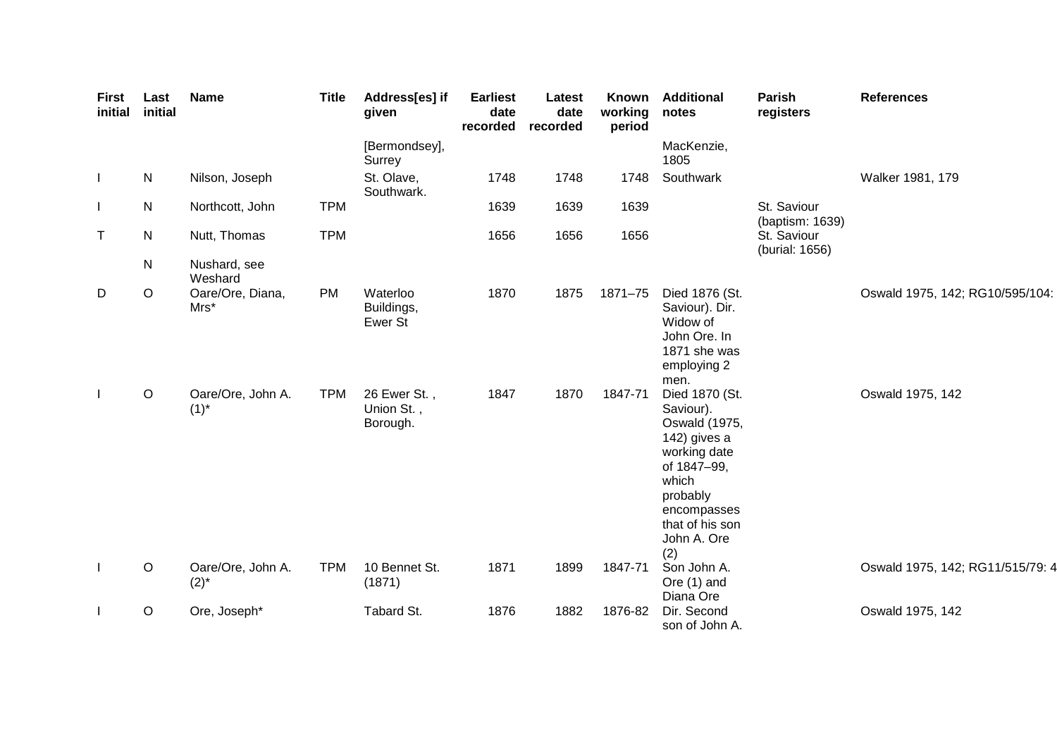| First initial | Last initial | Name | Title | Address[es] if given | Earliest date recorded | Latest date recorded | Known working period | Additional notes | Parish registers | References |
|---|---|---|---|---|---|---|---|---|---|---|
| | | | | [Bermondsey], Surrey | | | | MacKenzie, 1805 | | |
| I | N | Nilson, Joseph | | St. Olave, Southwark. | 1748 | 1748 | 1748 | Southwark | | Walker 1981, 179 |
| I | N | Northcott, John | TPM | | 1639 | 1639 | 1639 | | St. Saviour (baptism: 1639) | |
| T | N | Nutt, Thomas | TPM | | 1656 | 1656 | 1656 | | St. Saviour (burial: 1656) | |
| | N | Nushard, see Weshard | | | | | | | | |
| D | O | Oare/Ore, Diana, Mrs* | PM | Waterloo Buildings, Ewer St | 1870 | 1875 | 1871–75 | Died 1876 (St. Saviour). Dir. Widow of John Ore. In 1871 she was employing 2 men. | | Oswald 1975, 142; RG10/595/104: |
| I | O | Oare/Ore, John A. (1)* | TPM | 26 Ewer St. , Union St. , Borough. | 1847 | 1870 | 1847-71 | Died 1870 (St. Saviour). Oswald (1975, 142) gives a working date of 1847–99, which probably encompasses that of his son John A. Ore (2) | | Oswald 1975, 142 |
| I | O | Oare/Ore, John A. (2)* | TPM | 10 Bennet St. (1871) | 1871 | 1899 | 1847-71 | Son John A. Ore (1) and Diana Ore | | Oswald 1975, 142; RG11/515/79: 4 |
| I | O | Ore, Joseph* | | Tabard St. | 1876 | 1882 | 1876-82 | Dir. Second son of John A. | | Oswald 1975, 142 |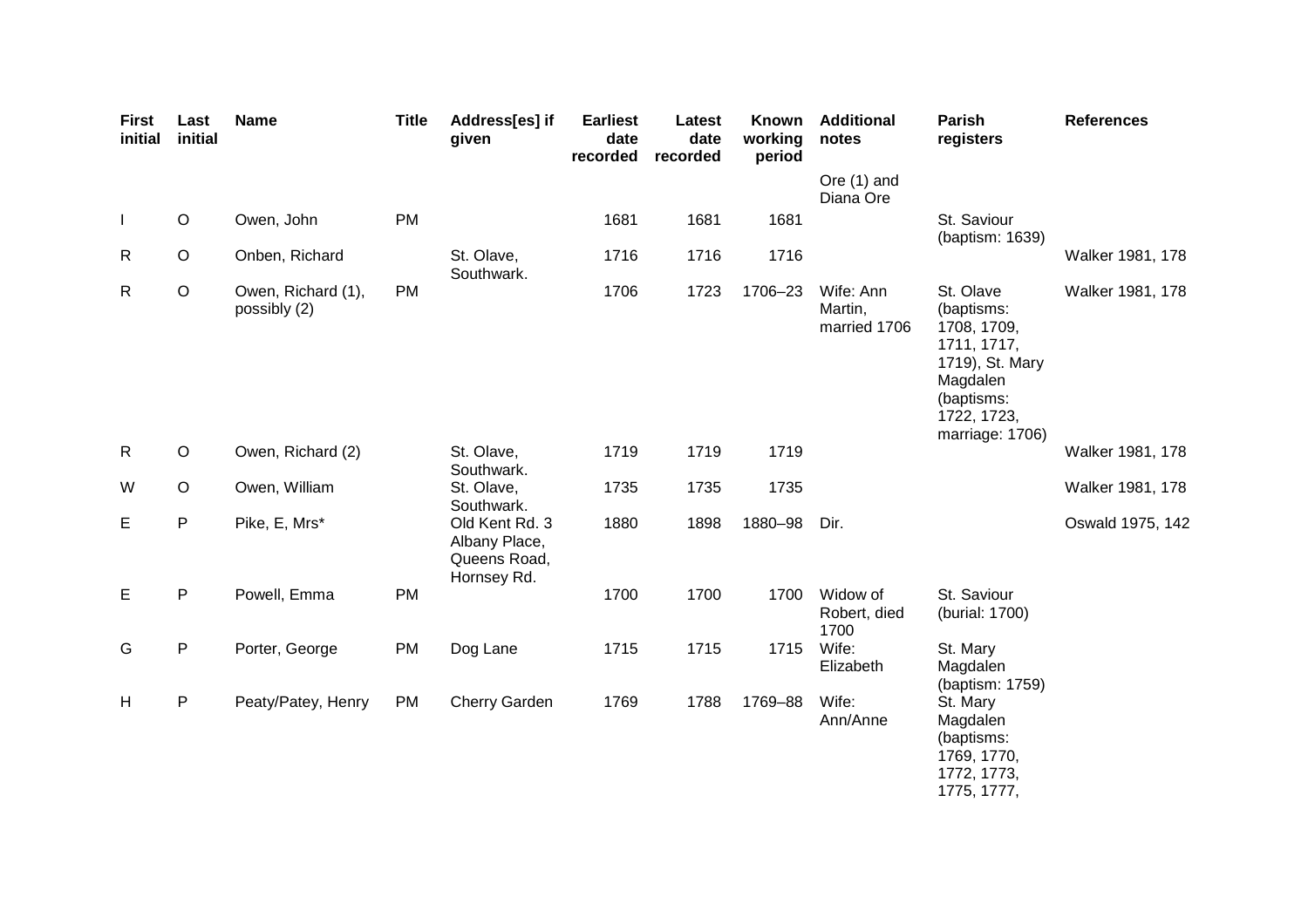| First initial | Last initial | Name | Title | Address[es] if given | Earliest date recorded | Latest date recorded | Known working period | Additional notes | Parish registers | References |
|---|---|---|---|---|---|---|---|---|---|---|
| | | | | | | | | Ore (1) and Diana Ore | | |
| I | O | Owen, John | PM | | 1681 | 1681 | 1681 | | St. Saviour (baptism: 1639) | |
| R | O | Onben, Richard | | St. Olave, Southwark. | 1716 | 1716 | 1716 | | | Walker 1981, 178 |
| R | O | Owen, Richard (1), possibly (2) | PM | | 1706 | 1723 | 1706–23 | Wife: Ann Martin, married 1706 | St. Olave (baptisms: 1708, 1709, 1711, 1717, 1719), St. Mary Magdalen (baptisms: 1722, 1723, marriage: 1706) | Walker 1981, 178 |
| R | O | Owen, Richard (2) | | St. Olave, Southwark. | 1719 | 1719 | 1719 | | | Walker 1981, 178 |
| W | O | Owen, William | | St. Olave, Southwark. | 1735 | 1735 | 1735 | | | Walker 1981, 178 |
| E | P | Pike, E, Mrs* | | Old Kent Rd. 3 Albany Place, Queens Road, Hornsey Rd. | 1880 | 1898 | 1880–98 | Dir. | | Oswald 1975, 142 |
| E | P | Powell, Emma | PM | | 1700 | 1700 | 1700 | Widow of Robert, died 1700 | St. Saviour (burial: 1700) | |
| G | P | Porter, George | PM | Dog Lane | 1715 | 1715 | 1715 | Wife: Elizabeth | St. Mary Magdalen (baptism: 1759) | |
| H | P | Peaty/Patey, Henry | PM | Cherry Garden | 1769 | 1788 | 1769–88 | Wife: Ann/Anne | St. Mary Magdalen (baptisms: 1769, 1770, 1772, 1773, 1775, 1777, | |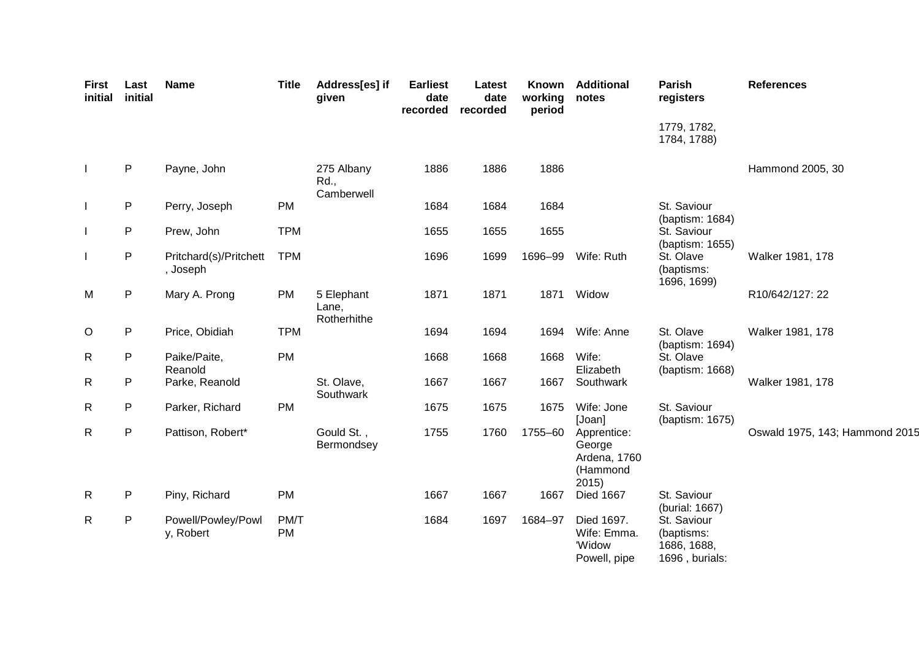| First initial | Last initial | Name | Title | Address[es] if given | Earliest date recorded | Latest date recorded | Known working period | Additional notes | Parish registers | References |
|---|---|---|---|---|---|---|---|---|---|---|
| | | | | | | | | | 1779, 1782, 1784, 1788) | |
| I | P | Payne, John | | 275 Albany Rd., Camberwell | 1886 | 1886 | 1886 | | | Hammond 2005, 30 |
| I | P | Perry, Joseph | PM | | 1684 | 1684 | 1684 | | St. Saviour (baptism: 1684) | |
| I | P | Prew, John | TPM | | 1655 | 1655 | 1655 | | St. Saviour (baptism: 1655) | |
| I | P | Pritchard(s)/Pritchett, Joseph | TPM | | 1696 | 1699 | 1696–99 | Wife: Ruth | St. Olave (baptisms: 1696, 1699) | Walker 1981, 178 |
| M | P | Mary A. Prong | PM | 5 Elephant Lane, Rotherhithe | 1871 | 1871 | 1871 | Widow | | R10/642/127: 22 |
| O | P | Price, Obidiah | TPM | | 1694 | 1694 | 1694 | Wife: Anne | St. Olave (baptism: 1694) | Walker 1981, 178 |
| R | P | Paike/Paite, Reanold | PM | | 1668 | 1668 | 1668 | Wife: Elizabeth | St. Olave (baptism: 1668) | |
| R | P | Parke, Reanold | | St. Olave, Southwark | 1667 | 1667 | 1667 | Southwark | | Walker 1981, 178 |
| R | P | Parker, Richard | PM | | 1675 | 1675 | 1675 | Wife: Jone [Joan] | St. Saviour (baptism: 1675) | |
| R | P | Pattison, Robert* | | Gould St., Bermondsey | 1755 | 1760 | 1755–60 | Apprentice: George Ardena, 1760 (Hammond 2015) | | Oswald 1975, 143; Hammond 2015 |
| R | P | Piny, Richard | PM | | 1667 | 1667 | 1667 | Died 1667 | St. Saviour (burial: 1667) | |
| R | P | Powell/Powley/Powly, Robert | PM/TPM | | 1684 | 1697 | 1684–97 | Died 1697. Wife: Emma. 'Widow Powell, pipe | St. Saviour (baptisms: 1686, 1688, 1696, burials: | |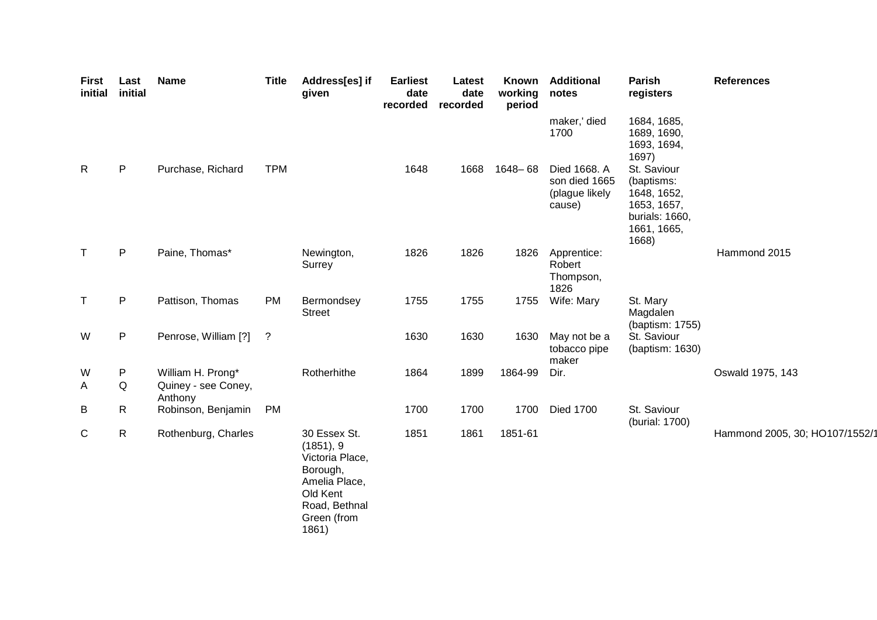| First initial | Last initial | Name | Title | Address[es] if given | Earliest date recorded | Latest date recorded | Known working period | Additional notes | Parish registers | References |
|---|---|---|---|---|---|---|---|---|---|---|
| | | | | | | | | maker,' died 1700 | 1684, 1685, 1689, 1690, 1693, 1694, 1697) | |
| R | P | Purchase, Richard | TPM | | 1648 | 1668 | 1648– 68 | Died 1668. A son died 1665 (plague likely cause) | St. Saviour (baptisms: 1648, 1652, 1653, 1657, burials: 1660, 1661, 1665, 1668) | |
| T | P | Paine, Thomas* | | Newington, Surrey | 1826 | 1826 | 1826 | Apprentice: Robert Thompson, 1826 | | Hammond 2015 |
| T | P | Pattison, Thomas | PM | Bermondsey Street | 1755 | 1755 | 1755 | Wife: Mary | St. Mary Magdalen (baptism: 1755) | |
| W | P | Penrose, William [?] | ? | | 1630 | 1630 | 1630 | May not be a tobacco pipe maker | St. Saviour (baptism: 1630) | |
| W | P | William H. Prong* | | Rotherhithe | 1864 | 1899 | 1864-99 | Dir. | | Oswald 1975, 143 |
| A | Q | Quiney - see Coney, Anthony | | | | | | | | |
| B | R | Robinson, Benjamin | PM | | 1700 | 1700 | 1700 | Died 1700 | St. Saviour (burial: 1700) | |
| C | R | Rothenburg, Charles | | 30 Essex St. (1851), 9 Victoria Place, Borough, Amelia Place, Old Kent Road, Bethnal Green (from 1861) | 1851 | 1861 | 1851-61 | | | Hammond 2005, 30; HO107/1552/1 |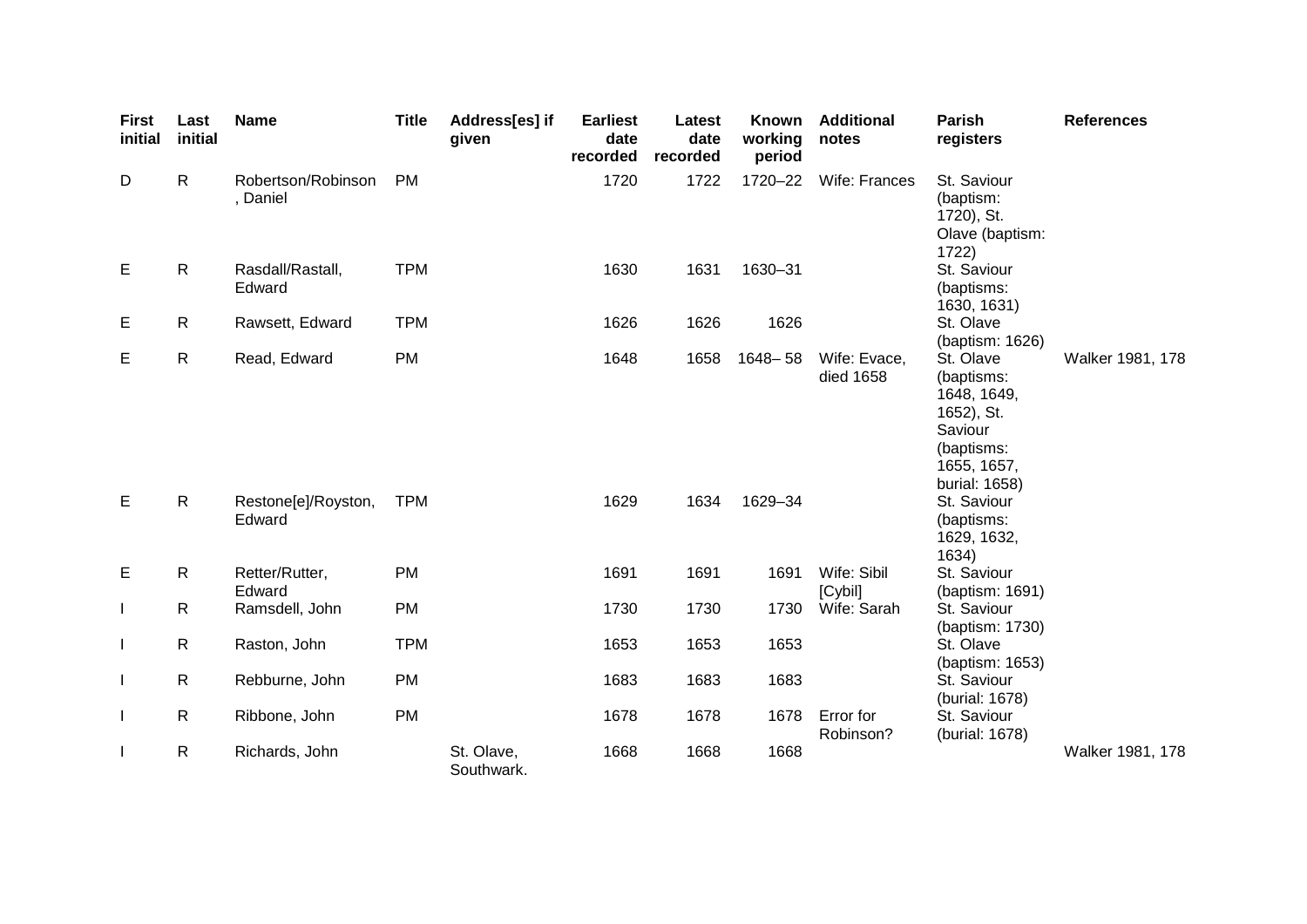| First initial | Last initial | Name | Title | Address[es] if given | Earliest date recorded | Latest date recorded | Known working period | Additional notes | Parish registers | References |
|---|---|---|---|---|---|---|---|---|---|---|
| D | R | Robertson/Robinson, Daniel | PM | | 1720 | 1722 | 1720–22 | Wife: Frances | St. Saviour (baptism: 1720), St. Olave (baptism: 1722) | |
| E | R | Rasdall/Rastall, Edward | TPM | | 1630 | 1631 | 1630–31 | | St. Saviour (baptisms: 1630, 1631) | |
| E | R | Rawsett, Edward | TPM | | 1626 | 1626 | 1626 | | St. Olave (baptism: 1626) | |
| E | R | Read, Edward | PM | | 1648 | 1658 | 1648– 58 | Wife: Evace, died 1658 | St. Olave (baptisms: 1648, 1649, 1652), St. Saviour (baptisms: 1655, 1657, burial: 1658) | Walker 1981, 178 |
| E | R | Restone[e]/Royston, Edward | TPM | | 1629 | 1634 | 1629–34 | | St. Saviour (baptisms: 1629, 1632, 1634) | |
| E | R | Retter/Rutter, Edward | PM | | 1691 | 1691 | 1691 | Wife: Sibil [Cybil] | St. Saviour (baptism: 1691) | |
| I | R | Ramsdell, John | PM | | 1730 | 1730 | 1730 | Wife: Sarah | St. Saviour (baptism: 1730) | |
| I | R | Raston, John | TPM | | 1653 | 1653 | 1653 | | St. Olave (baptism: 1653) | |
| I | R | Rebburne, John | PM | | 1683 | 1683 | 1683 | | St. Saviour (burial: 1678) | |
| I | R | Ribbone, John | PM | | 1678 | 1678 | 1678 | Error for Robinson? | St. Saviour (burial: 1678) | |
| I | R | Richards, John | | St. Olave, Southwark. | 1668 | 1668 | 1668 | | | Walker 1981, 178 |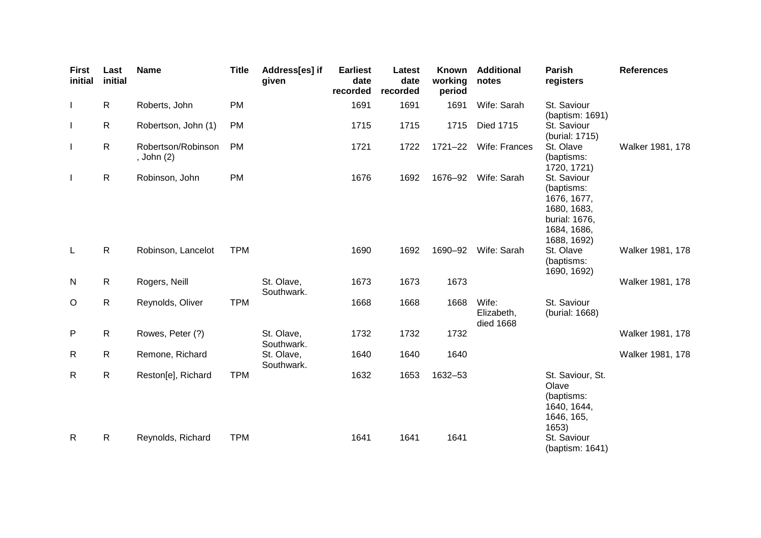| First initial | Last initial | Name | Title | Address[es] if given | Earliest date recorded | Latest date recorded | Known working period | Additional notes | Parish registers | References |
|---|---|---|---|---|---|---|---|---|---|---|
| I | R | Roberts, John | PM | | 1691 | 1691 | 1691 | Wife: Sarah | St. Saviour (baptism: 1691) | |
| I | R | Robertson, John (1) | PM | | 1715 | 1715 | 1715 | Died 1715 | St. Saviour (burial: 1715) | |
| I | R | Robertson/Robinson, John (2) | PM | | 1721 | 1722 | 1721–22 | Wife: Frances | St. Olave (baptisms: 1720, 1721) | Walker 1981, 178 |
| I | R | Robinson, John | PM | | 1676 | 1692 | 1676–92 | Wife: Sarah | St. Saviour (baptisms: 1676, 1677, 1680, 1683, burial: 1676, 1684, 1686, 1688, 1692) | |
| L | R | Robinson, Lancelot | TPM | | 1690 | 1692 | 1690–92 | Wife: Sarah | St. Olave (baptisms: 1690, 1692) | Walker 1981, 178 |
| N | R | Rogers, Neill | | St. Olave, Southwark. | 1673 | 1673 | 1673 | | | Walker 1981, 178 |
| O | R | Reynolds, Oliver | TPM | | 1668 | 1668 | 1668 | Wife: Elizabeth, died 1668 | St. Saviour (burial: 1668) | |
| P | R | Rowes, Peter (?) | | St. Olave, Southwark. | 1732 | 1732 | 1732 | | | Walker 1981, 178 |
| R | R | Remone, Richard | | St. Olave, Southwark. | 1640 | 1640 | 1640 | | | Walker 1981, 178 |
| R | R | Reston[e], Richard | TPM | | 1632 | 1653 | 1632–53 | | St. Saviour, St. Olave (baptisms: 1640, 1644, 1646, 165, 1653) | |
| R | R | Reynolds, Richard | TPM | | 1641 | 1641 | 1641 | | St. Saviour (baptism: 1641) | |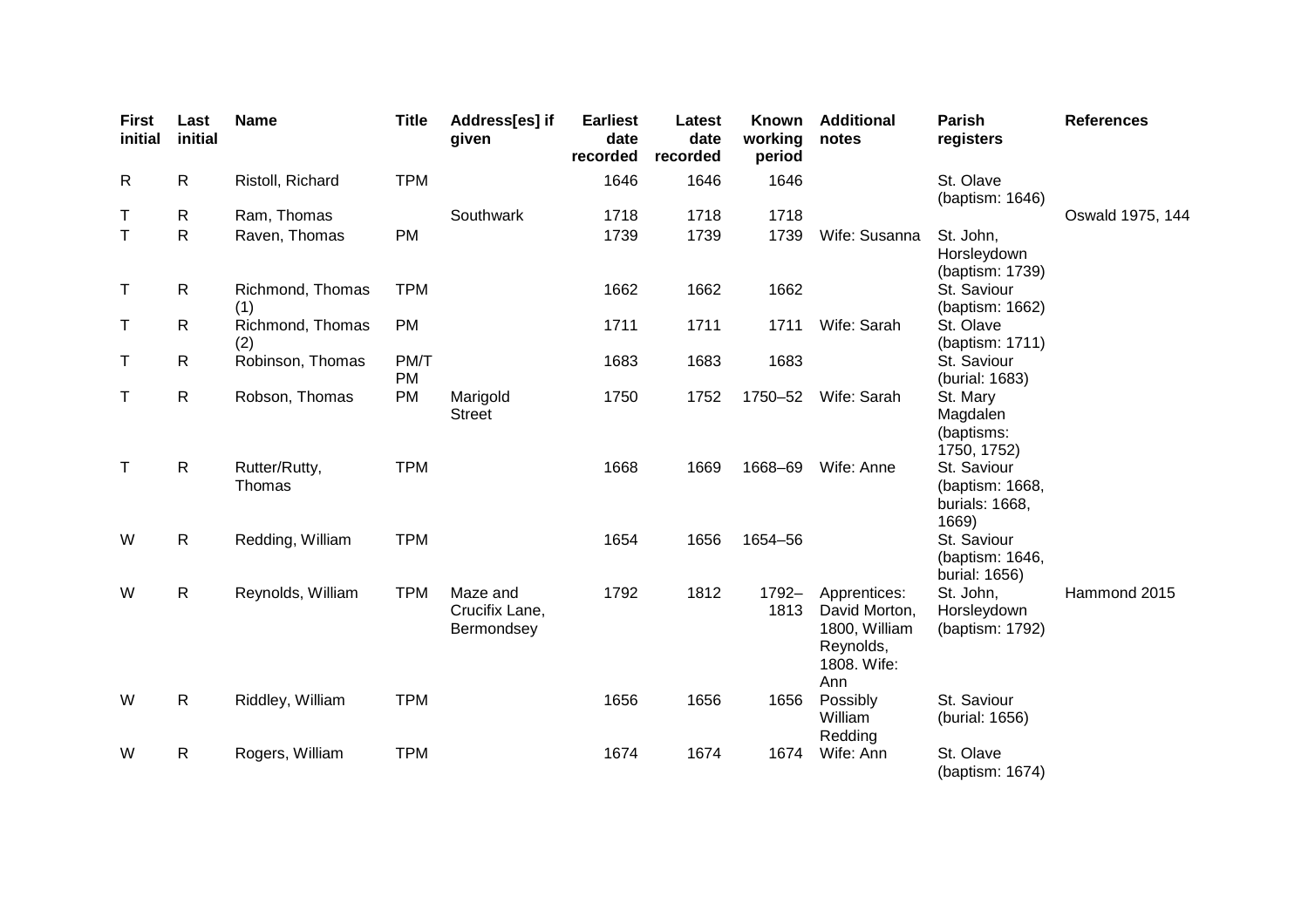| First initial | Last initial | Name | Title | Address[es] if given | Earliest date recorded | Latest date recorded | Known working period | Additional notes | Parish registers | References |
|---|---|---|---|---|---|---|---|---|---|---|
| R | R | Ristoll, Richard | TPM | | 1646 | 1646 | 1646 | | St. Olave (baptism: 1646) | |
| T | R | Ram, Thomas | | Southwark | 1718 | 1718 | 1718 | | | Oswald 1975, 144 |
| T | R | Raven, Thomas | PM | | 1739 | 1739 | 1739 | Wife: Susanna | St. John, Horsleydown (baptism: 1739) | |
| T | R | Richmond, Thomas (1) | TPM | | 1662 | 1662 | 1662 | | St. Saviour (baptism: 1662) | |
| T | R | Richmond, Thomas (2) | PM | | 1711 | 1711 | 1711 | Wife: Sarah | St. Olave (baptism: 1711) | |
| T | R | Robinson, Thomas | PM/TPM | | 1683 | 1683 | 1683 | | St. Saviour (burial: 1683) | |
| T | R | Robson, Thomas | PM | Marigold Street | 1750 | 1752 | 1750–52 | Wife: Sarah | St. Mary Magdalen (baptisms: 1750, 1752) | |
| T | R | Rutter/Rutty, Thomas | TPM | | 1668 | 1669 | 1668–69 | Wife: Anne | St. Saviour (baptism: 1668, burials: 1668, 1669) | |
| W | R | Redding, William | TPM | | 1654 | 1656 | 1654–56 | | St. Saviour (baptism: 1646, burial: 1656) | |
| W | R | Reynolds, William | TPM | Maze and Crucifix Lane, Bermondsey | 1792 | 1812 | 1792–1813 | Apprentices: David Morton, 1800, William Reynolds, 1808. Wife: Ann | St. John, Horsleydown (baptism: 1792) | Hammond 2015 |
| W | R | Riddley, William | TPM | | 1656 | 1656 | 1656 | Possibly William Redding | St. Saviour (burial: 1656) | |
| W | R | Rogers, William | TPM | | 1674 | 1674 | 1674 | Wife: Ann | St. Olave (baptism: 1674) | |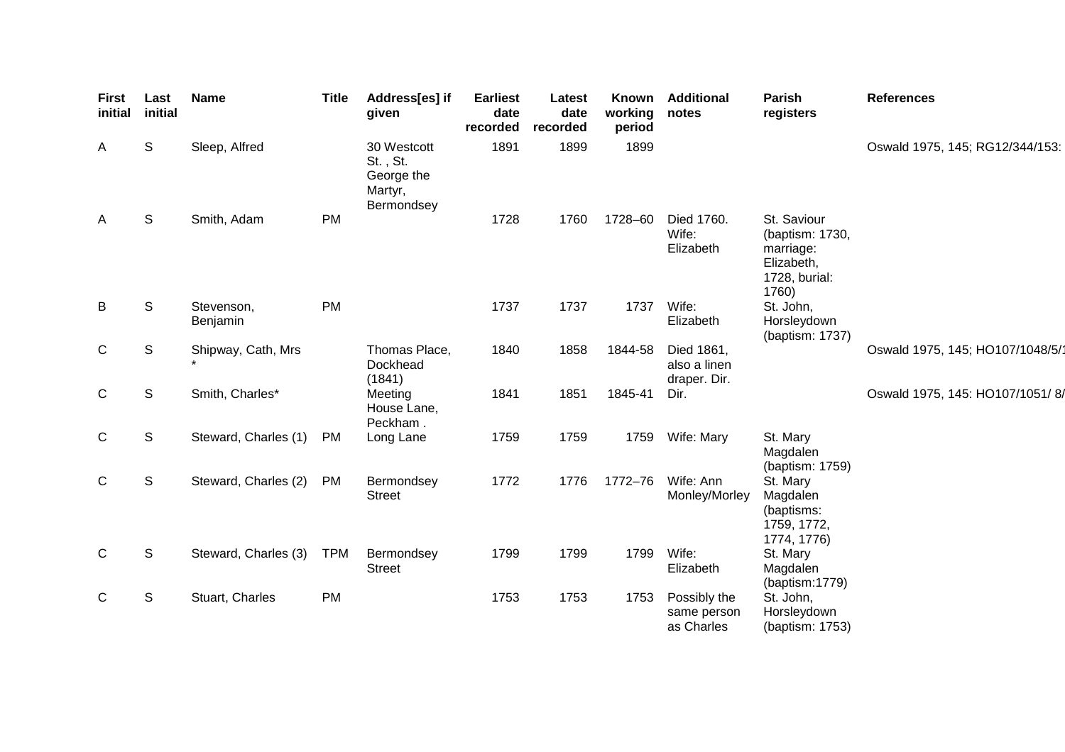| First initial | Last initial | Name | Title | Address[es] if given | Earliest date recorded | Latest date recorded | Known working period | Additional notes | Parish registers | References |
|---|---|---|---|---|---|---|---|---|---|---|
| A | S | Sleep, Alfred | | 30 Westcott St. , St. George the Martyr, Bermondsey | 1891 | 1899 | 1899 | | | Oswald 1975, 145; RG12/344/153: |
| A | S | Smith, Adam | PM | | 1728 | 1760 | 1728–60 | Died 1760. Wife: Elizabeth | St. Saviour (baptism: 1730, marriage: Elizabeth, 1728, burial: 1760) | |
| B | S | Stevenson, Benjamin | PM | | 1737 | 1737 | 1737 | Wife: Elizabeth | St. John, Horsleydown (baptism: 1737) | |
| C | S | Shipway, Cath, Mrs * | | Thomas Place, Dockhead (1841) | 1840 | 1858 | 1844-58 | Died 1861, also a linen draper. Dir. | | Oswald 1975, 145; HO107/1048/5/1 |
| C | S | Smith, Charles* | | Meeting House Lane, Peckham . | 1841 | 1851 | 1845-41 | Dir. | | Oswald 1975, 145: HO107/1051/ 8/ |
| C | S | Steward, Charles (1) | PM | Long Lane | 1759 | 1759 | 1759 | Wife: Mary | St. Mary Magdalen (baptism: 1759) | |
| C | S | Steward, Charles (2) | PM | Bermondsey Street | 1772 | 1776 | 1772–76 | Wife: Ann Monley/Morley | St. Mary Magdalen (baptisms: 1759, 1772, 1774, 1776) | |
| C | S | Steward, Charles (3) | TPM | Bermondsey Street | 1799 | 1799 | 1799 | Wife: Elizabeth | St. Mary Magdalen (baptism:1779) | |
| C | S | Stuart, Charles | PM | | 1753 | 1753 | 1753 | Possibly the same person as Charles | St. John, Horsleydown (baptism: 1753) | |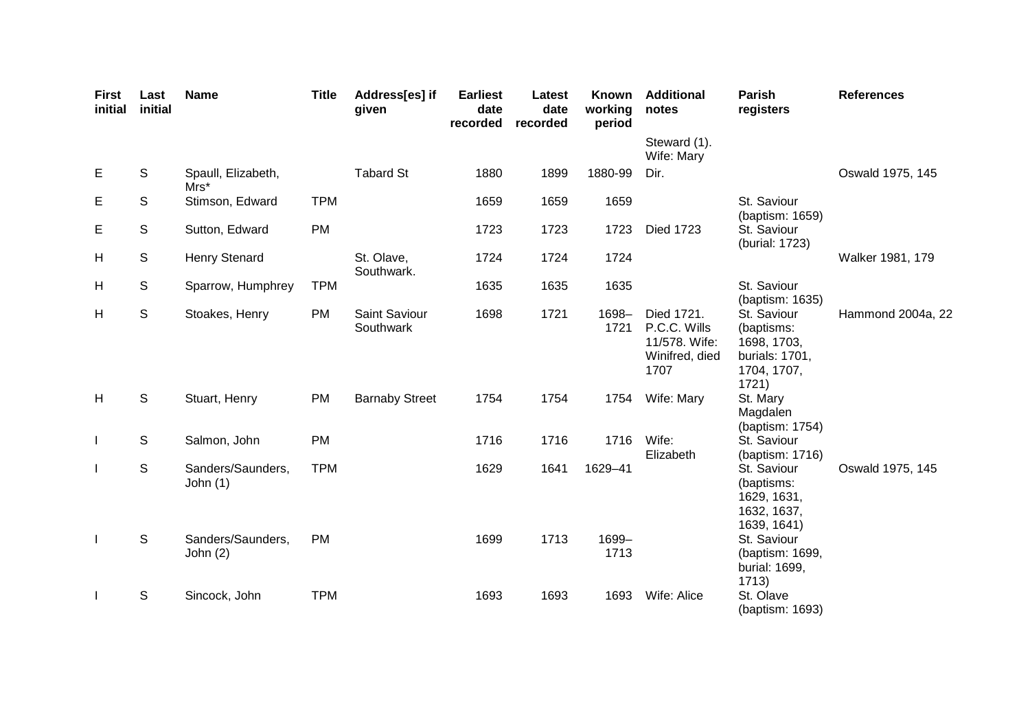| First initial | Last initial | Name | Title | Address[es] if given | Earliest date recorded | Latest date recorded | Known working period | Additional notes | Parish registers | References |
|---|---|---|---|---|---|---|---|---|---|---|
| | | | | | | | | Steward (1). Wife: Mary | | |
| E | S | Spaull, Elizabeth, Mrs* | | Tabard St | 1880 | 1899 | 1880-99 | Dir. | | Oswald 1975, 145 |
| E | S | Stimson, Edward | TPM | | 1659 | 1659 | 1659 | | St. Saviour (baptism: 1659) | |
| E | S | Sutton, Edward | PM | | 1723 | 1723 | 1723 | Died 1723 | St. Saviour (burial: 1723) | |
| H | S | Henry Stenard | | St. Olave, Southwark. | 1724 | 1724 | 1724 | | | Walker 1981, 179 |
| H | S | Sparrow, Humphrey | TPM | | 1635 | 1635 | 1635 | | St. Saviour (baptism: 1635) | |
| H | S | Stoakes, Henry | PM | Saint Saviour Southwark | 1698 | 1721 | 1698–1721 | Died 1721. P.C.C. Wills 11/578. Wife: Winifred, died 1707 | St. Saviour (baptisms: 1698, 1703, burials: 1701, 1704, 1707, 1721) | Hammond 2004a, 22 |
| H | S | Stuart, Henry | PM | Barnaby Street | 1754 | 1754 | 1754 | Wife: Mary | St. Mary Magdalen (baptism: 1754) | |
| I | S | Salmon, John | PM | | 1716 | 1716 | 1716 | Wife: Elizabeth | St. Saviour (baptism: 1716) | |
| I | S | Sanders/Saunders, John (1) | TPM | | 1629 | 1641 | 1629–41 | | St. Saviour (baptisms: 1629, 1631, 1632, 1637, 1639, 1641) | Oswald 1975, 145 |
| I | S | Sanders/Saunders, John (2) | PM | | 1699 | 1713 | 1699–1713 | | St. Saviour (baptism: 1699, burial: 1699, 1713) | |
| I | S | Sincock, John | TPM | | 1693 | 1693 | 1693 | Wife: Alice | St. Olave (baptism: 1693) | |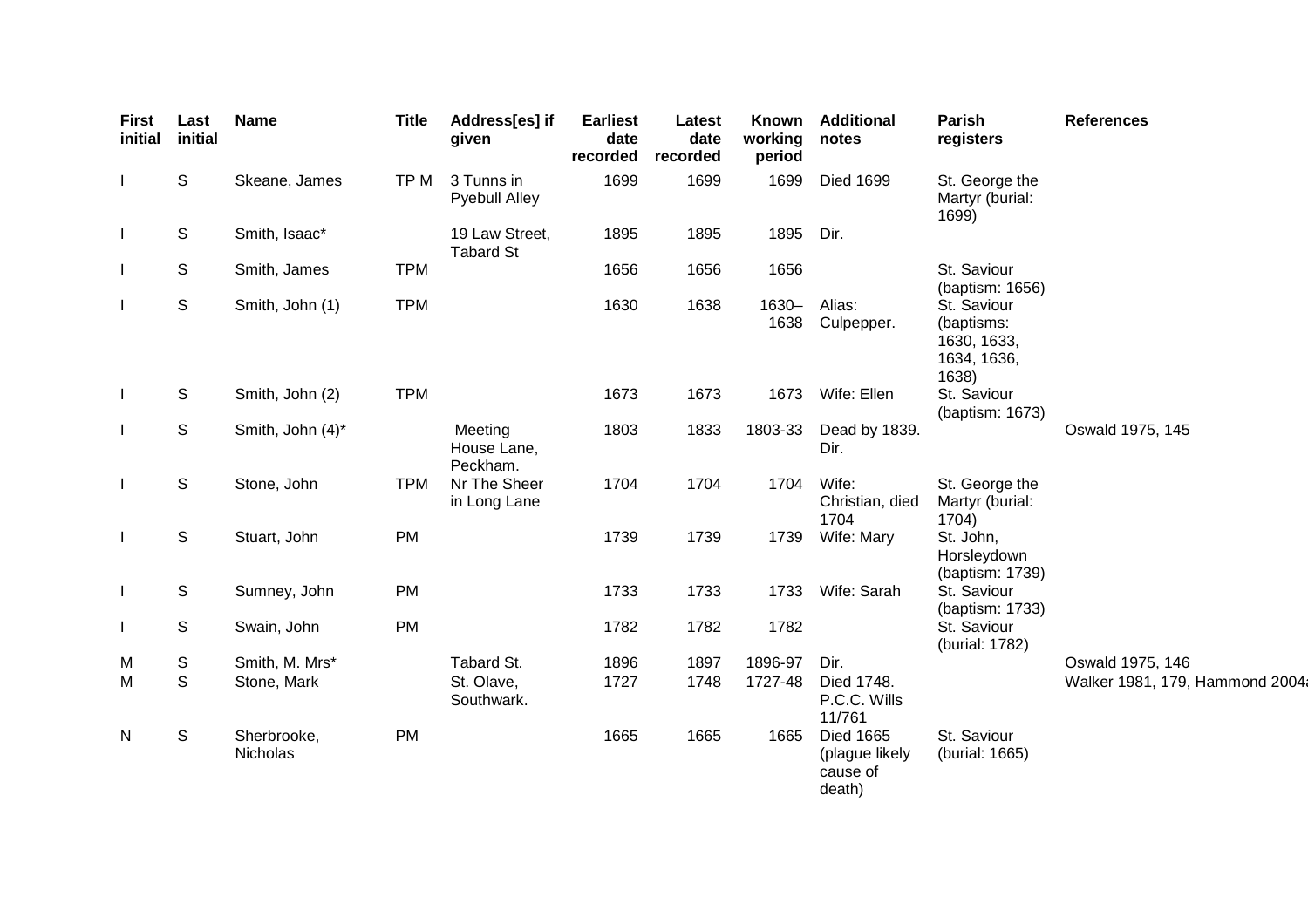| First initial | Last initial | Name | Title | Address[es] if given | Earliest date recorded | Latest date recorded | Known working period | Additional notes | Parish registers | References |
|---|---|---|---|---|---|---|---|---|---|---|
| I | S | Skeane, James | TP M | 3 Tunns in Pyebull Alley | 1699 | 1699 | 1699 | Died 1699 | St. George the Martyr (burial: 1699) | |
| I | S | Smith, Isaac* | | 19 Law Street, Tabard St | 1895 | 1895 | 1895 | Dir. | | |
| I | S | Smith, James | TPM | | 1656 | 1656 | 1656 | | St. Saviour (baptism: 1656) | |
| I | S | Smith, John (1) | TPM | | 1630 | 1638 | 1630–1638 | Alias: Culpepper. | St. Saviour (baptisms: 1630, 1633, 1634, 1636, 1638) | |
| I | S | Smith, John (2) | TPM | | 1673 | 1673 | 1673 | Wife: Ellen | St. Saviour (baptism: 1673) | |
| I | S | Smith, John (4)* | | Meeting House Lane, Peckham. | 1803 | 1833 | 1803-33 | Dead by 1839. Dir. | | Oswald 1975, 145 |
| I | S | Stone, John | TPM | Nr The Sheer in Long Lane | 1704 | 1704 | 1704 | Wife: Christian, died 1704 | St. George the Martyr (burial: 1704) | |
| I | S | Stuart, John | PM | | 1739 | 1739 | 1739 | Wife: Mary | St. John, Horsleydown (baptism: 1739) | |
| I | S | Sumney, John | PM | | 1733 | 1733 | 1733 | Wife: Sarah | St. Saviour (baptism: 1733) | |
| I | S | Swain, John | PM | | 1782 | 1782 | 1782 | | St. Saviour (burial: 1782) | |
| M | S | Smith, M. Mrs* | | Tabard St. | 1896 | 1897 | 1896-97 | Dir. | | Oswald 1975, 146 |
| M | S | Stone, Mark | | St. Olave, Southwark. | 1727 | 1748 | 1727-48 | Died 1748. P.C.C. Wills 11/761 | | Walker 1981, 179, Hammond 2004a |
| N | S | Sherbrooke, Nicholas | PM | | 1665 | 1665 | 1665 | Died 1665 (plague likely cause of death) | St. Saviour (burial: 1665) | |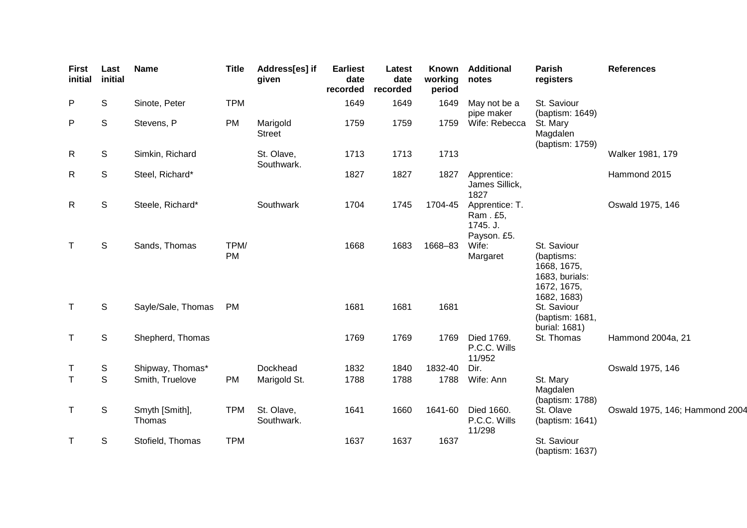| First initial | Last initial | Name | Title | Address[es] if given | Earliest date recorded | Latest date recorded | Known working period | Additional notes | Parish registers | References |
|---|---|---|---|---|---|---|---|---|---|---|
| P | S | Sinote, Peter | TPM | | 1649 | 1649 | 1649 | May not be a pipe maker | St. Saviour (baptism: 1649) | |
| P | S | Stevens, P | PM | Marigold Street | 1759 | 1759 | 1759 | Wife: Rebecca | St. Mary Magdalen (baptism: 1759) | |
| R | S | Simkin, Richard | | St. Olave, Southwark. | 1713 | 1713 | 1713 | | | Walker 1981, 179 |
| R | S | Steel, Richard* | | | 1827 | 1827 | 1827 | Apprentice: James Sillick, 1827 | | Hammond 2015 |
| R | S | Steele, Richard* | | Southwark | 1704 | 1745 | 1704-45 | Apprentice: T. Ram . £5, 1745. J. Payson. £5. | | Oswald 1975, 146 |
| T | S | Sands, Thomas | TPM/ PM | | 1668 | 1683 | 1668–83 | Wife: Margaret | St. Saviour (baptisms: 1668, 1675, 1683, burials: 1672, 1675, 1682, 1683) | |
| T | S | Sayle/Sale, Thomas | PM | | 1681 | 1681 | 1681 | | St. Saviour (baptism: 1681, burial: 1681) | |
| T | S | Shepherd, Thomas | | | 1769 | 1769 | 1769 | Died 1769. P.C.C. Wills 11/952 | St. Thomas | Hammond 2004a, 21 |
| T | S | Shipway, Thomas* | | Dockhead | 1832 | 1840 | 1832-40 | Dir. | | Oswald 1975, 146 |
| T | S | Smith, Truelove | PM | Marigold St. | 1788 | 1788 | 1788 | Wife: Ann | St. Mary Magdalen (baptism: 1788) | |
| T | S | Smyth [Smith], Thomas | TPM | St. Olave, Southwark. | 1641 | 1660 | 1641-60 | Died 1660. P.C.C. Wills 11/298 | St. Olave (baptism: 1641) | Oswald 1975, 146; Hammond 2004 |
| T | S | Stofield, Thomas | TPM | | 1637 | 1637 | 1637 | | St. Saviour (baptism: 1637) | |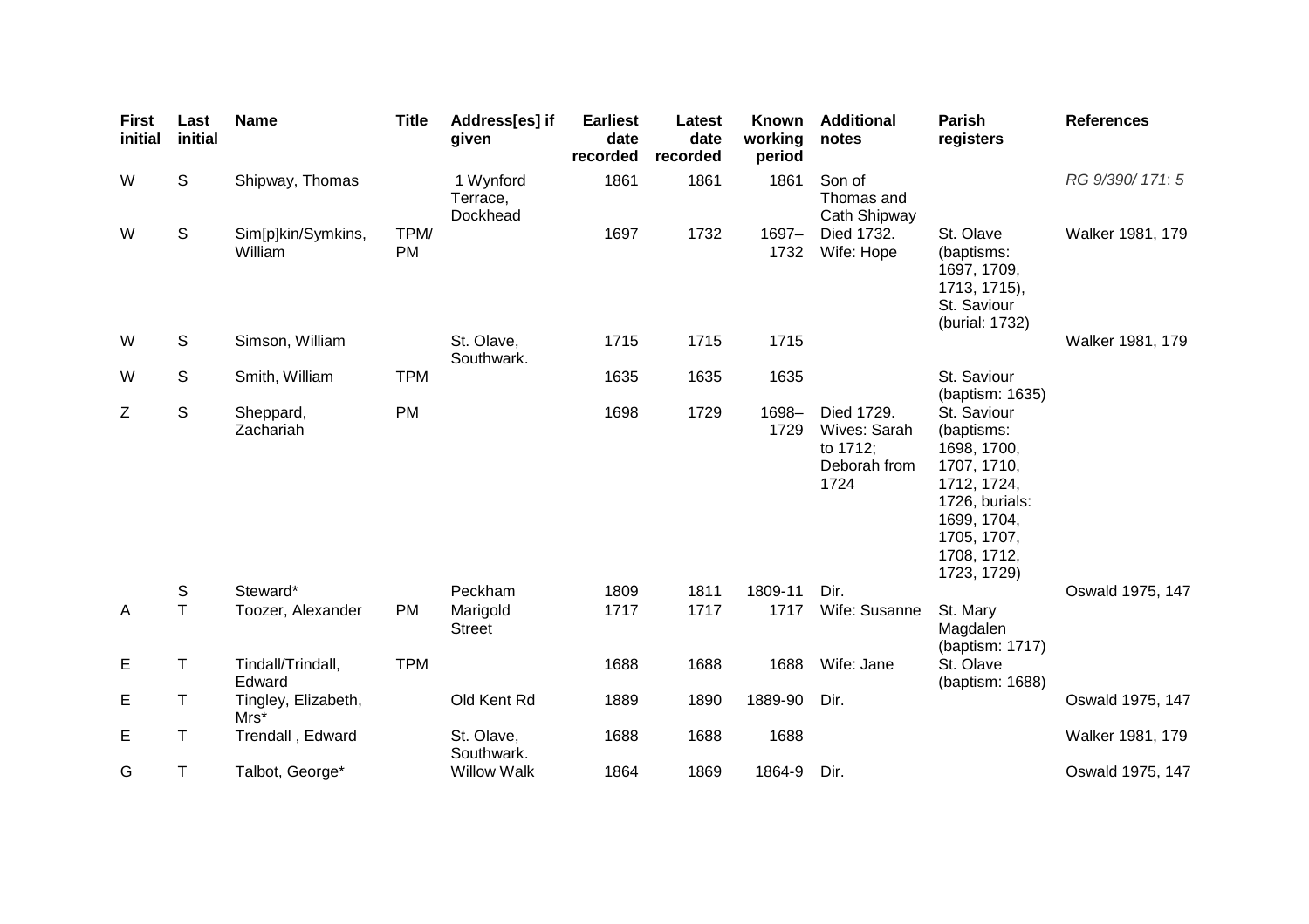| First initial | Last initial | Name | Title | Address[es] if given | Earliest date recorded | Latest date recorded | Known working period | Additional notes | Parish registers | References |
|---|---|---|---|---|---|---|---|---|---|---|
| W | S | Shipway, Thomas | | 1 Wynford Terrace, Dockhead | 1861 | 1861 | 1861 | Son of Thomas and Cath Shipway | | *RG 9/390/ 171: 5* |
| W | S | Sim[p]kin/Symkins, William | TPM/ PM | | 1697 | 1732 | 1697–1732 | Died 1732. Wife: Hope | St. Olave (baptisms: 1697, 1709, 1713, 1715), St. Saviour (burial: 1732) | Walker 1981, 179 |
| W | S | Simson, William | | St. Olave, Southwark. | 1715 | 1715 | 1715 | | | Walker 1981, 179 |
| W | S | Smith, William | TPM | | 1635 | 1635 | 1635 | | St. Saviour (baptism: 1635) | |
| Z | S | Sheppard, Zachariah | PM | | 1698 | 1729 | 1698–1729 | Died 1729. Wives: Sarah to 1712; Deborah from 1724 | St. Saviour (baptisms: 1698, 1700, 1707, 1710, 1712, 1724, 1726, burials: 1699, 1704, 1705, 1707, 1708, 1712, 1723, 1729) | |
| | S | Steward* | | Peckham | 1809 | 1811 | 1809-11 | Dir. | | Oswald 1975, 147 |
| A | T | Toozer, Alexander | PM | Marigold Street | 1717 | 1717 | 1717 | Wife: Susanne | St. Mary Magdalen (baptism: 1717) | |
| E | T | Tindall/Trindall, Edward | TPM | | 1688 | 1688 | 1688 | Wife: Jane | St. Olave (baptism: 1688) | |
| E | T | Tingley, Elizabeth, Mrs* | | Old Kent Rd | 1889 | 1890 | 1889-90 | Dir. | | Oswald 1975, 147 |
| E | T | Trendall , Edward | | St. Olave, Southwark. | 1688 | 1688 | 1688 | | | Walker 1981, 179 |
| G | T | Talbot, George* | | Willow Walk | 1864 | 1869 | 1864-9 | Dir. | | Oswald 1975, 147 |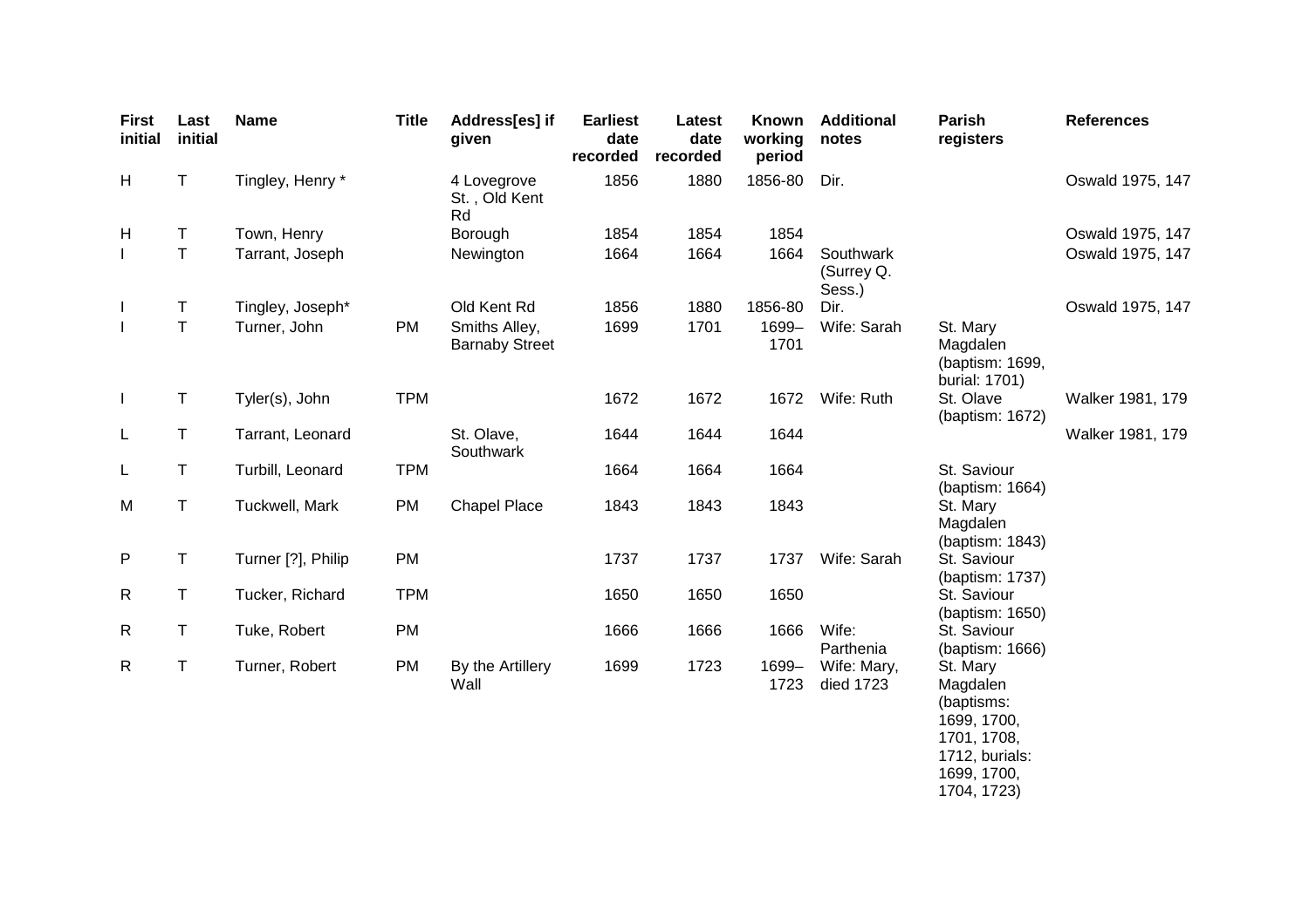| First initial | Last initial | Name | Title | Address[es] if given | Earliest date recorded | Latest date recorded | Known working period | Additional notes | Parish registers | References |
|---|---|---|---|---|---|---|---|---|---|---|
| H | T | Tingley, Henry * | | 4 Lovegrove St. , Old Kent Rd | 1856 | 1880 | 1856-80 | Dir. | | Oswald 1975, 147 |
| H | T | Town, Henry | | Borough | 1854 | 1854 | 1854 | | | Oswald 1975, 147 |
| I | T | Tarrant, Joseph | | Newington | 1664 | 1664 | 1664 | Southwark (Surrey Q. Sess.) | | Oswald 1975, 147 |
| I | T | Tingley, Joseph* | | Old Kent Rd | 1856 | 1880 | 1856-80 | Dir. | | Oswald 1975, 147 |
| I | T | Turner, John | PM | Smiths Alley, Barnaby Street | 1699 | 1701 | 1699–1701 | Wife: Sarah | St. Mary Magdalen (baptism: 1699, burial: 1701) | |
| I | T | Tyler(s), John | TPM | | 1672 | 1672 | 1672 | Wife: Ruth | St. Olave (baptism: 1672) | Walker 1981, 179 |
| L | T | Tarrant, Leonard | | St. Olave, Southwark | 1644 | 1644 | 1644 | | | Walker 1981, 179 |
| L | T | Turbill, Leonard | TPM | | 1664 | 1664 | 1664 | | St. Saviour (baptism: 1664) | |
| M | T | Tuckwell, Mark | PM | Chapel Place | 1843 | 1843 | 1843 | | St. Mary Magdalen (baptism: 1843) | |
| P | T | Turner [?], Philip | PM | | 1737 | 1737 | 1737 | Wife: Sarah | St. Saviour (baptism: 1737) | |
| R | T | Tucker, Richard | TPM | | 1650 | 1650 | 1650 | | St. Saviour (baptism: 1650) | |
| R | T | Tuke, Robert | PM | | 1666 | 1666 | 1666 | Wife: Parthenia | St. Saviour (baptism: 1666) | |
| R | T | Turner, Robert | PM | By the Artillery Wall | 1699 | 1723 | 1699–1723 | Wife: Mary, died 1723 | St. Mary Magdalen (baptisms: 1699, 1700, 1701, 1708, 1712, burials: 1699, 1700, 1704, 1723) | |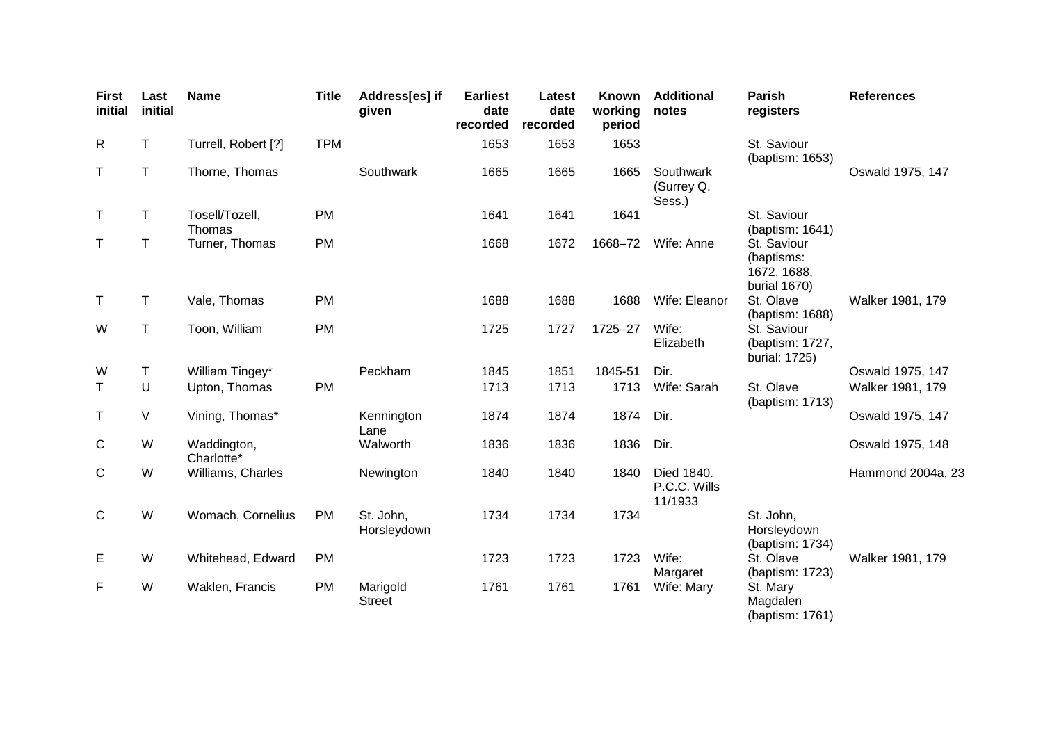| First initial | Last initial | Name | Title | Address[es] if given | Earliest date recorded | Latest date recorded | Known working period | Additional notes | Parish registers | References |
|---|---|---|---|---|---|---|---|---|---|---|
| R | T | Turrell, Robert [?] | TPM | | 1653 | 1653 | 1653 | | St. Saviour (baptism: 1653) | |
| T | T | Thorne, Thomas | | Southwark | 1665 | 1665 | 1665 | Southwark (Surrey Q. Sess.) | | Oswald 1975, 147 |
| T | T | Tosell/Tozell, Thomas | PM | | 1641 | 1641 | 1641 | | St. Saviour (baptism: 1641) | |
| T | T | Turner, Thomas | PM | | 1668 | 1672 | 1668–72 | Wife: Anne | St. Saviour (baptisms: 1672, 1688, burial 1670) | |
| T | T | Vale, Thomas | PM | | 1688 | 1688 | 1688 | Wife: Eleanor | St. Olave (baptism: 1688) | Walker 1981, 179 |
| W | T | Toon, William | PM | | 1725 | 1727 | 1725–27 | Wife: Elizabeth | St. Saviour (baptism: 1727, burial: 1725) | |
| W | T | William Tingey* | | Peckham | 1845 | 1851 | 1845-51 | Dir. | | Oswald 1975, 147 |
| T | U | Upton, Thomas | PM | | 1713 | 1713 | 1713 | Wife: Sarah | St. Olave (baptism: 1713) | Walker 1981, 179 |
| T | V | Vining, Thomas* | | Kennington Lane | 1874 | 1874 | 1874 | Dir. | | Oswald 1975, 147 |
| C | W | Waddington, Charlotte* | | Walworth | 1836 | 1836 | 1836 | Dir. | | Oswald 1975, 148 |
| C | W | Williams, Charles | | Newington | 1840 | 1840 | 1840 | Died 1840. P.C.C. Wills 11/1933 | | Hammond 2004a, 23 |
| C | W | Womach, Cornelius | PM | St. John, Horsleydown | 1734 | 1734 | 1734 | | St. John, Horsleydown (baptism: 1734) | |
| E | W | Whitehead, Edward | PM | | 1723 | 1723 | 1723 | Wife: Margaret | St. Olave (baptism: 1723) | Walker 1981, 179 |
| F | W | Waklen, Francis | PM | Marigold Street | 1761 | 1761 | 1761 | Wife: Mary | St. Mary Magdalen (baptism: 1761) | |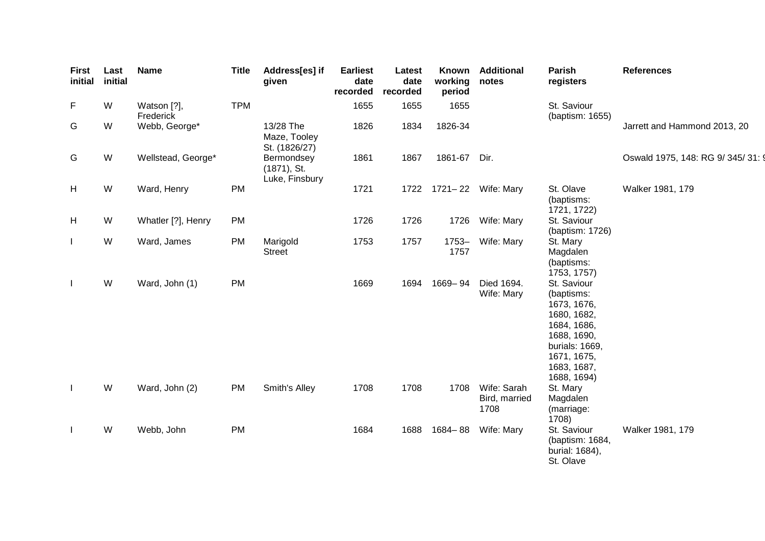| First initial | Last initial | Name | Title | Address[es] if given | Earliest date recorded | Latest date recorded | Known working period | Additional notes | Parish registers | References |
|---|---|---|---|---|---|---|---|---|---|---|
| F | W | Watson [?], Frederick | TPM | | 1655 | 1655 | 1655 | | St. Saviour (baptism: 1655) | |
| G | W | Webb, George* | | 13/28 The Maze, Tooley St. (1826/27) | 1826 | 1834 | 1826-34 | | | Jarrett and Hammond 2013, 20 |
| G | W | Wellstead, George* | | Bermondsey (1871), St. Luke, Finsbury | 1861 | 1867 | 1861-67 | Dir. | | Oswald 1975, 148: RG 9/ 345/ 31: 9 |
| H | W | Ward, Henry | PM | | 1721 | 1722 | 1721– 22 | Wife: Mary | St. Olave (baptisms: 1721, 1722) | Walker 1981, 179 |
| H | W | Whatler [?], Henry | PM | | 1726 | 1726 | 1726 | Wife: Mary | St. Saviour (baptism: 1726) | |
| I | W | Ward, James | PM | Marigold Street | 1753 | 1757 | 1753– 1757 | Wife: Mary | St. Mary Magdalen (baptisms: 1753, 1757) | |
| I | W | Ward, John (1) | PM | | 1669 | 1694 | 1669– 94 | Died 1694. Wife: Mary | St. Saviour (baptisms: 1673, 1676, 1680, 1682, 1684, 1686, 1688, 1690, burials: 1669, 1671, 1675, 1683, 1687, 1688, 1694) | |
| I | W | Ward, John (2) | PM | Smith's Alley | 1708 | 1708 | 1708 | Wife: Sarah Bird, married 1708 | St. Mary Magdalen (marriage: 1708) | |
| I | W | Webb, John | PM | | 1684 | 1688 | 1684– 88 | Wife: Mary | St. Saviour (baptism: 1684, burial: 1684), St. Olave | Walker 1981, 179 |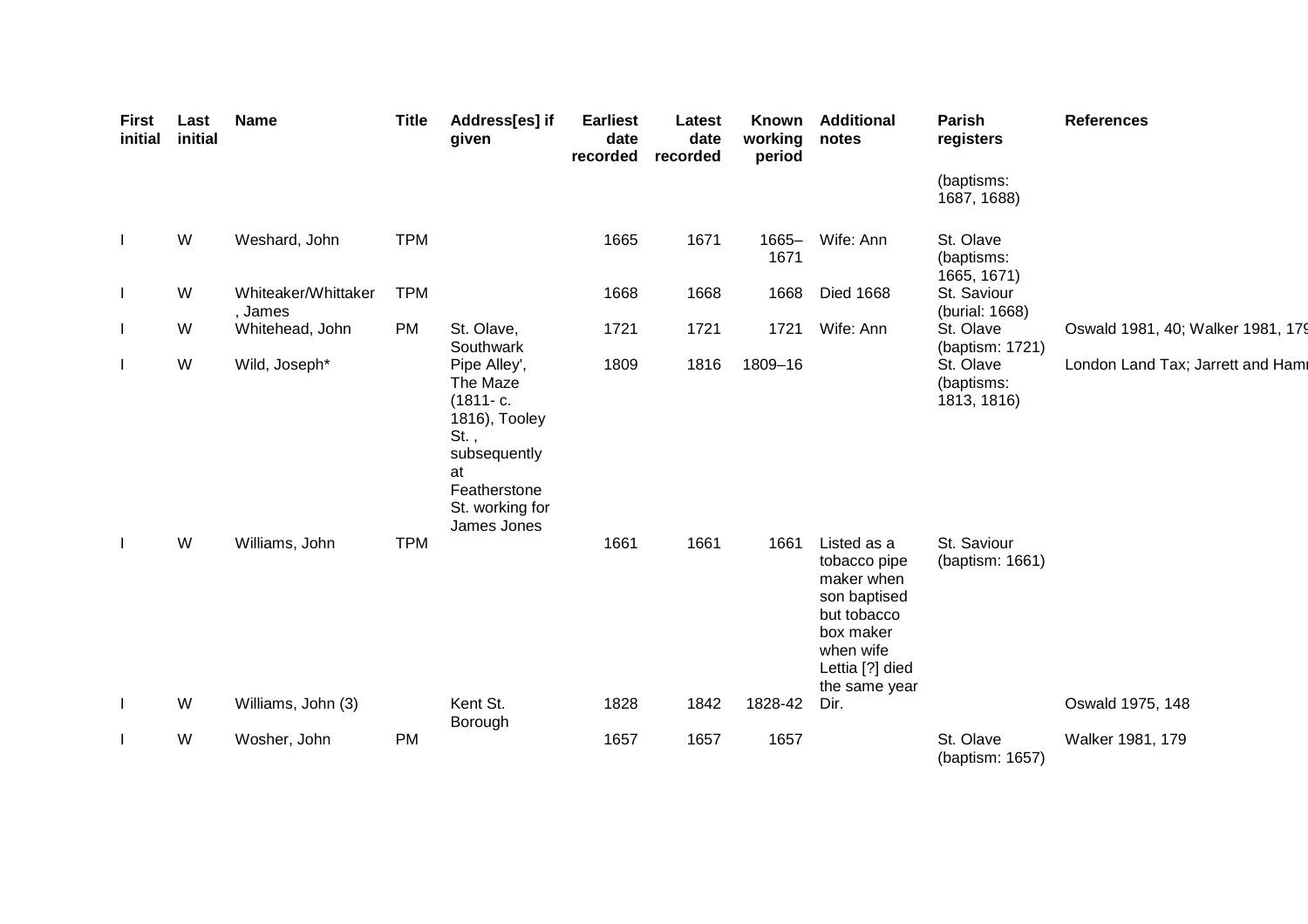| First initial | Last initial | Name | Title | Address[es] if given | Earliest date recorded | Latest date recorded | Known working period | Additional notes | Parish registers | References |
|---|---|---|---|---|---|---|---|---|---|---|
| | | | | | | | | | (baptisms: 1687, 1688) | |
| I | W | Weshard, John | TPM | | 1665 | 1671 | 1665–1671 | Wife: Ann | St. Olave (baptisms: 1665, 1671) | |
| I | W | Whiteaker/Whittaker, James | TPM | | 1668 | 1668 | 1668 | Died 1668 | St. Saviour (burial: 1668) | |
| I | W | Whitehead, John | PM | St. Olave, Southwark | 1721 | 1721 | 1721 | Wife: Ann | St. Olave (baptism: 1721) | Oswald 1981, 40; Walker 1981, 179 |
| I | W | Wild, Joseph* | | Pipe Alley', The Maze (1811- c. 1816), Tooley St. , subsequently at Featherstone St. working for James Jones | 1809 | 1816 | 1809–16 | | St. Olave (baptisms: 1813, 1816) | London Land Tax; Jarrett and Ham |
| I | W | Williams, John | TPM | | 1661 | 1661 | 1661 | Listed as a tobacco pipe maker when son baptised but tobacco box maker when wife Lettia [?] died the same year | St. Saviour (baptism: 1661) | |
| I | W | Williams, John (3) | | Kent St. Borough | 1828 | 1842 | 1828-42 | Dir. | | Oswald 1975, 148 |
| I | W | Wosher, John | PM | | 1657 | 1657 | 1657 | | St. Olave (baptism: 1657) | Walker 1981, 179 |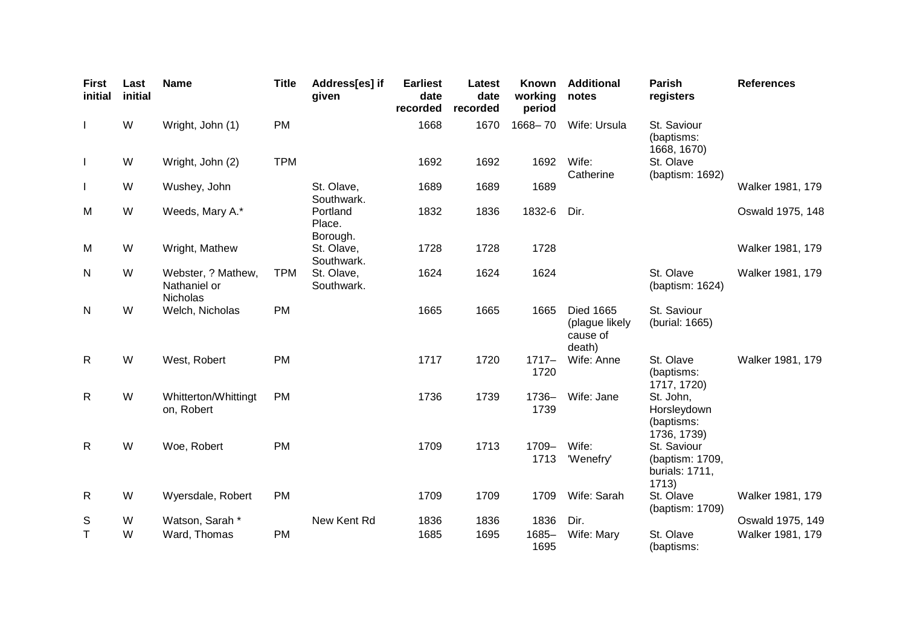| First initial | Last initial | Name | Title | Address[es] if given | Earliest date recorded | Latest date recorded | Known working period | Additional notes | Parish registers | References |
|---|---|---|---|---|---|---|---|---|---|---|
| I | W | Wright, John (1) | PM | | 1668 | 1670 | 1668–70 | Wife: Ursula | St. Saviour (baptisms: 1668, 1670) | |
| I | W | Wright, John (2) | TPM | | 1692 | 1692 | 1692 | Wife: Catherine | St. Olave (baptism: 1692) | |
| I | W | Wushey, John | | St. Olave, Southwark. | 1689 | 1689 | 1689 | | | Walker 1981, 179 |
| M | W | Weeds, Mary A.* | | Portland Place. Borough. | 1832 | 1836 | 1832-6 | Dir. | | Oswald 1975, 148 |
| M | W | Wright, Mathew | | St. Olave, Southwark. | 1728 | 1728 | 1728 | | | Walker 1981, 179 |
| N | W | Webster, ? Mathew, Nathaniel or Nicholas | TPM | St. Olave, Southwark. | 1624 | 1624 | 1624 | | St. Olave (baptism: 1624) | Walker 1981, 179 |
| N | W | Welch, Nicholas | PM | | 1665 | 1665 | 1665 | Died 1665 (plague likely cause of death) | St. Saviour (burial: 1665) | |
| R | W | West, Robert | PM | | 1717 | 1720 | 1717–1720 | Wife: Anne | St. Olave (baptisms: 1717, 1720) | Walker 1981, 179 |
| R | W | Whitterton/Whittington, Robert | PM | | 1736 | 1739 | 1736–1739 | Wife: Jane | St. John, Horsleydown (baptisms: 1736, 1739) | |
| R | W | Woe, Robert | PM | | 1709 | 1713 | 1709–1713 | Wife: 'Wenefry' | St. Saviour (baptism: 1709, burials: 1711, 1713) | |
| R | W | Wyersdale, Robert | PM | | 1709 | 1709 | 1709 | Wife: Sarah | St. Olave (baptism: 1709) | Walker 1981, 179 |
| S | W | Watson, Sarah * | | New Kent Rd | 1836 | 1836 | 1836 | Dir. | | Oswald 1975, 149 |
| T | W | Ward, Thomas | PM | | 1685 | 1695 | 1685–1695 | Wife: Mary | St. Olave (baptisms: | Walker 1981, 179 |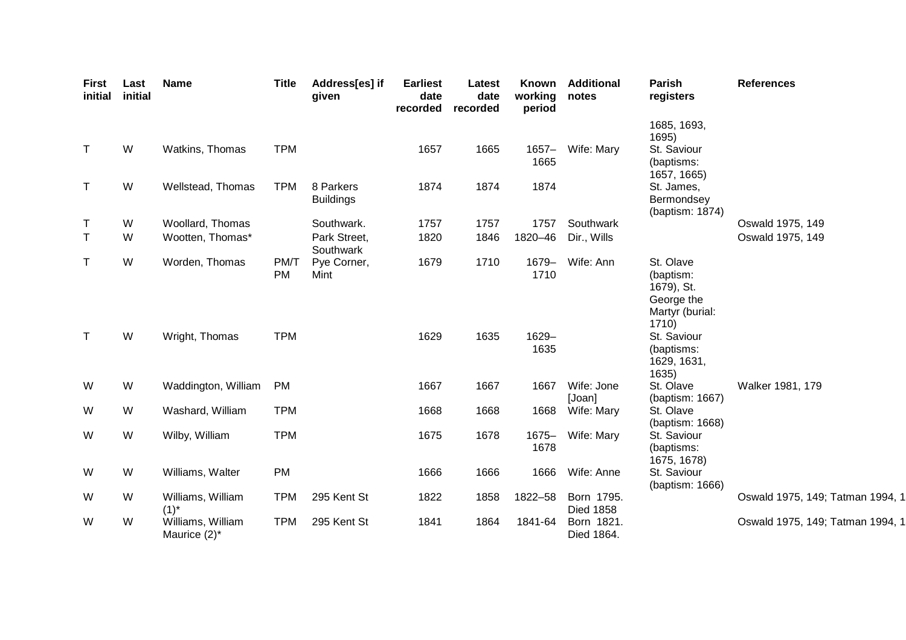| First initial | Last initial | Name | Title | Address[es] if given | Earliest date recorded | Latest date recorded | Known working period | Additional notes | Parish registers | References |
|---|---|---|---|---|---|---|---|---|---|---|
| | | | | | | | | | 1685, 1693, 1695) | |
| T | W | Watkins, Thomas | TPM | | 1657 | 1665 | 1657–1665 | Wife: Mary | St. Saviour (baptisms: 1657, 1665) | |
| T | W | Wellstead, Thomas | TPM | 8 Parkers Buildings | 1874 | 1874 | 1874 | | St. James, Bermondsey (baptism: 1874) | |
| T | W | Woollard, Thomas | | Southwark. | 1757 | 1757 | 1757 | Southwark | | Oswald 1975, 149 |
| T | W | Wootten, Thomas* | | Park Street, Southwark | 1820 | 1846 | 1820–46 | Dir., Wills | | Oswald 1975, 149 |
| T | W | Worden, Thomas | PM/TPM | Pye Corner, Mint | 1679 | 1710 | 1679–1710 | Wife: Ann | St. Olave (baptism: 1679), St. George the Martyr (burial: 1710) | |
| T | W | Wright, Thomas | TPM | | 1629 | 1635 | 1629–1635 | | St. Saviour (baptisms: 1629, 1631, 1635) | |
| W | W | Waddington, William | PM | | 1667 | 1667 | 1667 | Wife: Jone [Joan] | St. Olave (baptism: 1667) | Walker 1981, 179 |
| W | W | Washard, William | TPM | | 1668 | 1668 | 1668 | Wife: Mary | St. Olave (baptism: 1668) | |
| W | W | Wilby, William | TPM | | 1675 | 1678 | 1675–1678 | Wife: Mary | St. Saviour (baptisms: 1675, 1678) | |
| W | W | Williams, Walter | PM | | 1666 | 1666 | 1666 | Wife: Anne | St. Saviour (baptism: 1666) | |
| W | W | Williams, William (1)* | TPM | 295 Kent St | 1822 | 1858 | 1822–58 | Born 1795. Died 1858 | | Oswald 1975, 149; Tatman 1994, 1 |
| W | W | Williams, William Maurice (2)* | TPM | 295 Kent St | 1841 | 1864 | 1841-64 | Born 1821. Died 1864. | | Oswald 1975, 149; Tatman 1994, 1 |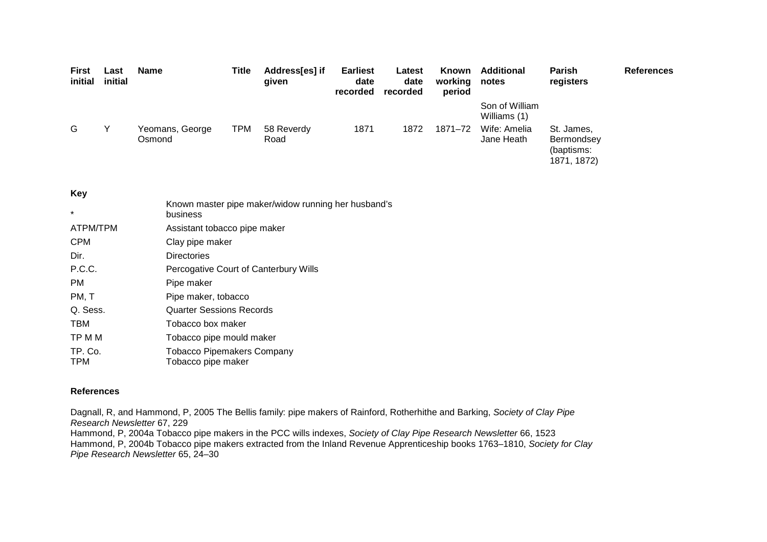| First initial | Last initial | Name | Title | Address[es] if given | Earliest date recorded | Latest date recorded | Known working period | Additional notes | Parish registers | References |
|---|---|---|---|---|---|---|---|---|---|---|
| | | | | | | | | Son of William Williams (1) | | |
| G | Y | Yeomans, George Osmond | TPM | 58 Reverdy Road | 1871 | 1872 | 1871–72 | Wife: Amelia Jane Heath | St. James, Bermondsey (baptisms: 1871, 1872) | |

**Key**

| | |
|---|---|
| * | Known master pipe maker/widow running her husband's business |
| ATPM/TPM | Assistant tobacco pipe maker |
| CPM | Clay pipe maker |
| Dir. | Directories |
| P.C.C. | Percogative Court of Canterbury Wills |
| PM | Pipe maker |
| PM, T | Pipe maker, tobacco |
| Q. Sess. | Quarter Sessions Records |
| TBM | Tobacco box maker |
| TP M M | Tobacco pipe mould maker |
| TP. Co. | Tobacco Pipemakers Company |
| TPM | Tobacco pipe maker |

**References**

Dagnall, R, and Hammond, P, 2005 The Bellis family: pipe makers of Rainford, Rotherhithe and Barking, *Society of Clay Pipe Research Newsletter* 67, 229

Hammond, P, 2004a Tobacco pipe makers in the PCC wills indexes, *Society of Clay Pipe Research Newsletter* 66, 1523

Hammond, P, 2004b Tobacco pipe makers extracted from the Inland Revenue Apprenticeship books 1763–1810, *Society for Clay Pipe Research Newsletter* 65, 24–30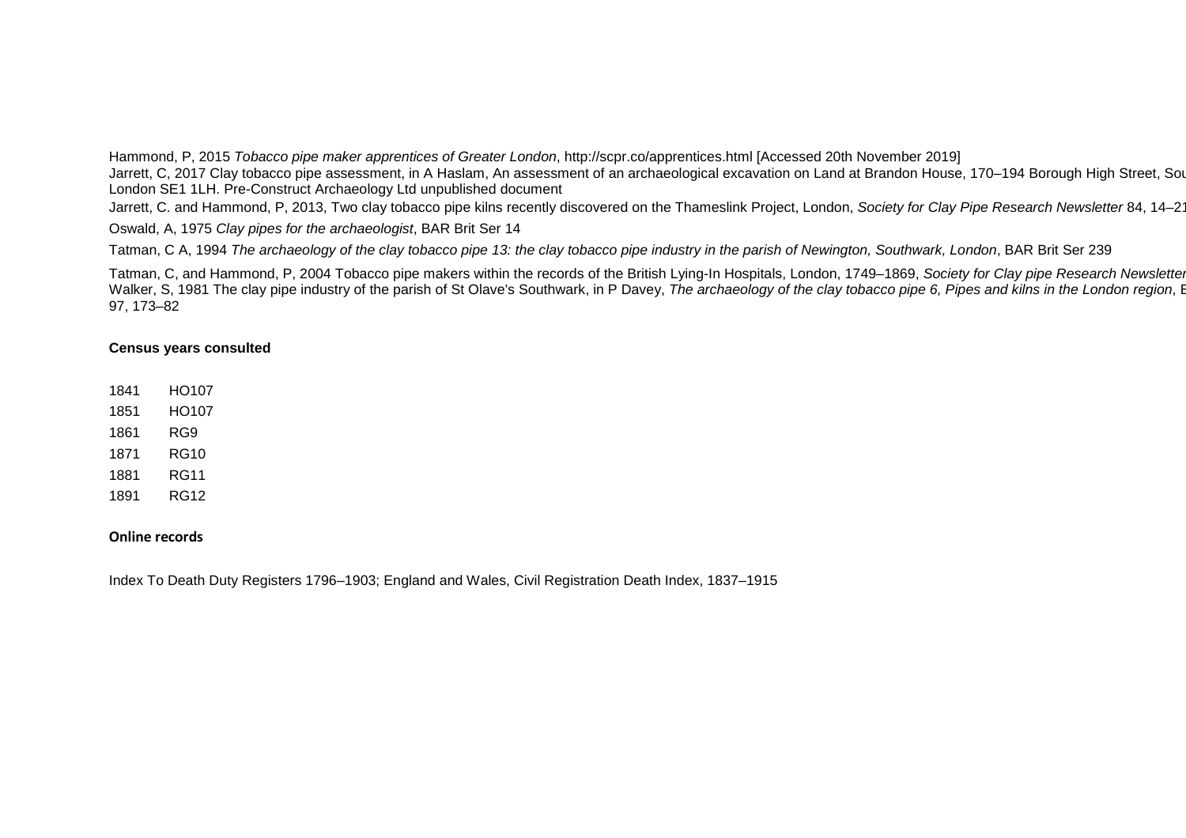Hammond, P, 2015 *Tobacco pipe maker apprentices of Greater London*, http://scpr.co/apprentices.html [Accessed 20th November 2019]

Jarrett, C, 2017 Clay tobacco pipe assessment, in A Haslam, An assessment of an archaeological excavation on Land at Brandon House, 170–194 Borough High Street, Sou London SE1 1LH. Pre-Construct Archaeology Ltd unpublished document

Jarrett, C. and Hammond, P, 2013, Two clay tobacco pipe kilns recently discovered on the Thameslink Project, London, *Society for Clay Pipe Research Newsletter* 84, 14–21

Oswald, A, 1975 *Clay pipes for the archaeologist*, BAR Brit Ser 14

Tatman, C A, 1994 *The archaeology of the clay tobacco pipe 13: the clay tobacco pipe industry in the parish of Newington, Southwark, London*, BAR Brit Ser 239

Tatman, C, and Hammond, P, 2004 Tobacco pipe makers within the records of the British Lying-In Hospitals, London, 1749–1869, *Society for Clay pipe Research Newsletter*

Walker, S, 1981 The clay pipe industry of the parish of St Olave's Southwark, in P Davey, *The archaeology of the clay tobacco pipe 6, Pipes and kilns in the London region*, B 97, 173–82

**Census years consulted**

| | |
|---|---|
| 1841 | HO107 |
| 1851 | HO107 |
| 1861 | RG9 |
| 1871 | RG10 |
| 1881 | RG11 |
| 1891 | RG12 |

**Online records**

Index To Death Duty Registers 1796–1903; England and Wales, Civil Registration Death Index, 1837–1915